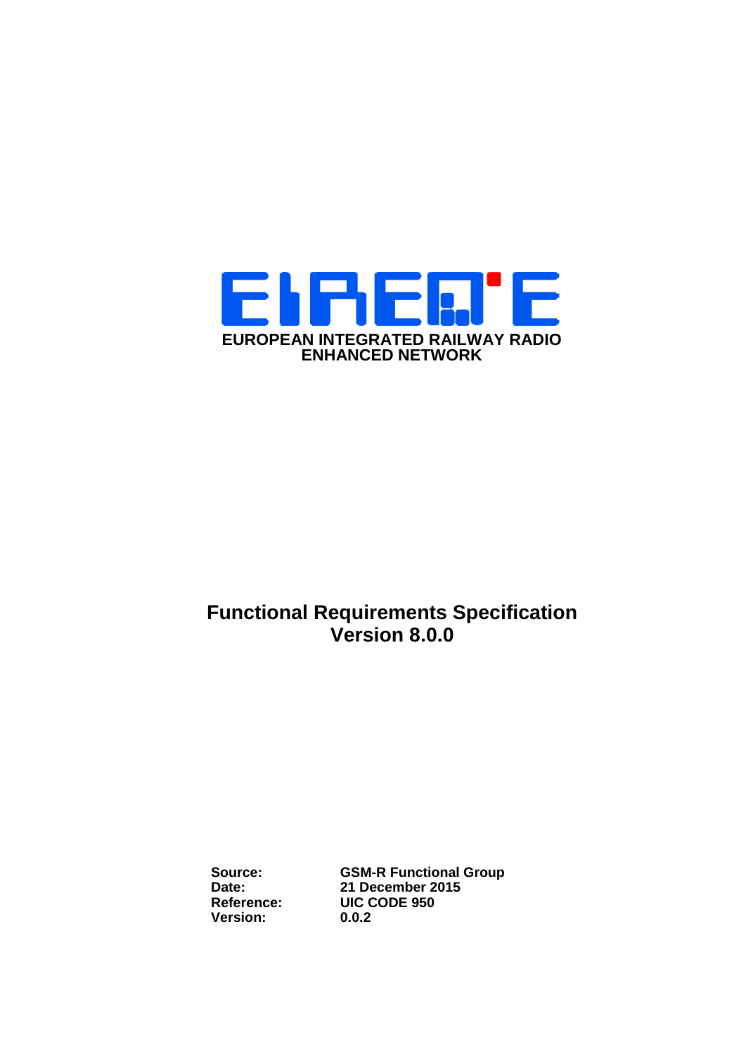**EUROPEAN INTEGRATED RAILWAY RADIO ENHANCED NETWORK**

# Functional Requirements Specification
# Version 8.0.0

| | |
|---|---|
| **Source:** | **GSM-R Functional Group** |
| **Date:** | **21 December 2015** |
| **Reference:** | **UIC CODE 950** |
| **Version:** | **0.0.2** |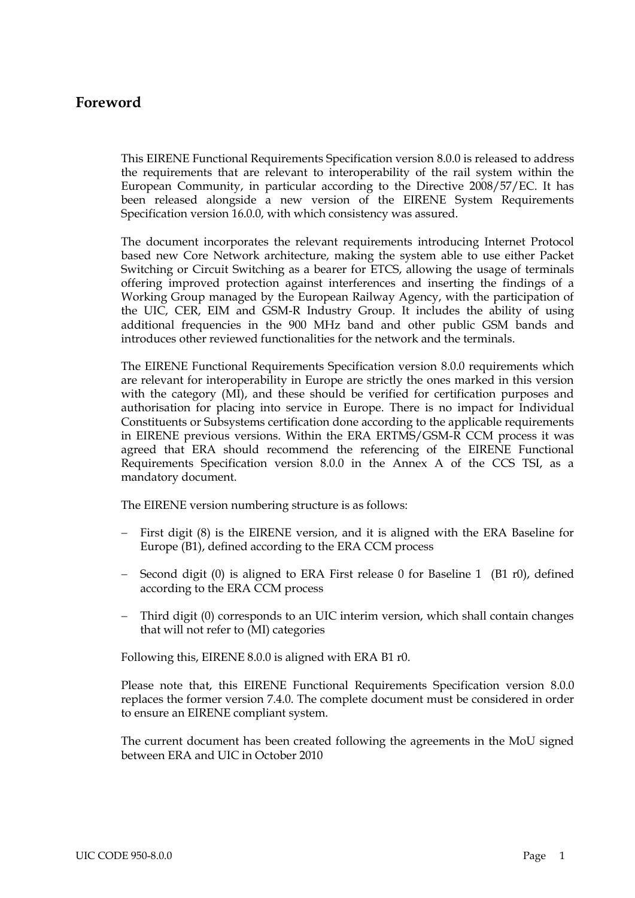## Foreword

This EIRENE Functional Requirements Specification version 8.0.0 is released to address the requirements that are relevant to interoperability of the rail system within the European Community, in particular according to the Directive 2008/57/EC. It has been released alongside a new version of the EIRENE System Requirements Specification version 16.0.0, with which consistency was assured.

The document incorporates the relevant requirements introducing Internet Protocol based new Core Network architecture, making the system able to use either Packet Switching or Circuit Switching as a bearer for ETCS, allowing the usage of terminals offering improved protection against interferences and inserting the findings of a Working Group managed by the European Railway Agency, with the participation of the UIC, CER, EIM and GSM-R Industry Group. It includes the ability of using additional frequencies in the 900 MHz band and other public GSM bands and introduces other reviewed functionalities for the network and the terminals.

The EIRENE Functional Requirements Specification version 8.0.0 requirements which are relevant for interoperability in Europe are strictly the ones marked in this version with the category (MI), and these should be verified for certification purposes and authorisation for placing into service in Europe. There is no impact for Individual Constituents or Subsystems certification done according to the applicable requirements in EIRENE previous versions. Within the ERA ERTMS/GSM-R CCM process it was agreed that ERA should recommend the referencing of the EIRENE Functional Requirements Specification version 8.0.0 in the Annex A of the CCS TSI, as a mandatory document.

The EIRENE version numbering structure is as follows:

- First digit (8) is the EIRENE version, and it is aligned with the ERA Baseline for Europe (B1), defined according to the ERA CCM process
- Second digit (0) is aligned to ERA First release 0 for Baseline 1 (B1 r0), defined according to the ERA CCM process
- Third digit (0) corresponds to an UIC interim version, which shall contain changes that will not refer to (MI) categories

Following this, EIRENE 8.0.0 is aligned with ERA B1 r0.

Please note that, this EIRENE Functional Requirements Specification version 8.0.0 replaces the former version 7.4.0. The complete document must be considered in order to ensure an EIRENE compliant system.

The current document has been created following the agreements in the MoU signed between ERA and UIC in October 2010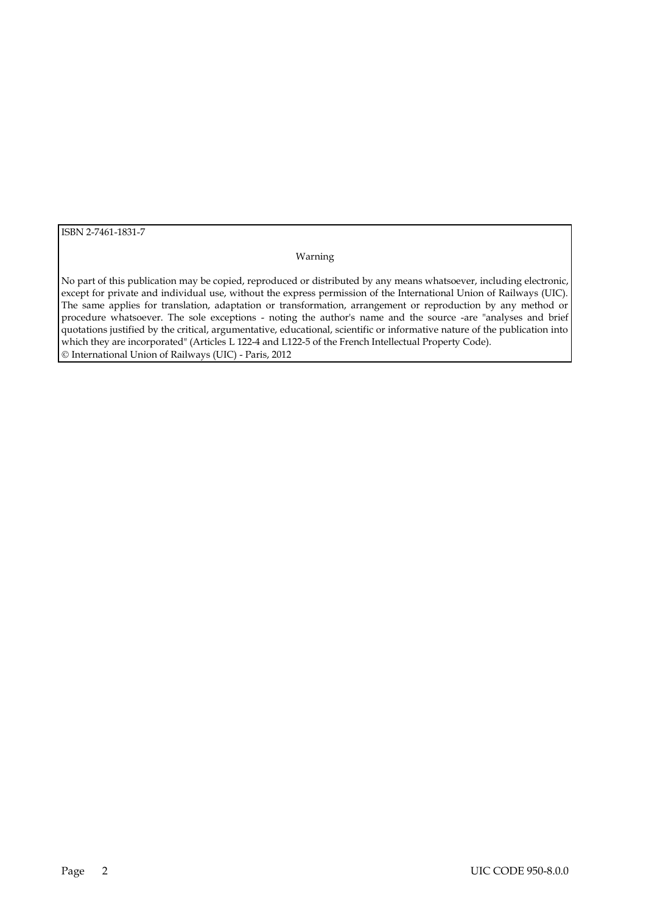ISBN 2-7461-1831-7

Warning

No part of this publication may be copied, reproduced or distributed by any means whatsoever, including electronic, except for private and individual use, without the express permission of the International Union of Railways (UIC). The same applies for translation, adaptation or transformation, arrangement or reproduction by any method or procedure whatsoever. The sole exceptions - noting the author's name and the source -are "analyses and brief quotations justified by the critical, argumentative, educational, scientific or informative nature of the publication into which they are incorporated" (Articles L 122-4 and L122-5 of the French Intellectual Property Code).
© International Union of Railways (UIC) - Paris, 2012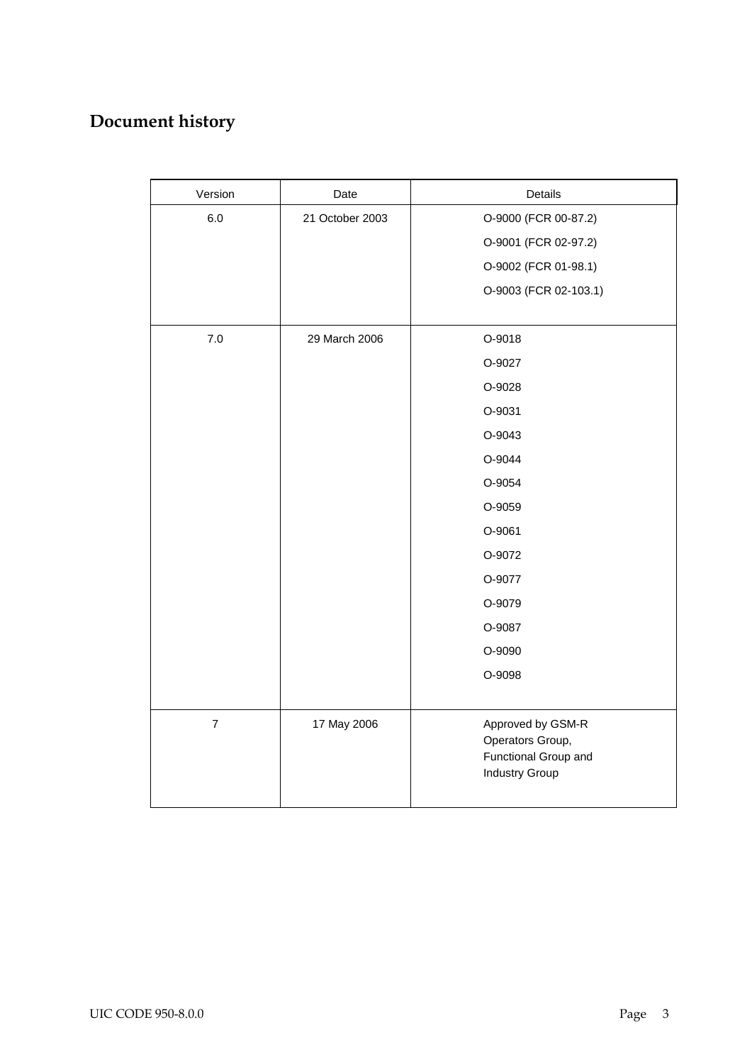# Document history

| Version | Date | Details |
|---|---|---|
| 6.0 | 21 October 2003 | O-9000 (FCR 00-87.2)<br>O-9001 (FCR 02-97.2)<br>O-9002 (FCR 01-98.1)<br>O-9003 (FCR 02-103.1) |
| 7.0 | 29 March 2006 | O-9018<br>O-9027<br>O-9028<br>O-9031<br>O-9043<br>O-9044<br>O-9054<br>O-9059<br>O-9061<br>O-9072<br>O-9077<br>O-9079<br>O-9087<br>O-9090<br>O-9098 |
| 7 | 17 May 2006 | Approved by GSM-R Operators Group, Functional Group and Industry Group |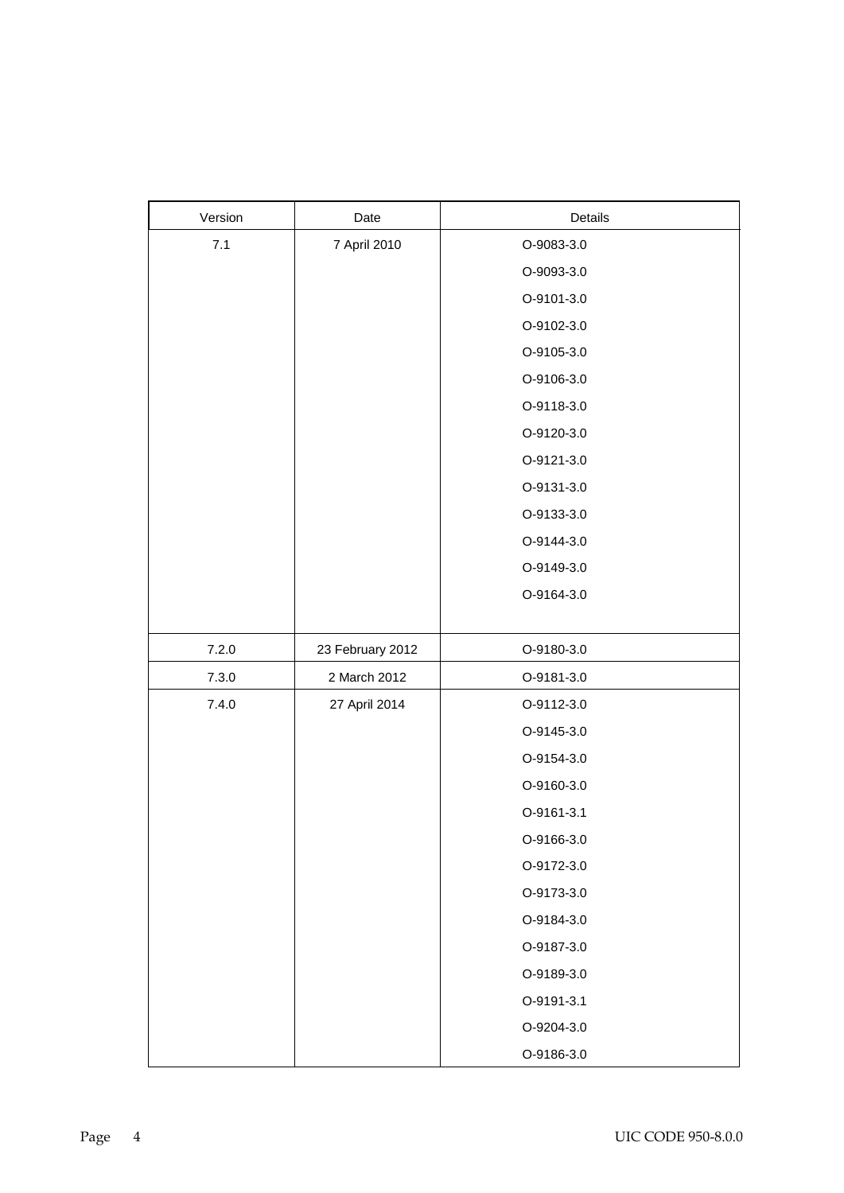| Version | Date | Details |
|---|---|---|
| 7.1 | 7 April 2010 | O-9083-3.0 |
| | | O-9093-3.0 |
| | | O-9101-3.0 |
| | | O-9102-3.0 |
| | | O-9105-3.0 |
| | | O-9106-3.0 |
| | | O-9118-3.0 |
| | | O-9120-3.0 |
| | | O-9121-3.0 |
| | | O-9131-3.0 |
| | | O-9133-3.0 |
| | | O-9144-3.0 |
| | | O-9149-3.0 |
| | | O-9164-3.0 |
| 7.2.0 | 23 February 2012 | O-9180-3.0 |
| 7.3.0 | 2 March 2012 | O-9181-3.0 |
| 7.4.0 | 27 April 2014 | O-9112-3.0 |
| | | O-9145-3.0 |
| | | O-9154-3.0 |
| | | O-9160-3.0 |
| | | O-9161-3.1 |
| | | O-9166-3.0 |
| | | O-9172-3.0 |
| | | O-9173-3.0 |
| | | O-9184-3.0 |
| | | O-9187-3.0 |
| | | O-9189-3.0 |
| | | O-9191-3.1 |
| | | O-9204-3.0 |
| | | O-9186-3.0 |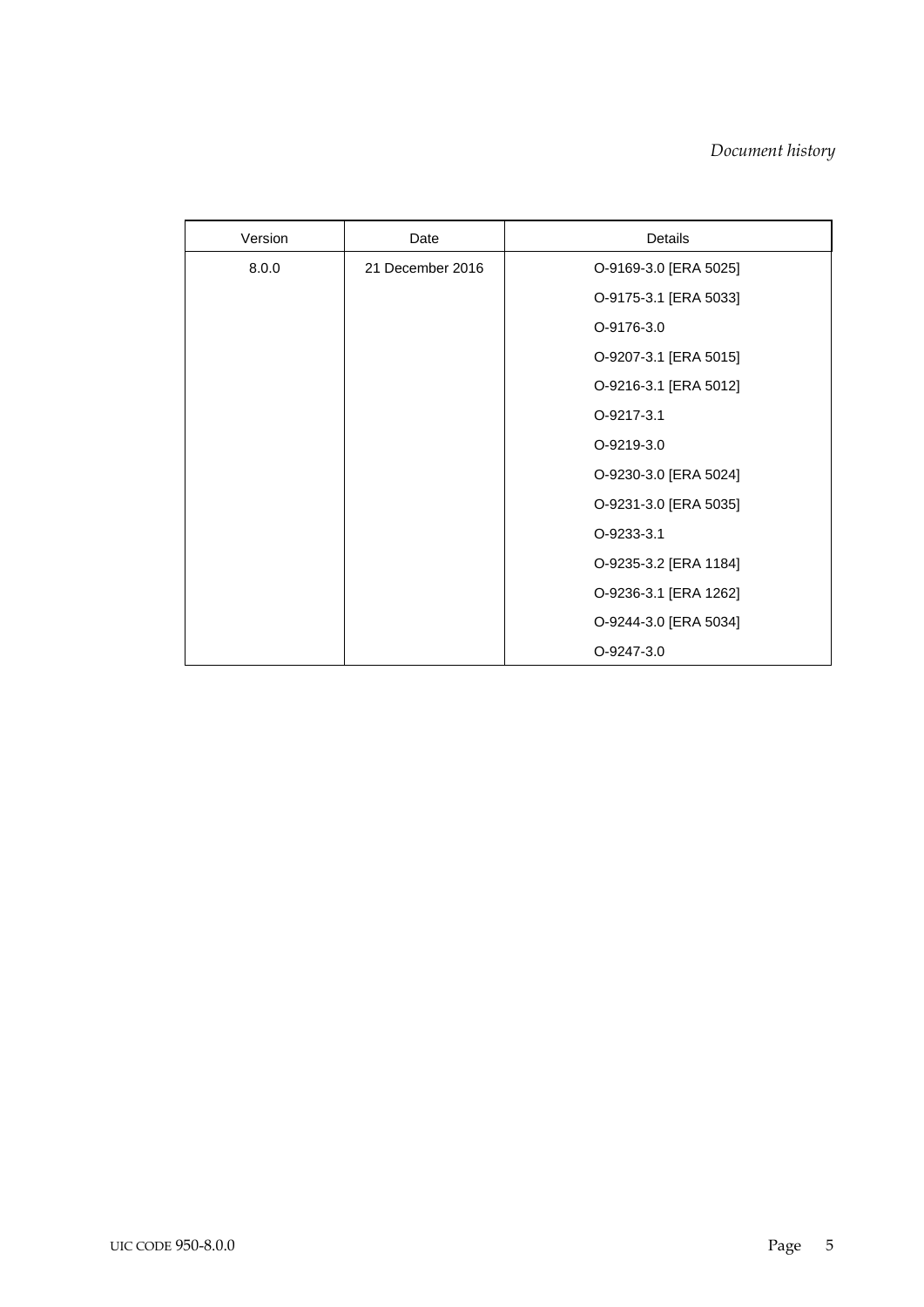*Document history*

| Version | Date | Details |
|---|---|---|
| 8.0.0 | 21 December 2016 | O-9169-3.0 [ERA 5025] |
| | | O-9175-3.1 [ERA 5033] |
| | | O-9176-3.0 |
| | | O-9207-3.1 [ERA 5015] |
| | | O-9216-3.1 [ERA 5012] |
| | | O-9217-3.1 |
| | | O-9219-3.0 |
| | | O-9230-3.0 [ERA 5024] |
| | | O-9231-3.0 [ERA 5035] |
| | | O-9233-3.1 |
| | | O-9235-3.2 [ERA 1184] |
| | | O-9236-3.1 [ERA 1262] |
| | | O-9244-3.0 [ERA 5034] |
| | | O-9247-3.0 |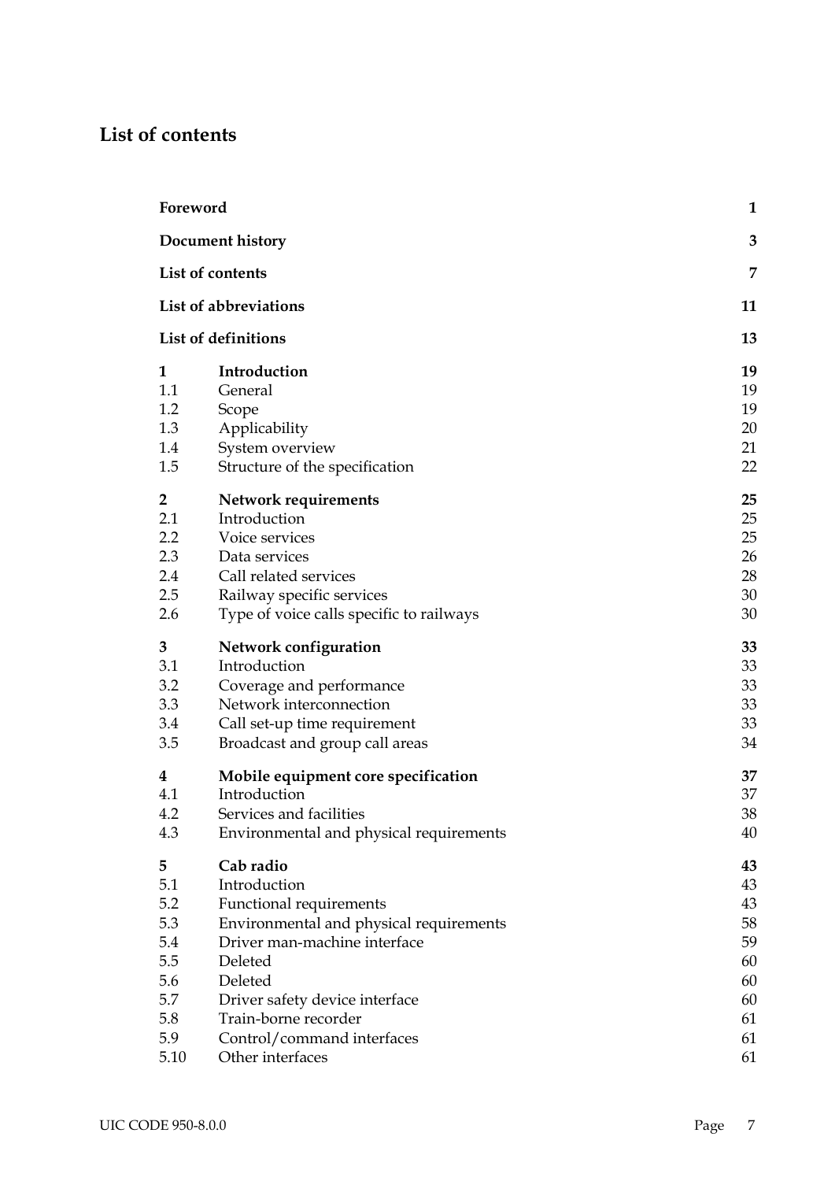## List of contents

| | | |
|---|---|---|
| **Foreword** | | **1** |
| **Document history** | | **3** |
| **List of contents** | | **7** |
| **List of abbreviations** | | **11** |
| **List of definitions** | | **13** |
| **1** | **Introduction** | **19** |
| 1.1 | General | 19 |
| 1.2 | Scope | 19 |
| 1.3 | Applicability | 20 |
| 1.4 | System overview | 21 |
| 1.5 | Structure of the specification | 22 |
| **2** | **Network requirements** | **25** |
| 2.1 | Introduction | 25 |
| 2.2 | Voice services | 25 |
| 2.3 | Data services | 26 |
| 2.4 | Call related services | 28 |
| 2.5 | Railway specific services | 30 |
| 2.6 | Type of voice calls specific to railways | 30 |
| **3** | **Network configuration** | **33** |
| 3.1 | Introduction | 33 |
| 3.2 | Coverage and performance | 33 |
| 3.3 | Network interconnection | 33 |
| 3.4 | Call set-up time requirement | 33 |
| 3.5 | Broadcast and group call areas | 34 |
| **4** | **Mobile equipment core specification** | **37** |
| 4.1 | Introduction | 37 |
| 4.2 | Services and facilities | 38 |
| 4.3 | Environmental and physical requirements | 40 |
| **5** | **Cab radio** | **43** |
| 5.1 | Introduction | 43 |
| 5.2 | Functional requirements | 43 |
| 5.3 | Environmental and physical requirements | 58 |
| 5.4 | Driver man-machine interface | 59 |
| 5.5 | Deleted | 60 |
| 5.6 | Deleted | 60 |
| 5.7 | Driver safety device interface | 60 |
| 5.8 | Train-borne recorder | 61 |
| 5.9 | Control/command interfaces | 61 |
| 5.10 | Other interfaces | 61 |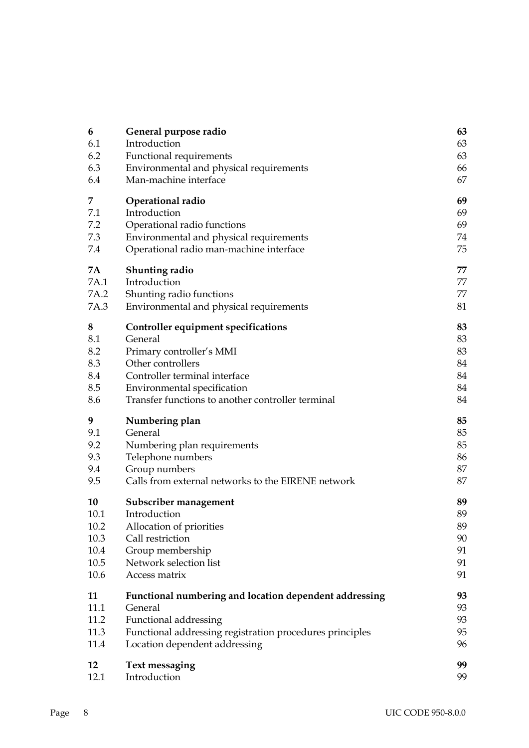| | | |
|---|---|---|
| **6** | **General purpose radio** | **63** |
| 6.1 | Introduction | 63 |
| 6.2 | Functional requirements | 63 |
| 6.3 | Environmental and physical requirements | 66 |
| 6.4 | Man-machine interface | 67 |
| **7** | **Operational radio** | **69** |
| 7.1 | Introduction | 69 |
| 7.2 | Operational radio functions | 69 |
| 7.3 | Environmental and physical requirements | 74 |
| 7.4 | Operational radio man-machine interface | 75 |
| **7A** | **Shunting radio** | **77** |
| 7A.1 | Introduction | 77 |
| 7A.2 | Shunting radio functions | 77 |
| 7A.3 | Environmental and physical requirements | 81 |
| **8** | **Controller equipment specifications** | **83** |
| 8.1 | General | 83 |
| 8.2 | Primary controller's MMI | 83 |
| 8.3 | Other controllers | 84 |
| 8.4 | Controller terminal interface | 84 |
| 8.5 | Environmental specification | 84 |
| 8.6 | Transfer functions to another controller terminal | 84 |
| **9** | **Numbering plan** | **85** |
| 9.1 | General | 85 |
| 9.2 | Numbering plan requirements | 85 |
| 9.3 | Telephone numbers | 86 |
| 9.4 | Group numbers | 87 |
| 9.5 | Calls from external networks to the EIRENE network | 87 |
| **10** | **Subscriber management** | **89** |
| 10.1 | Introduction | 89 |
| 10.2 | Allocation of priorities | 89 |
| 10.3 | Call restriction | 90 |
| 10.4 | Group membership | 91 |
| 10.5 | Network selection list | 91 |
| 10.6 | Access matrix | 91 |
| **11** | **Functional numbering and location dependent addressing** | **93** |
| 11.1 | General | 93 |
| 11.2 | Functional addressing | 93 |
| 11.3 | Functional addressing registration procedures principles | 95 |
| 11.4 | Location dependent addressing | 96 |
| **12** | **Text messaging** | **99** |
| 12.1 | Introduction | 99 |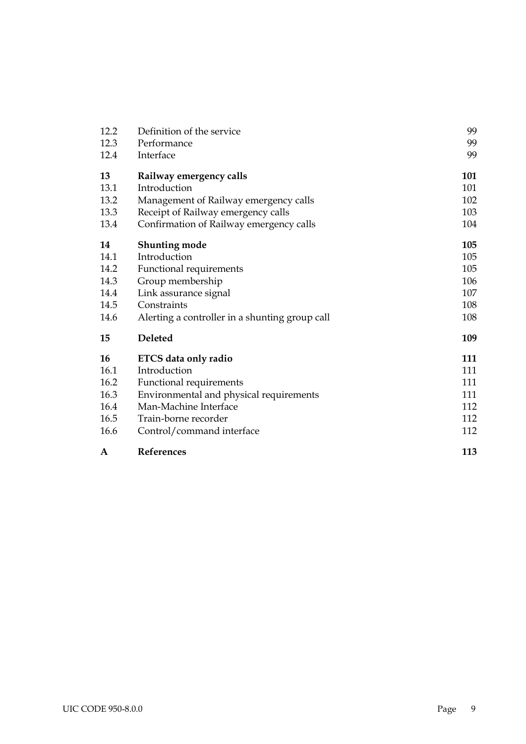| | | |
|---|---|---|
| 12.2 | Definition of the service | 99 |
| 12.3 | Performance | 99 |
| 12.4 | Interface | 99 |
| **13** | **Railway emergency calls** | **101** |
| 13.1 | Introduction | 101 |
| 13.2 | Management of Railway emergency calls | 102 |
| 13.3 | Receipt of Railway emergency calls | 103 |
| 13.4 | Confirmation of Railway emergency calls | 104 |
| **14** | **Shunting mode** | **105** |
| 14.1 | Introduction | 105 |
| 14.2 | Functional requirements | 105 |
| 14.3 | Group membership | 106 |
| 14.4 | Link assurance signal | 107 |
| 14.5 | Constraints | 108 |
| 14.6 | Alerting a controller in a shunting group call | 108 |
| **15** | **Deleted** | **109** |
| **16** | **ETCS data only radio** | **111** |
| 16.1 | Introduction | 111 |
| 16.2 | Functional requirements | 111 |
| 16.3 | Environmental and physical requirements | 111 |
| 16.4 | Man-Machine Interface | 112 |
| 16.5 | Train-borne recorder | 112 |
| 16.6 | Control/command interface | 112 |
| **A** | **References** | **113** |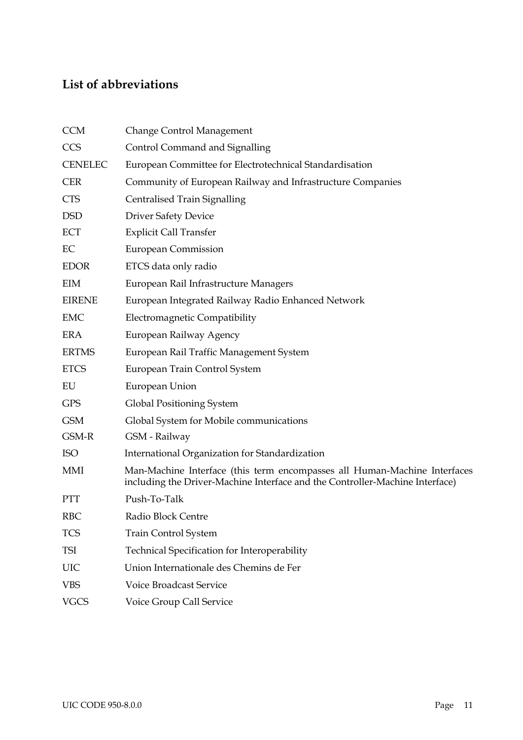## List of abbreviations

| | |
|---|---|
| CCM | Change Control Management |
| CCS | Control Command and Signalling |
| CENELEC | European Committee for Electrotechnical Standardisation |
| CER | Community of European Railway and Infrastructure Companies |
| CTS | Centralised Train Signalling |
| DSD | Driver Safety Device |
| ECT | Explicit Call Transfer |
| EC | European Commission |
| EDOR | ETCS data only radio |
| EIM | European Rail Infrastructure Managers |
| EIRENE | European Integrated Railway Radio Enhanced Network |
| EMC | Electromagnetic Compatibility |
| ERA | European Railway Agency |
| ERTMS | European Rail Traffic Management System |
| ETCS | European Train Control System |
| EU | European Union |
| GPS | Global Positioning System |
| GSM | Global System for Mobile communications |
| GSM-R | GSM - Railway |
| ISO | International Organization for Standardization |
| MMI | Man-Machine Interface (this term encompasses all Human-Machine Interfaces including the Driver-Machine Interface and the Controller-Machine Interface) |
| PTT | Push-To-Talk |
| RBC | Radio Block Centre |
| TCS | Train Control System |
| TSI | Technical Specification for Interoperability |
| UIC | Union Internationale des Chemins de Fer |
| VBS | Voice Broadcast Service |
| VGCS | Voice Group Call Service |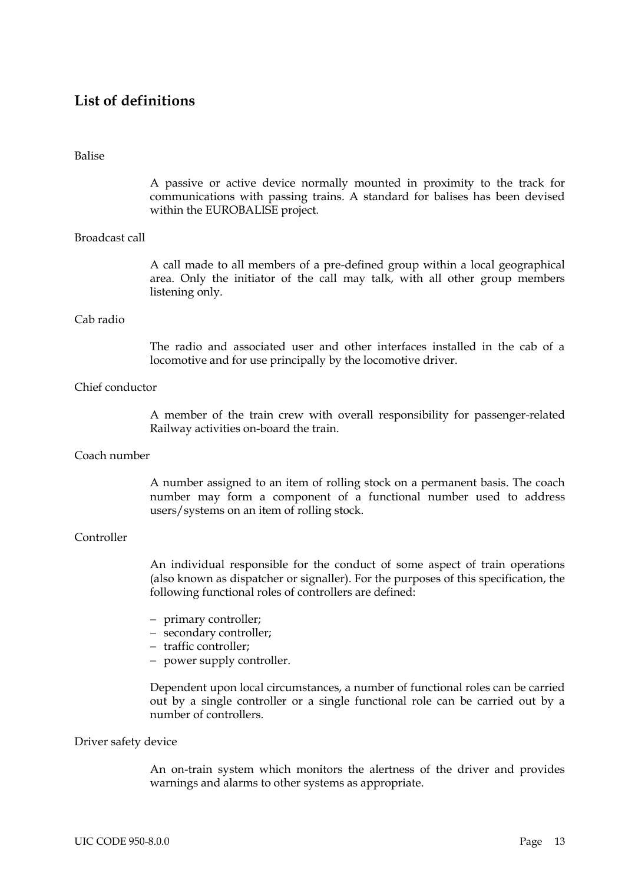## List of definitions

Balise

A passive or active device normally mounted in proximity to the track for communications with passing trains. A standard for balises has been devised within the EUROBALISE project.

Broadcast call

A call made to all members of a pre-defined group within a local geographical area. Only the initiator of the call may talk, with all other group members listening only.

Cab radio

The radio and associated user and other interfaces installed in the cab of a locomotive and for use principally by the locomotive driver.

Chief conductor

A member of the train crew with overall responsibility for passenger-related Railway activities on-board the train.

Coach number

A number assigned to an item of rolling stock on a permanent basis. The coach number may form a component of a functional number used to address users/systems on an item of rolling stock.

Controller

An individual responsible for the conduct of some aspect of train operations (also known as dispatcher or signaller). For the purposes of this specification, the following functional roles of controllers are defined:

- primary controller;
- secondary controller;
- traffic controller;
- power supply controller.

Dependent upon local circumstances, a number of functional roles can be carried out by a single controller or a single functional role can be carried out by a number of controllers.

Driver safety device

An on-train system which monitors the alertness of the driver and provides warnings and alarms to other systems as appropriate.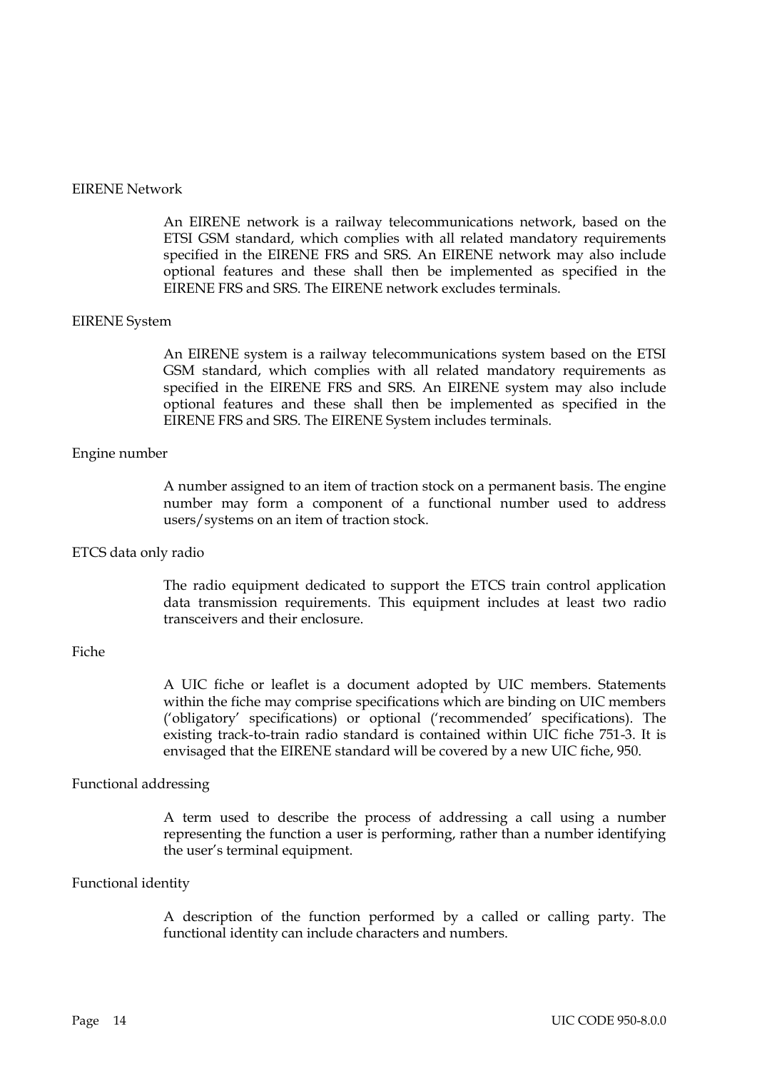EIRENE Network

An EIRENE network is a railway telecommunications network, based on the ETSI GSM standard, which complies with all related mandatory requirements specified in the EIRENE FRS and SRS. An EIRENE network may also include optional features and these shall then be implemented as specified in the EIRENE FRS and SRS. The EIRENE network excludes terminals.

EIRENE System

An EIRENE system is a railway telecommunications system based on the ETSI GSM standard, which complies with all related mandatory requirements as specified in the EIRENE FRS and SRS. An EIRENE system may also include optional features and these shall then be implemented as specified in the EIRENE FRS and SRS. The EIRENE System includes terminals.

Engine number

A number assigned to an item of traction stock on a permanent basis. The engine number may form a component of a functional number used to address users/systems on an item of traction stock.

ETCS data only radio

The radio equipment dedicated to support the ETCS train control application data transmission requirements. This equipment includes at least two radio transceivers and their enclosure.

Fiche

A UIC fiche or leaflet is a document adopted by UIC members. Statements within the fiche may comprise specifications which are binding on UIC members ('obligatory' specifications) or optional ('recommended' specifications). The existing track-to-train radio standard is contained within UIC fiche 751-3. It is envisaged that the EIRENE standard will be covered by a new UIC fiche, 950.

Functional addressing

A term used to describe the process of addressing a call using a number representing the function a user is performing, rather than a number identifying the user's terminal equipment.

Functional identity

A description of the function performed by a called or calling party. The functional identity can include characters and numbers.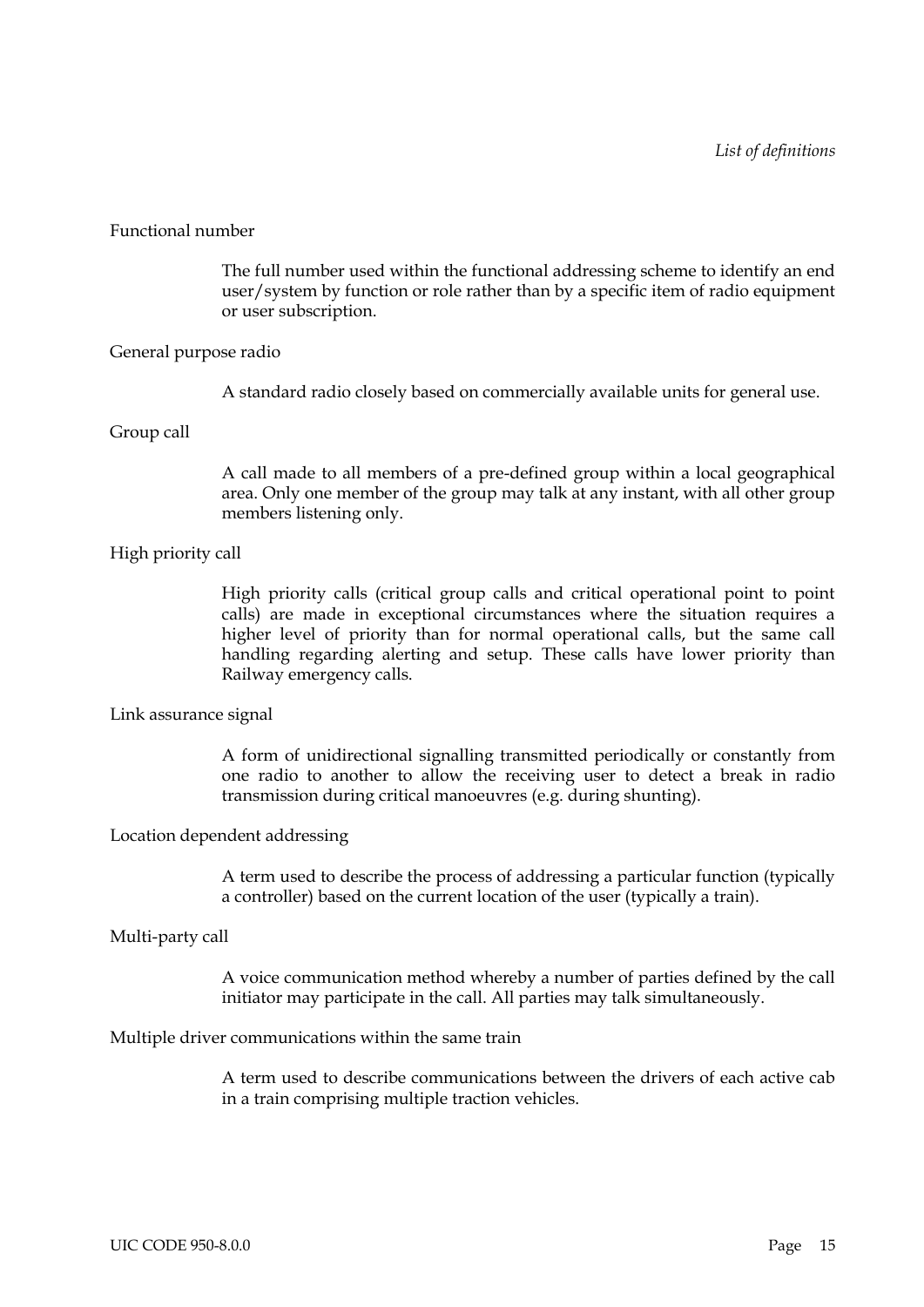Functional number

The full number used within the functional addressing scheme to identify an end user/system by function or role rather than by a specific item of radio equipment or user subscription.

General purpose radio

A standard radio closely based on commercially available units for general use.

Group call

A call made to all members of a pre-defined group within a local geographical area. Only one member of the group may talk at any instant, with all other group members listening only.

High priority call

High priority calls (critical group calls and critical operational point to point calls) are made in exceptional circumstances where the situation requires a higher level of priority than for normal operational calls, but the same call handling regarding alerting and setup. These calls have lower priority than Railway emergency calls.

Link assurance signal

A form of unidirectional signalling transmitted periodically or constantly from one radio to another to allow the receiving user to detect a break in radio transmission during critical manoeuvres (e.g. during shunting).

Location dependent addressing

A term used to describe the process of addressing a particular function (typically a controller) based on the current location of the user (typically a train).

Multi-party call

A voice communication method whereby a number of parties defined by the call initiator may participate in the call. All parties may talk simultaneously.

Multiple driver communications within the same train

A term used to describe communications between the drivers of each active cab in a train comprising multiple traction vehicles.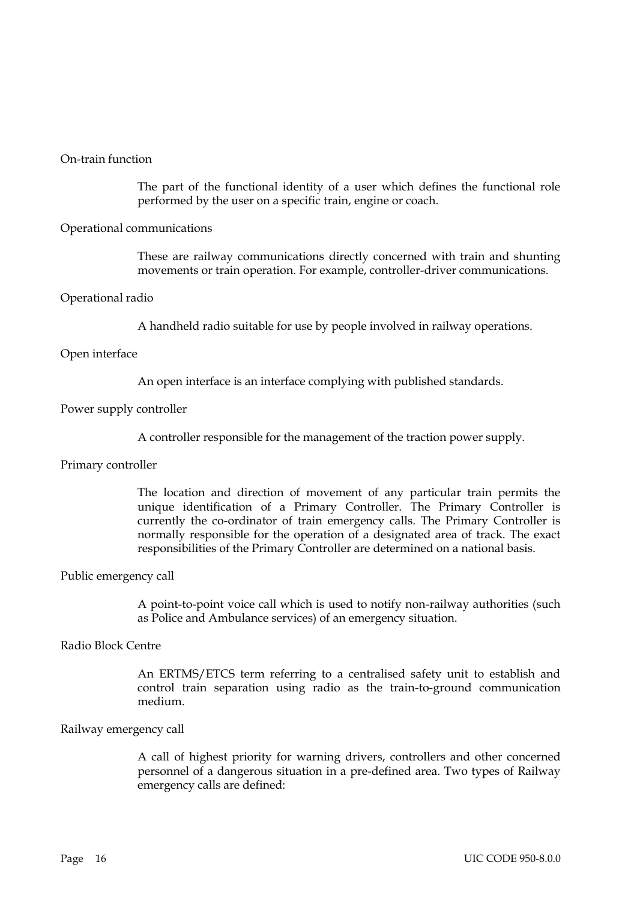On-train function

The part of the functional identity of a user which defines the functional role performed by the user on a specific train, engine or coach.

Operational communications

These are railway communications directly concerned with train and shunting movements or train operation. For example, controller-driver communications.

Operational radio

A handheld radio suitable for use by people involved in railway operations.

Open interface

An open interface is an interface complying with published standards.

Power supply controller

A controller responsible for the management of the traction power supply.

Primary controller

The location and direction of movement of any particular train permits the unique identification of a Primary Controller. The Primary Controller is currently the co-ordinator of train emergency calls. The Primary Controller is normally responsible for the operation of a designated area of track. The exact responsibilities of the Primary Controller are determined on a national basis.

Public emergency call

A point-to-point voice call which is used to notify non-railway authorities (such as Police and Ambulance services) of an emergency situation.

Radio Block Centre

An ERTMS/ETCS term referring to a centralised safety unit to establish and control train separation using radio as the train-to-ground communication medium.

Railway emergency call

A call of highest priority for warning drivers, controllers and other concerned personnel of a dangerous situation in a pre-defined area. Two types of Railway emergency calls are defined: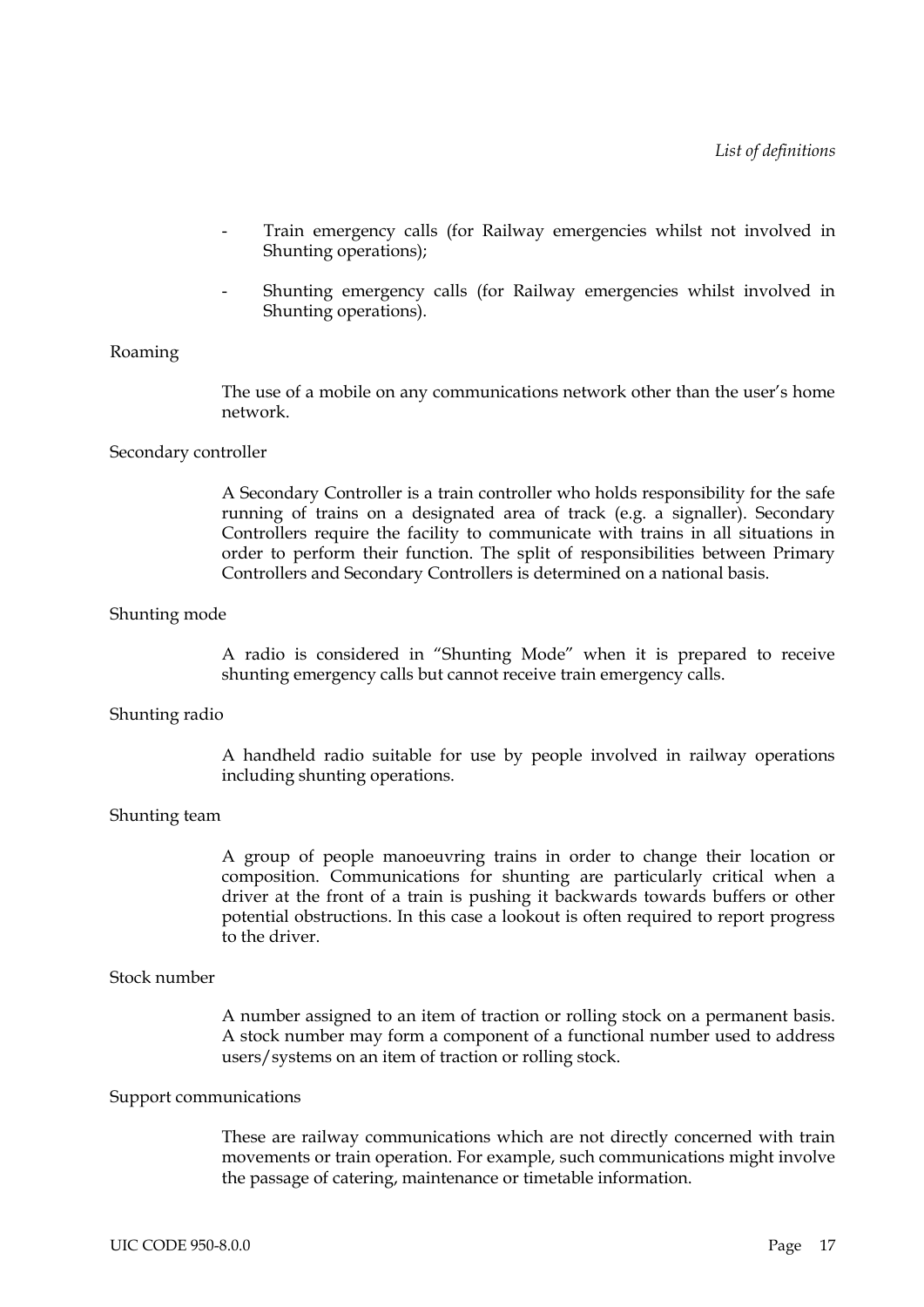- Train emergency calls (for Railway emergencies whilst not involved in Shunting operations);
- Shunting emergency calls (for Railway emergencies whilst involved in Shunting operations).

Roaming

The use of a mobile on any communications network other than the user's home network.

Secondary controller

A Secondary Controller is a train controller who holds responsibility for the safe running of trains on a designated area of track (e.g. a signaller). Secondary Controllers require the facility to communicate with trains in all situations in order to perform their function. The split of responsibilities between Primary Controllers and Secondary Controllers is determined on a national basis.

Shunting mode

A radio is considered in "Shunting Mode" when it is prepared to receive shunting emergency calls but cannot receive train emergency calls.

Shunting radio

A handheld radio suitable for use by people involved in railway operations including shunting operations.

Shunting team

A group of people manoeuvring trains in order to change their location or composition. Communications for shunting are particularly critical when a driver at the front of a train is pushing it backwards towards buffers or other potential obstructions. In this case a lookout is often required to report progress to the driver.

Stock number

A number assigned to an item of traction or rolling stock on a permanent basis. A stock number may form a component of a functional number used to address users/systems on an item of traction or rolling stock.

Support communications

These are railway communications which are not directly concerned with train movements or train operation. For example, such communications might involve the passage of catering, maintenance or timetable information.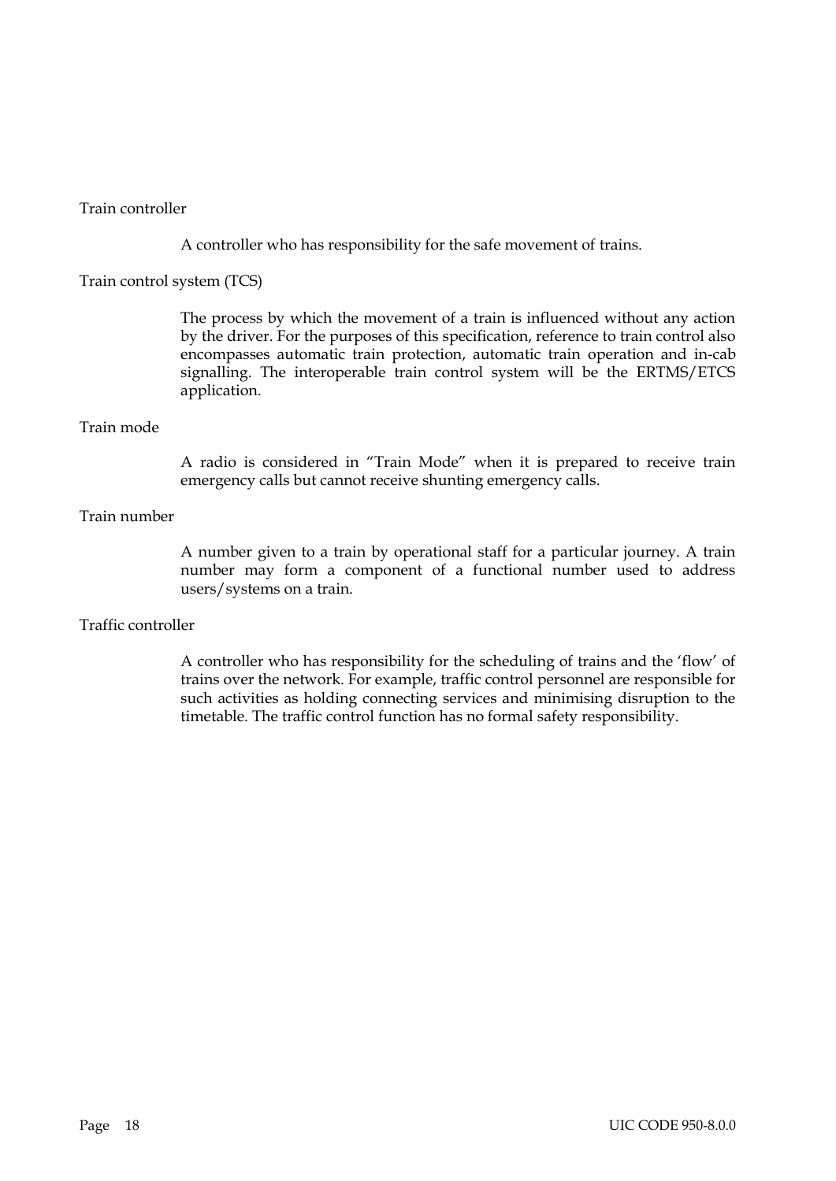Train controller

A controller who has responsibility for the safe movement of trains.

Train control system (TCS)

The process by which the movement of a train is influenced without any action by the driver. For the purposes of this specification, reference to train control also encompasses automatic train protection, automatic train operation and in-cab signalling. The interoperable train control system will be the ERTMS/ETCS application.

Train mode

A radio is considered in “Train Mode” when it is prepared to receive train emergency calls but cannot receive shunting emergency calls.

Train number

A number given to a train by operational staff for a particular journey. A train number may form a component of a functional number used to address users/systems on a train.

Traffic controller

A controller who has responsibility for the scheduling of trains and the ‘flow’ of trains over the network. For example, traffic control personnel are responsible for such activities as holding connecting services and minimising disruption to the timetable. The traffic control function has no formal safety responsibility.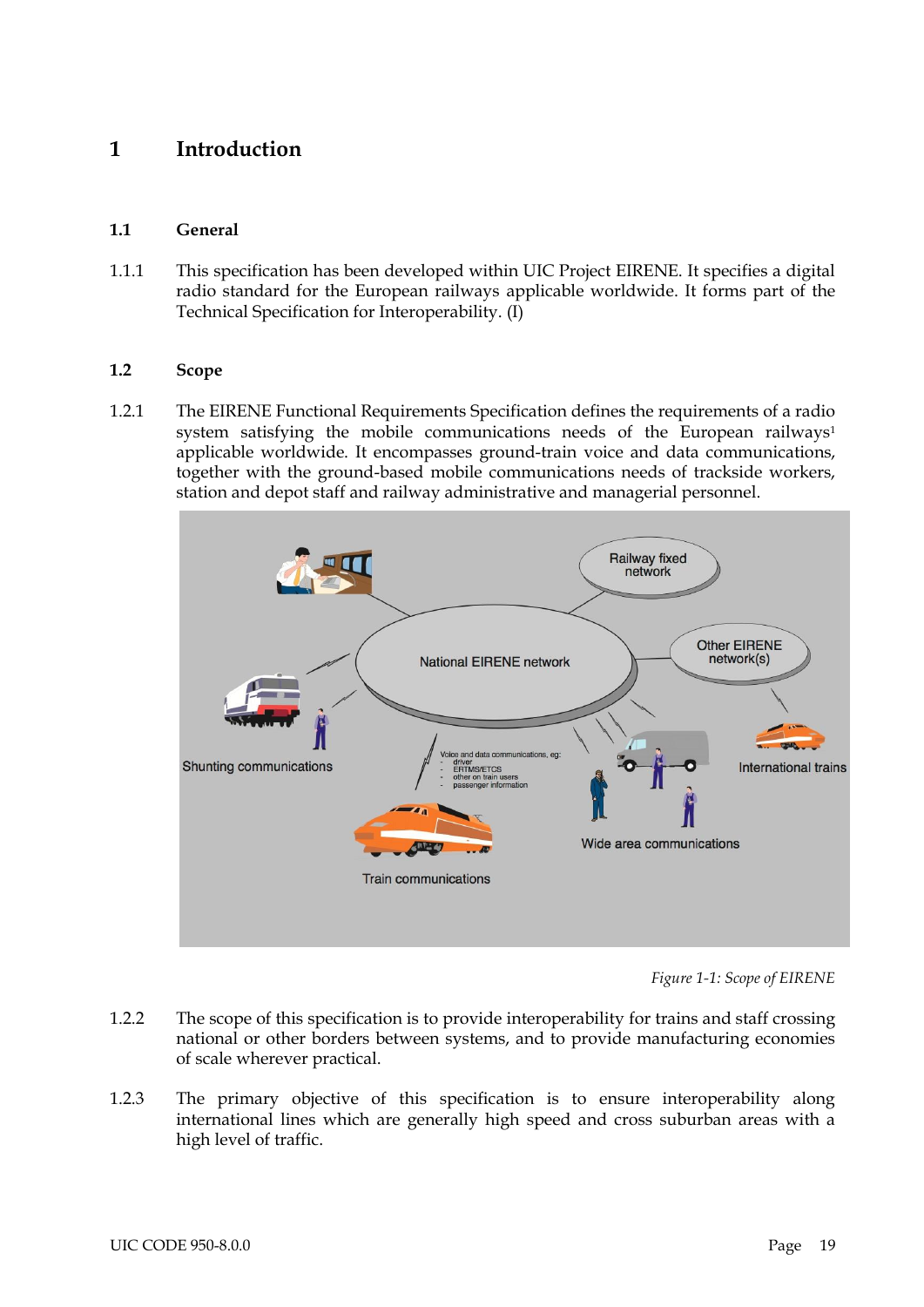# 1 Introduction

## 1.1 General

1.1.1 This specification has been developed within UIC Project EIRENE. It specifies a digital radio standard for the European railways applicable worldwide. It forms part of the Technical Specification for Interoperability. (I)

## 1.2 Scope

1.2.1 The EIRENE Functional Requirements Specification defines the requirements of a radio system satisfying the mobile communications needs of the European railways[1] applicable worldwide. It encompasses ground-train voice and data communications, together with the ground-based mobile communications needs of trackside workers, station and depot staff and railway administrative and managerial personnel.

*Figure 1-1: Scope of EIRENE*

1.2.2 The scope of this specification is to provide interoperability for trains and staff crossing national or other borders between systems, and to provide manufacturing economies of scale wherever practical.

1.2.3 The primary objective of this specification is to ensure interoperability along international lines which are generally high speed and cross suburban areas with a high level of traffic.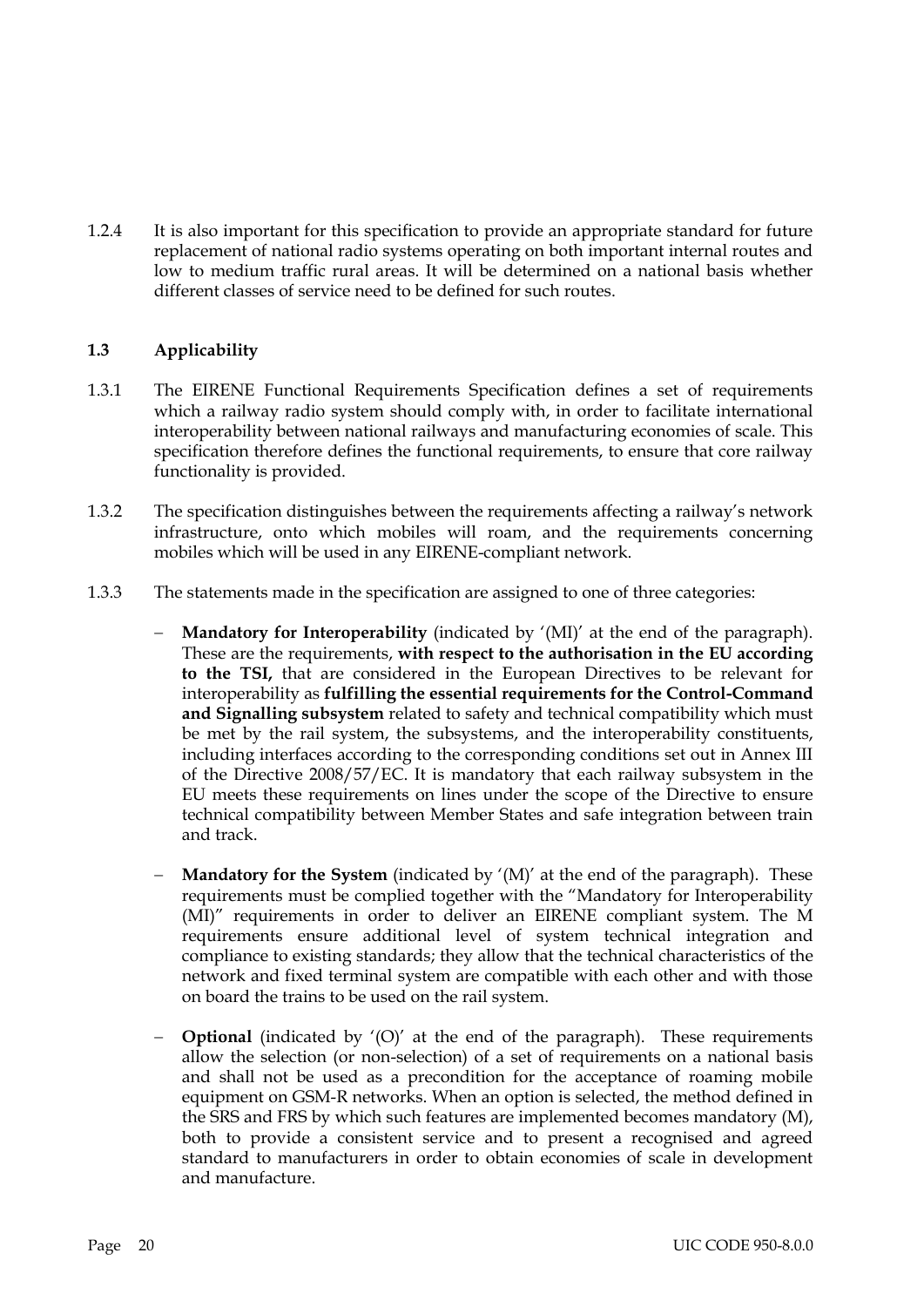1.2.4 It is also important for this specification to provide an appropriate standard for future replacement of national radio systems operating on both important internal routes and low to medium traffic rural areas. It will be determined on a national basis whether different classes of service need to be defined for such routes.

### 1.3 Applicability

1.3.1 The EIRENE Functional Requirements Specification defines a set of requirements which a railway radio system should comply with, in order to facilitate international interoperability between national railways and manufacturing economies of scale. This specification therefore defines the functional requirements, to ensure that core railway functionality is provided.

1.3.2 The specification distinguishes between the requirements affecting a railway's network infrastructure, onto which mobiles will roam, and the requirements concerning mobiles which will be used in any EIRENE-compliant network.

1.3.3 The statements made in the specification are assigned to one of three categories:

- **Mandatory for Interoperability** (indicated by '(MI)' at the end of the paragraph). These are the requirements, **with respect to the authorisation in the EU according to the TSI,** that are considered in the European Directives to be relevant for interoperability as **fulfilling the essential requirements for the Control-Command and Signalling subsystem** related to safety and technical compatibility which must be met by the rail system, the subsystems, and the interoperability constituents, including interfaces according to the corresponding conditions set out in Annex III of the Directive 2008/57/EC. It is mandatory that each railway subsystem in the EU meets these requirements on lines under the scope of the Directive to ensure technical compatibility between Member States and safe integration between train and track.

- **Mandatory for the System** (indicated by '(M)' at the end of the paragraph). These requirements must be complied together with the "Mandatory for Interoperability (MI)" requirements in order to deliver an EIRENE compliant system. The M requirements ensure additional level of system technical integration and compliance to existing standards; they allow that the technical characteristics of the network and fixed terminal system are compatible with each other and with those on board the trains to be used on the rail system.

- **Optional** (indicated by '(O)' at the end of the paragraph). These requirements allow the selection (or non-selection) of a set of requirements on a national basis and shall not be used as a precondition for the acceptance of roaming mobile equipment on GSM-R networks. When an option is selected, the method defined in the SRS and FRS by which such features are implemented becomes mandatory (M), both to provide a consistent service and to present a recognised and agreed standard to manufacturers in order to obtain economies of scale in development and manufacture.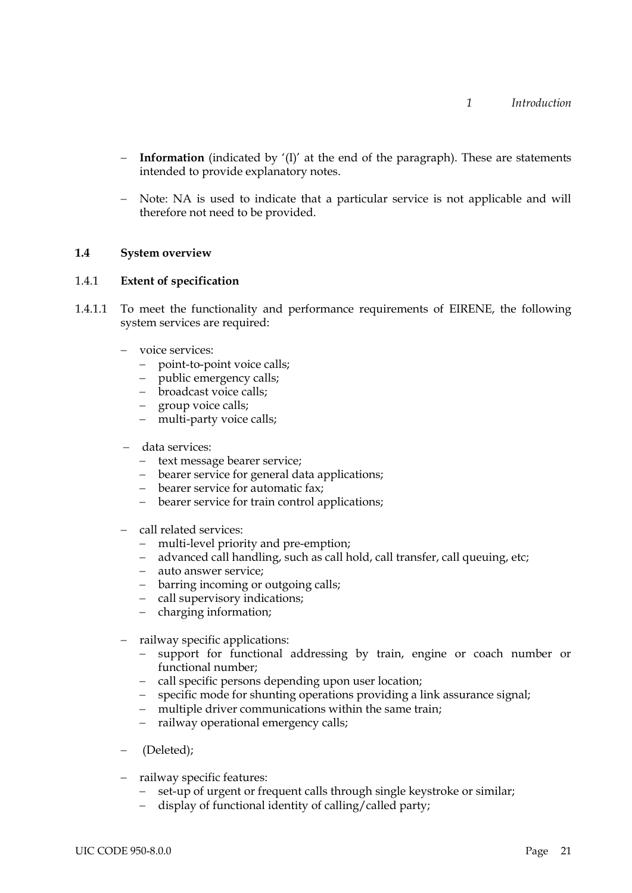- **Information** (indicated by '(I)' at the end of the paragraph). These are statements intended to provide explanatory notes.

- Note: NA is used to indicate that a particular service is not applicable and will therefore not need to be provided.

## 1.4 System overview

### 1.4.1 Extent of specification

1.4.1.1 To meet the functionality and performance requirements of EIRENE, the following system services are required:

- voice services:
  - point-to-point voice calls;
  - public emergency calls;
  - broadcast voice calls;
  - group voice calls;
  - multi-party voice calls;

- data services:
  - text message bearer service;
  - bearer service for general data applications;
  - bearer service for automatic fax;
  - bearer service for train control applications;

- call related services:
  - multi-level priority and pre-emption;
  - advanced call handling, such as call hold, call transfer, call queuing, etc;
  - auto answer service;
  - barring incoming or outgoing calls;
  - call supervisory indications;
  - charging information;

- railway specific applications:
  - support for functional addressing by train, engine or coach number or functional number;
  - call specific persons depending upon user location;
  - specific mode for shunting operations providing a link assurance signal;
  - multiple driver communications within the same train;
  - railway operational emergency calls;

- (Deleted);

- railway specific features:
  - set-up of urgent or frequent calls through single keystroke or similar;
  - display of functional identity of calling/called party;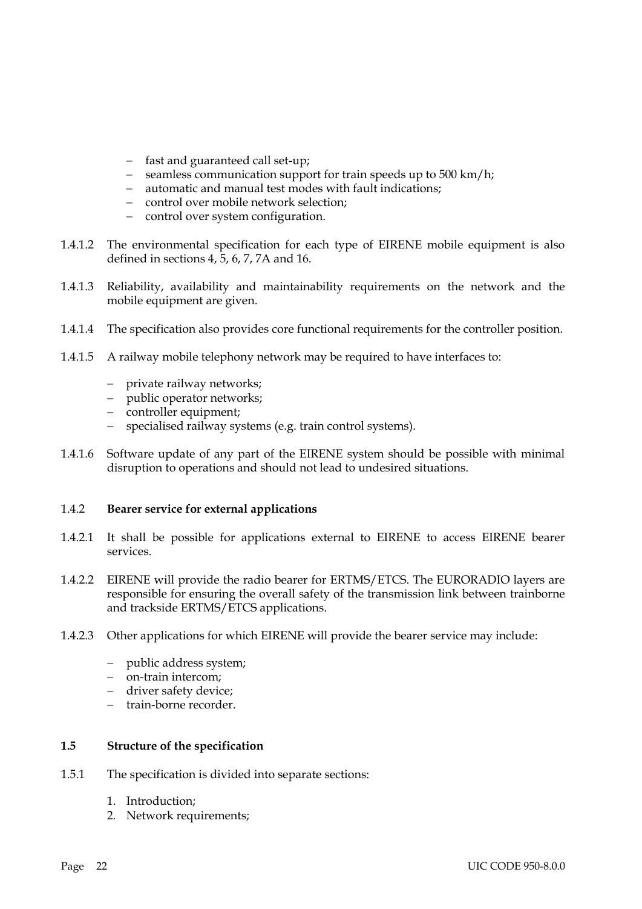- fast and guaranteed call set-up;
- seamless communication support for train speeds up to 500 km/h;
- automatic and manual test modes with fault indications;
- control over mobile network selection;
- control over system configuration.

1.4.1.2 The environmental specification for each type of EIRENE mobile equipment is also defined in sections 4, 5, 6, 7, 7A and 16.

1.4.1.3 Reliability, availability and maintainability requirements on the network and the mobile equipment are given.

1.4.1.4 The specification also provides core functional requirements for the controller position.

1.4.1.5 A railway mobile telephony network may be required to have interfaces to:

- private railway networks;
- public operator networks;
- controller equipment;
- specialised railway systems (e.g. train control systems).

1.4.1.6 Software update of any part of the EIRENE system should be possible with minimal disruption to operations and should not lead to undesired situations.

### 1.4.2 Bearer service for external applications

1.4.2.1 It shall be possible for applications external to EIRENE to access EIRENE bearer services.

1.4.2.2 EIRENE will provide the radio bearer for ERTMS/ETCS. The EURORADIO layers are responsible for ensuring the overall safety of the transmission link between trainborne and trackside ERTMS/ETCS applications.

1.4.2.3 Other applications for which EIRENE will provide the bearer service may include:

- public address system;
- on-train intercom;
- driver safety device;
- train-borne recorder.

## 1.5 Structure of the specification

1.5.1 The specification is divided into separate sections:

1. Introduction;
2. Network requirements;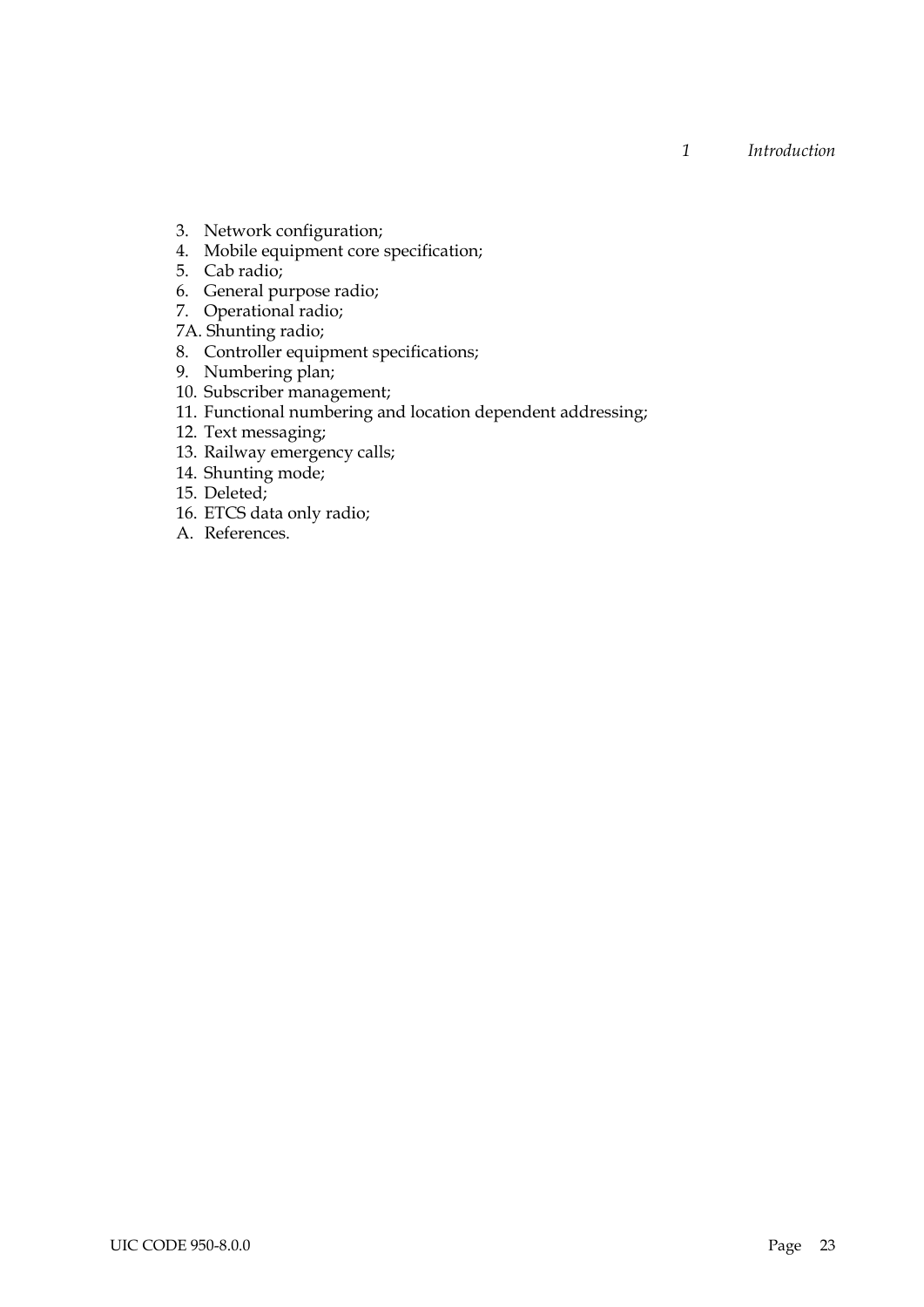3. Network configuration;
4. Mobile equipment core specification;
5. Cab radio;
6. General purpose radio;
7. Operational radio;

7A. Shunting radio;

8. Controller equipment specifications;
9. Numbering plan;
10. Subscriber management;
11. Functional numbering and location dependent addressing;
12. Text messaging;
13. Railway emergency calls;
14. Shunting mode;
15. Deleted;
16. ETCS data only radio;

A. References.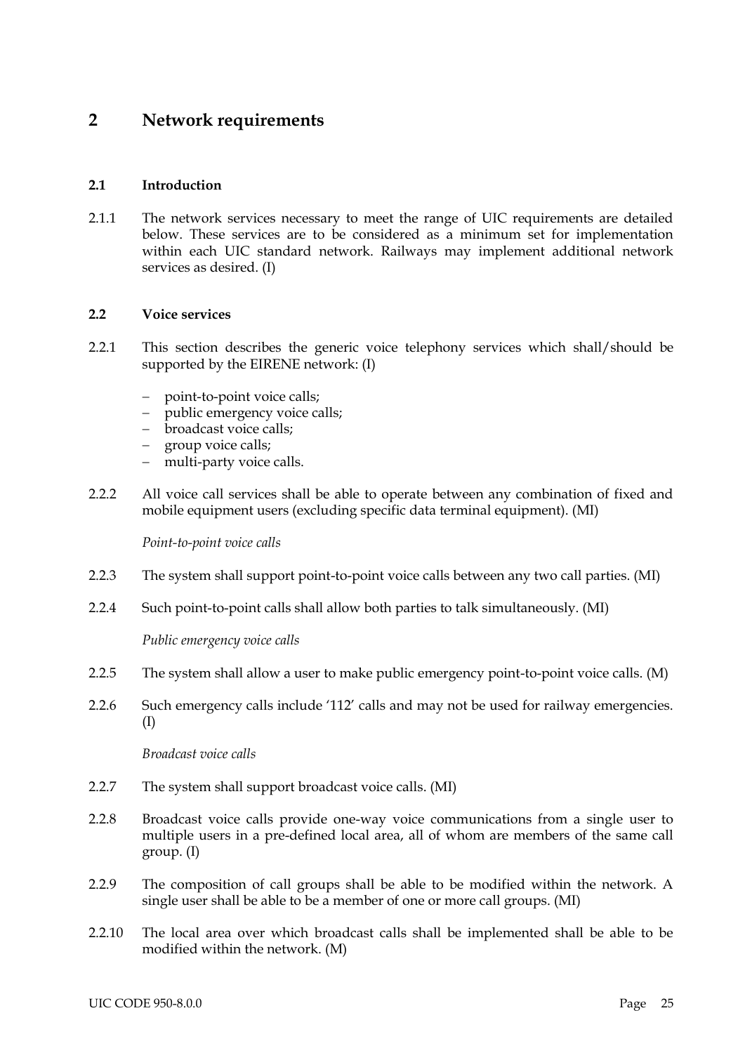# 2 Network requirements

## 2.1 Introduction

2.1.1 The network services necessary to meet the range of UIC requirements are detailed below. These services are to be considered as a minimum set for implementation within each UIC standard network. Railways may implement additional network services as desired. (I)

## 2.2 Voice services

2.2.1 This section describes the generic voice telephony services which shall/should be supported by the EIRENE network: (I)

- point-to-point voice calls;
- public emergency voice calls;
- broadcast voice calls;
- group voice calls;
- multi-party voice calls.

2.2.2 All voice call services shall be able to operate between any combination of fixed and mobile equipment users (excluding specific data terminal equipment). (MI)

*Point-to-point voice calls*

2.2.3 The system shall support point-to-point voice calls between any two call parties. (MI)

2.2.4 Such point-to-point calls shall allow both parties to talk simultaneously. (MI)

*Public emergency voice calls*

2.2.5 The system shall allow a user to make public emergency point-to-point voice calls. (M)

2.2.6 Such emergency calls include '112' calls and may not be used for railway emergencies. (I)

*Broadcast voice calls*

2.2.7 The system shall support broadcast voice calls. (MI)

2.2.8 Broadcast voice calls provide one-way voice communications from a single user to multiple users in a pre-defined local area, all of whom are members of the same call group. (I)

2.2.9 The composition of call groups shall be able to be modified within the network. A single user shall be able to be a member of one or more call groups. (MI)

2.2.10 The local area over which broadcast calls shall be implemented shall be able to be modified within the network. (M)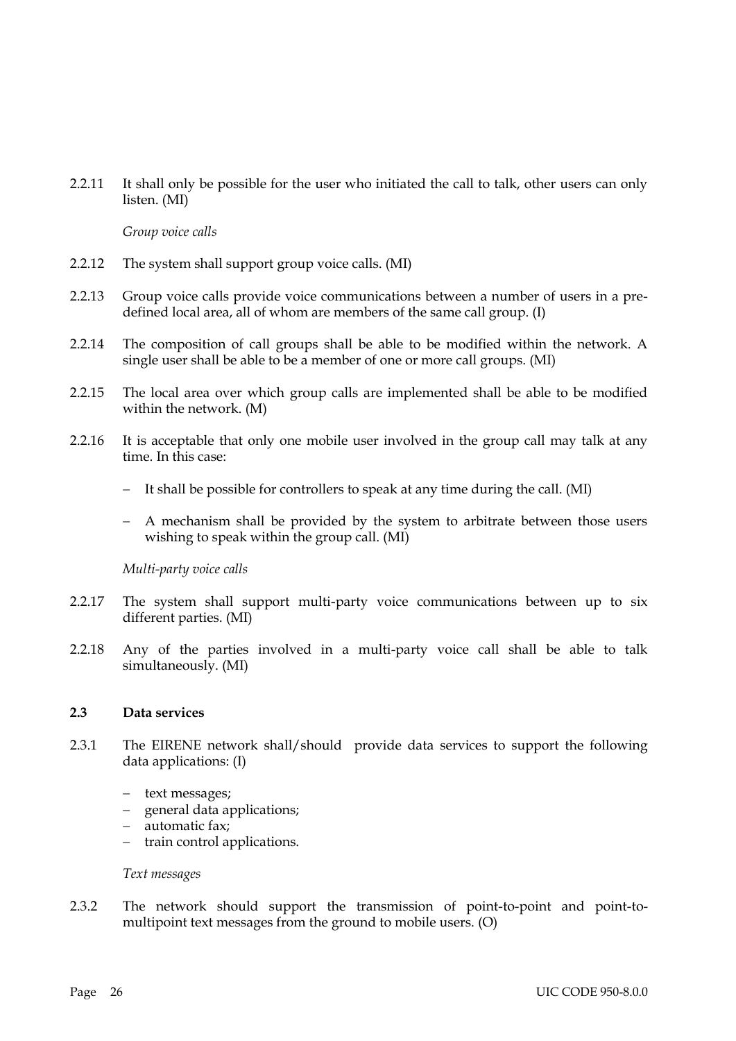2.2.11 It shall only be possible for the user who initiated the call to talk, other users can only listen. (MI)

*Group voice calls*

2.2.12 The system shall support group voice calls. (MI)

2.2.13 Group voice calls provide voice communications between a number of users in a pre-defined local area, all of whom are members of the same call group. (I)

2.2.14 The composition of call groups shall be able to be modified within the network. A single user shall be able to be a member of one or more call groups. (MI)

2.2.15 The local area over which group calls are implemented shall be able to be modified within the network. (M)

2.2.16 It is acceptable that only one mobile user involved in the group call may talk at any time. In this case:

- It shall be possible for controllers to speak at any time during the call. (MI)
- A mechanism shall be provided by the system to arbitrate between those users wishing to speak within the group call. (MI)

*Multi-party voice calls*

2.2.17 The system shall support multi-party voice communications between up to six different parties. (MI)

2.2.18 Any of the parties involved in a multi-party voice call shall be able to talk simultaneously. (MI)

## 2.3 Data services

2.3.1 The EIRENE network shall/should provide data services to support the following data applications: (I)

- text messages;
- general data applications;
- automatic fax;
- train control applications.

*Text messages*

2.3.2 The network should support the transmission of point-to-point and point-to-multipoint text messages from the ground to mobile users. (O)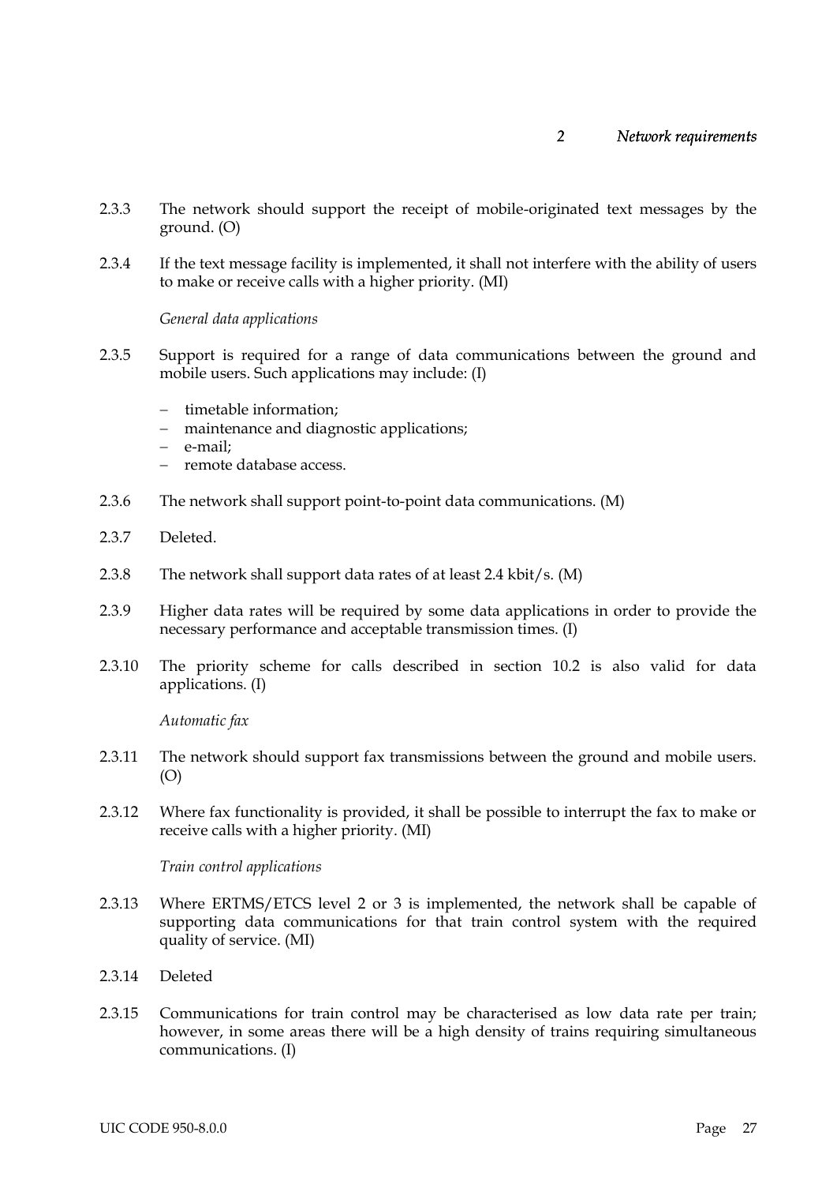2.3.3 The network should support the receipt of mobile-originated text messages by the ground. (O)

2.3.4 If the text message facility is implemented, it shall not interfere with the ability of users to make or receive calls with a higher priority. (MI)

*General data applications*

2.3.5 Support is required for a range of data communications between the ground and mobile users. Such applications may include: (I)

- timetable information;
- maintenance and diagnostic applications;
- e-mail;
- remote database access.

2.3.6 The network shall support point-to-point data communications. (M)

2.3.7 Deleted.

2.3.8 The network shall support data rates of at least 2.4 kbit/s. (M)

2.3.9 Higher data rates will be required by some data applications in order to provide the necessary performance and acceptable transmission times. (I)

2.3.10 The priority scheme for calls described in section 10.2 is also valid for data applications. (I)

*Automatic fax*

2.3.11 The network should support fax transmissions between the ground and mobile users. (O)

2.3.12 Where fax functionality is provided, it shall be possible to interrupt the fax to make or receive calls with a higher priority. (MI)

*Train control applications*

2.3.13 Where ERTMS/ETCS level 2 or 3 is implemented, the network shall be capable of supporting data communications for that train control system with the required quality of service. (MI)

2.3.14 Deleted

2.3.15 Communications for train control may be characterised as low data rate per train; however, in some areas there will be a high density of trains requiring simultaneous communications. (I)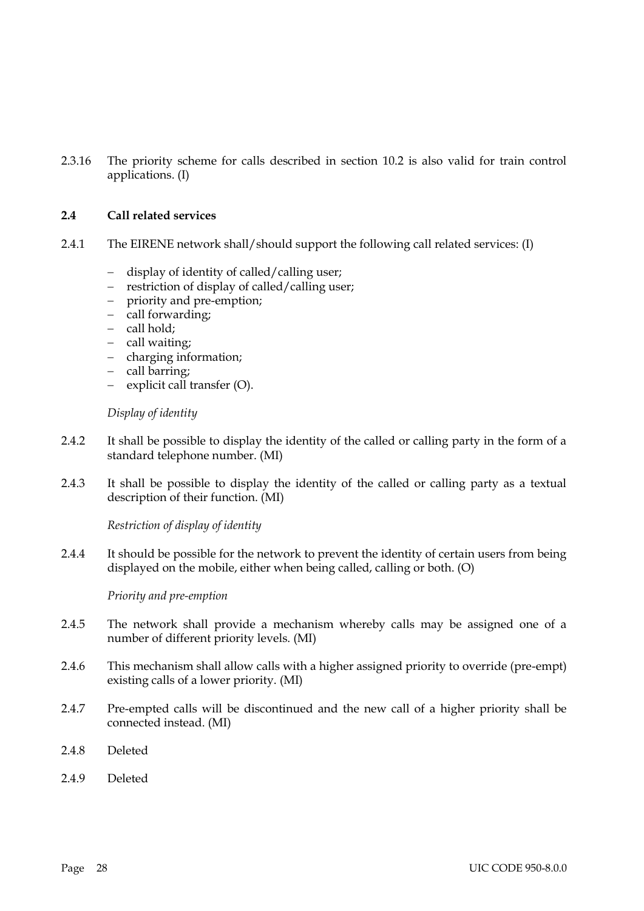2.3.16 The priority scheme for calls described in section 10.2 is also valid for train control applications. (I)

### 2.4 Call related services

2.4.1 The EIRENE network shall/should support the following call related services: (I)

- display of identity of called/calling user;
- restriction of display of called/calling user;
- priority and pre-emption;
- call forwarding;
- call hold;
- call waiting;
- charging information;
- call barring;
- explicit call transfer (O).

*Display of identity*

2.4.2 It shall be possible to display the identity of the called or calling party in the form of a standard telephone number. (MI)

2.4.3 It shall be possible to display the identity of the called or calling party as a textual description of their function. (MI)

*Restriction of display of identity*

2.4.4 It should be possible for the network to prevent the identity of certain users from being displayed on the mobile, either when being called, calling or both. (O)

*Priority and pre-emption*

2.4.5 The network shall provide a mechanism whereby calls may be assigned one of a number of different priority levels. (MI)

2.4.6 This mechanism shall allow calls with a higher assigned priority to override (pre-empt) existing calls of a lower priority. (MI)

2.4.7 Pre-empted calls will be discontinued and the new call of a higher priority shall be connected instead. (MI)

2.4.8 Deleted

2.4.9 Deleted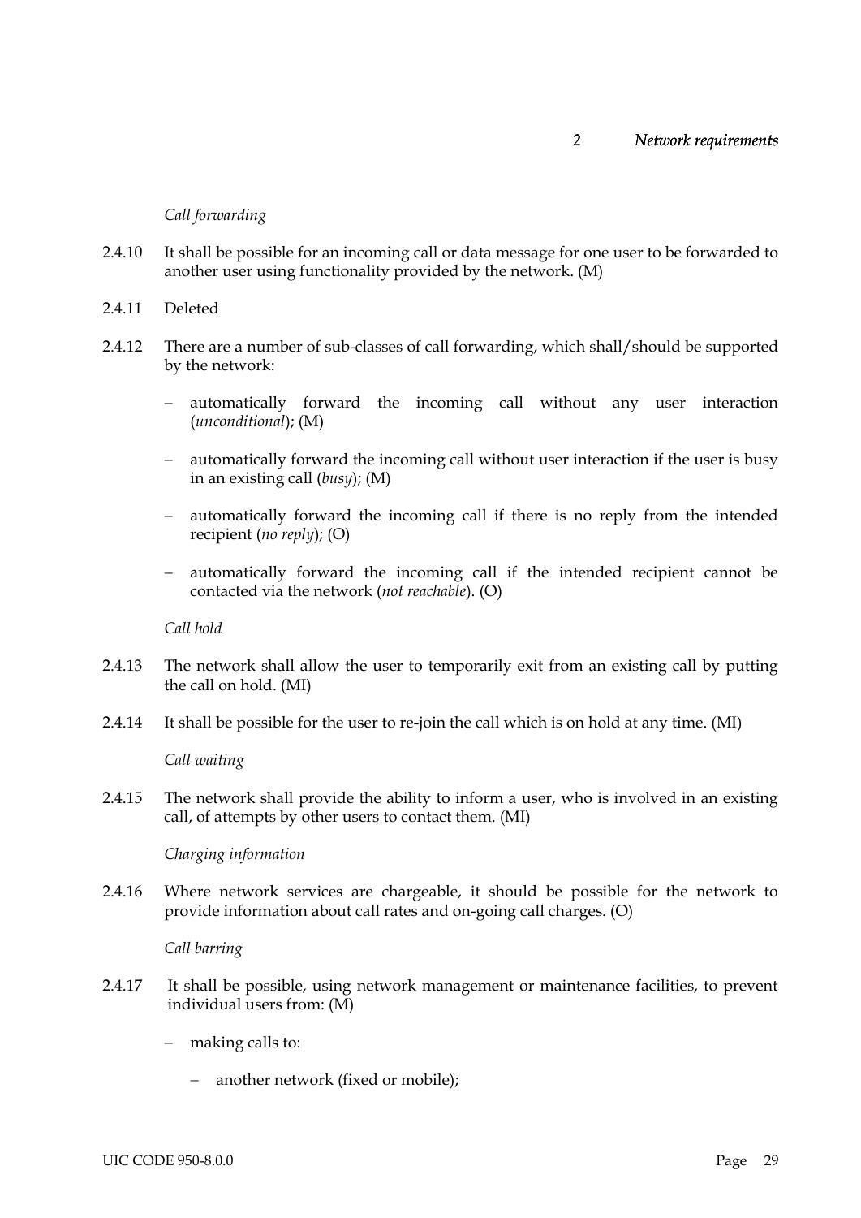*Call forwarding*

2.4.10 It shall be possible for an incoming call or data message for one user to be forwarded to another user using functionality provided by the network. (M)

2.4.11 Deleted

2.4.12 There are a number of sub-classes of call forwarding, which shall/should be supported by the network:

- automatically forward the incoming call without any user interaction (*unconditional*); (M)
- automatically forward the incoming call without user interaction if the user is busy in an existing call (*busy*); (M)
- automatically forward the incoming call if there is no reply from the intended recipient (*no reply*); (O)
- automatically forward the incoming call if the intended recipient cannot be contacted via the network (*not reachable*). (O)

*Call hold*

2.4.13 The network shall allow the user to temporarily exit from an existing call by putting the call on hold. (MI)

2.4.14 It shall be possible for the user to re-join the call which is on hold at any time. (MI)

*Call waiting*

2.4.15 The network shall provide the ability to inform a user, who is involved in an existing call, of attempts by other users to contact them. (MI)

*Charging information*

2.4.16 Where network services are chargeable, it should be possible for the network to provide information about call rates and on-going call charges. (O)

*Call barring*

2.4.17 It shall be possible, using network management or maintenance facilities, to prevent individual users from: (M)

- making calls to:
  - another network (fixed or mobile);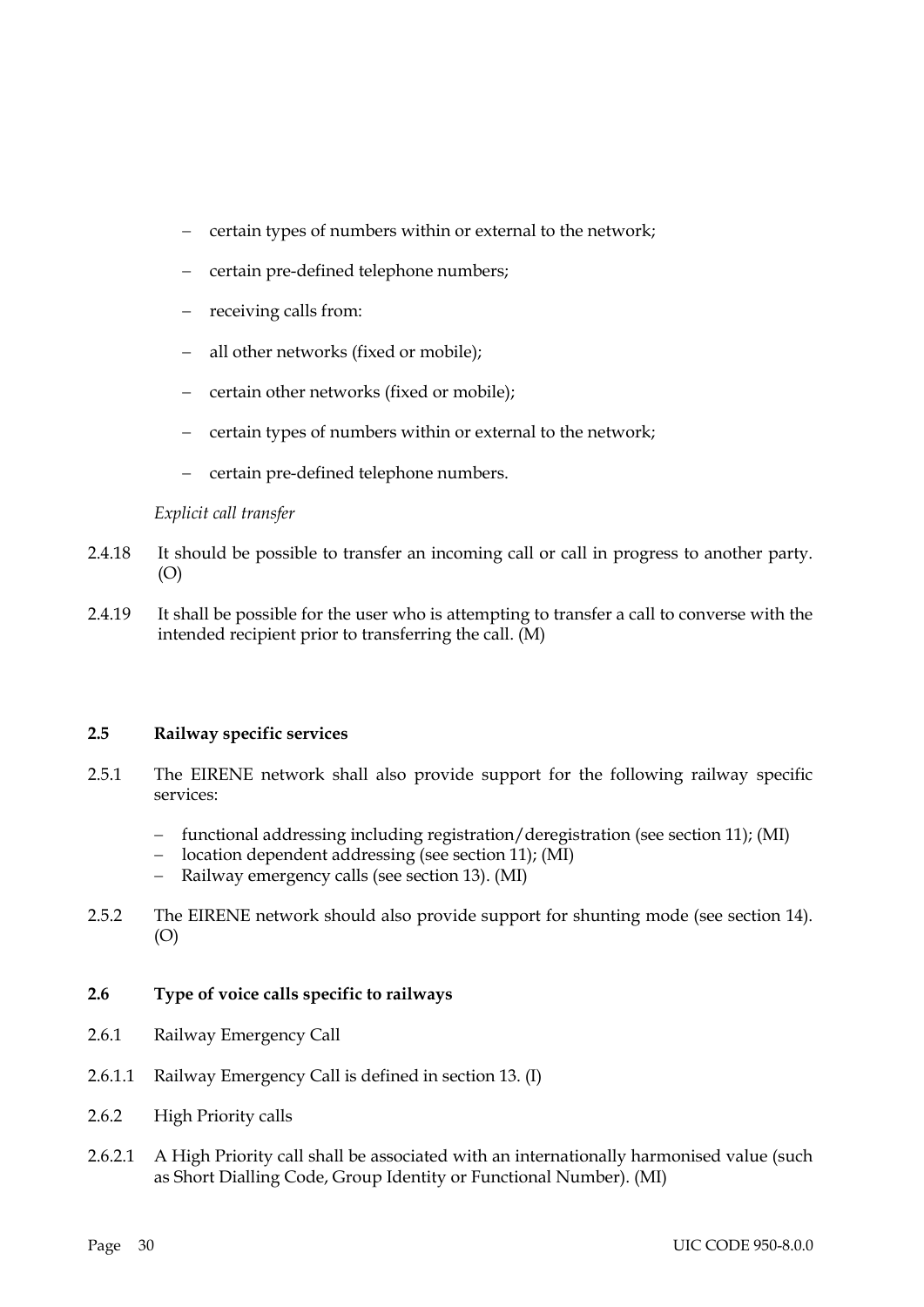- certain types of numbers within or external to the network;
- certain pre-defined telephone numbers;
- receiving calls from:
- all other networks (fixed or mobile);
- certain other networks (fixed or mobile);
- certain types of numbers within or external to the network;
- certain pre-defined telephone numbers.

*Explicit call transfer*

2.4.18 It should be possible to transfer an incoming call or call in progress to another party. (O)

2.4.19 It shall be possible for the user who is attempting to transfer a call to converse with the intended recipient prior to transferring the call. (M)

## 2.5 Railway specific services

2.5.1 The EIRENE network shall also provide support for the following railway specific services:

- functional addressing including registration/deregistration (see section 11); (MI)
- location dependent addressing (see section 11); (MI)
- Railway emergency calls (see section 13). (MI)

2.5.2 The EIRENE network should also provide support for shunting mode (see section 14). (O)

## 2.6 Type of voice calls specific to railways

2.6.1 Railway Emergency Call

2.6.1.1 Railway Emergency Call is defined in section 13. (I)

2.6.2 High Priority calls

2.6.2.1 A High Priority call shall be associated with an internationally harmonised value (such as Short Dialling Code, Group Identity or Functional Number). (MI)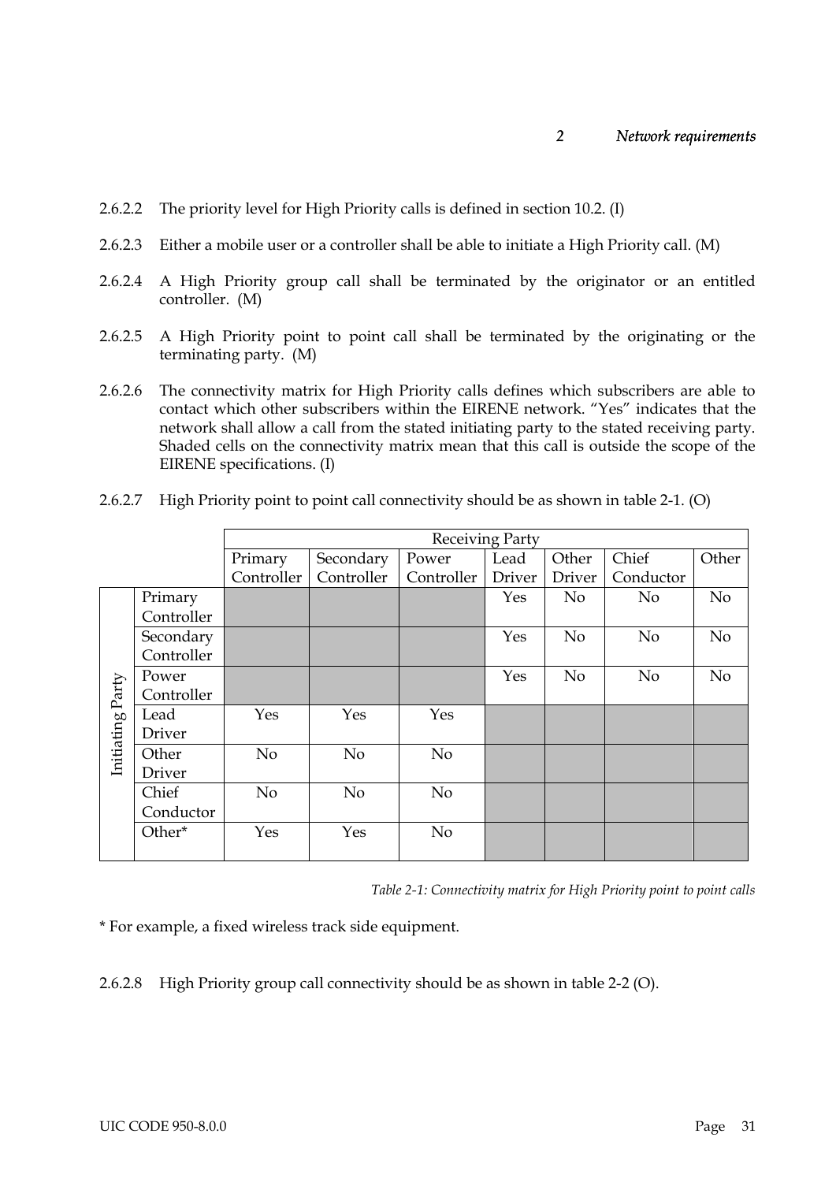2.6.2.2 The priority level for High Priority calls is defined in section 10.2. (I)

2.6.2.3 Either a mobile user or a controller shall be able to initiate a High Priority call. (M)

2.6.2.4 A High Priority group call shall be terminated by the originator or an entitled controller. (M)

2.6.2.5 A High Priority point to point call shall be terminated by the originating or the terminating party. (M)

2.6.2.6 The connectivity matrix for High Priority calls defines which subscribers are able to contact which other subscribers within the EIRENE network. "Yes" indicates that the network shall allow a call from the stated initiating party to the stated receiving party. Shaded cells on the connectivity matrix mean that this call is outside the scope of the EIRENE specifications. (I)

2.6.2.7 High Priority point to point call connectivity should be as shown in table 2-1. (O)

| | | Receiving Party | | | | | | |
|---|---|---|---|---|---|---|---|---|
| | | Primary Controller | Secondary Controller | Power Controller | Lead Driver | Other Driver | Chief Conductor | Other |
| Initiating Party | Primary Controller | | | | Yes | No | No | No |
| | Secondary Controller | | | | Yes | No | No | No |
| | Power Controller | | | | Yes | No | No | No |
| | Lead Driver | Yes | Yes | Yes | | | | |
| | Other Driver | No | No | No | | | | |
| | Chief Conductor | No | No | No | | | | |
| | Other* | Yes | Yes | No | | | | |

*Table 2-1: Connectivity matrix for High Priority point to point calls*

* For example, a fixed wireless track side equipment.

2.6.2.8 High Priority group call connectivity should be as shown in table 2-2 (O).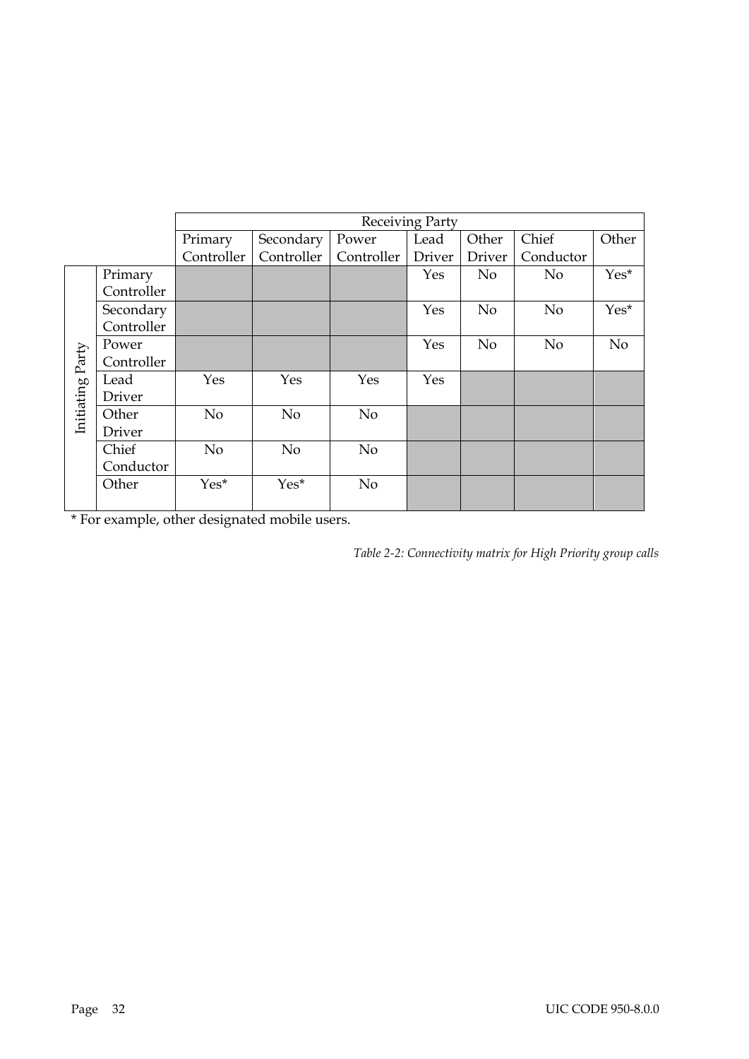| | | Receiving Party | | | | | | |
|---|---|---|---|---|---|---|---|---|
| | | Primary Controller | Secondary Controller | Power Controller | Lead Driver | Other Driver | Chief Conductor | Other |
| Initiating Party | Primary Controller | | | | Yes | No | No | Yes* |
| | Secondary Controller | | | | Yes | No | No | Yes* |
| | Power Controller | | | | Yes | No | No | No |
| | Lead Driver | Yes | Yes | Yes | Yes | | | |
| | Other Driver | No | No | No | | | | |
| | Chief Conductor | No | No | No | | | | |
| | Other | Yes* | Yes* | No | | | | |

* For example, other designated mobile users.

*Table 2-2: Connectivity matrix for High Priority group calls*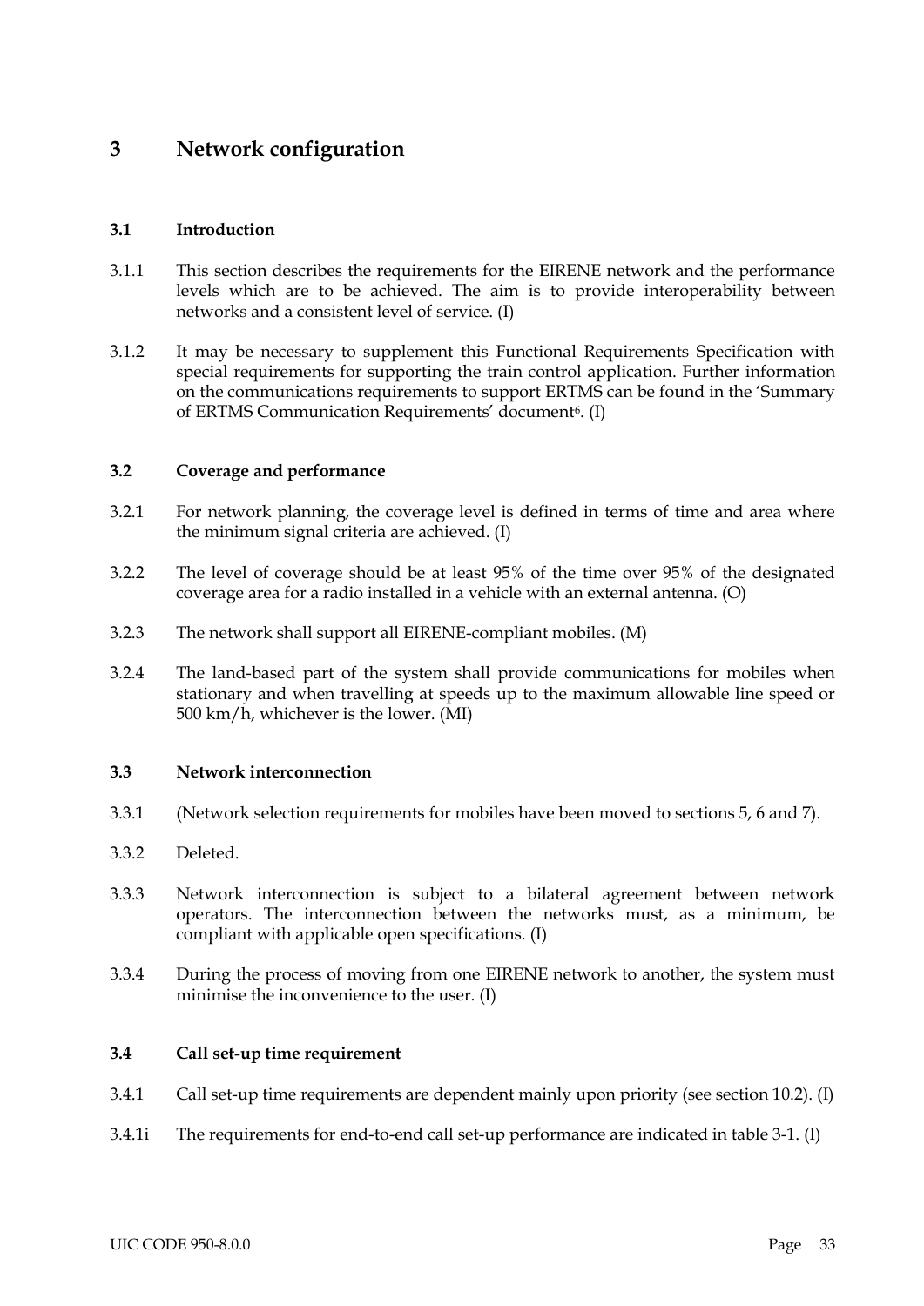# 3 Network configuration

## 3.1 Introduction

3.1.1 This section describes the requirements for the EIRENE network and the performance levels which are to be achieved. The aim is to provide interoperability between networks and a consistent level of service. (I)

3.1.2 It may be necessary to supplement this Functional Requirements Specification with special requirements for supporting the train control application. Further information on the communications requirements to support ERTMS can be found in the 'Summary of ERTMS Communication Requirements' document[6]. (I)

## 3.2 Coverage and performance

3.2.1 For network planning, the coverage level is defined in terms of time and area where the minimum signal criteria are achieved. (I)

3.2.2 The level of coverage should be at least 95% of the time over 95% of the designated coverage area for a radio installed in a vehicle with an external antenna. (O)

3.2.3 The network shall support all EIRENE-compliant mobiles. (M)

3.2.4 The land-based part of the system shall provide communications for mobiles when stationary and when travelling at speeds up to the maximum allowable line speed or 500 km/h, whichever is the lower. (MI)

## 3.3 Network interconnection

3.3.1 (Network selection requirements for mobiles have been moved to sections 5, 6 and 7).

3.3.2 Deleted.

3.3.3 Network interconnection is subject to a bilateral agreement between network operators. The interconnection between the networks must, as a minimum, be compliant with applicable open specifications. (I)

3.3.4 During the process of moving from one EIRENE network to another, the system must minimise the inconvenience to the user. (I)

## 3.4 Call set-up time requirement

3.4.1 Call set-up time requirements are dependent mainly upon priority (see section 10.2). (I)

3.4.1i The requirements for end-to-end call set-up performance are indicated in table 3-1. (I)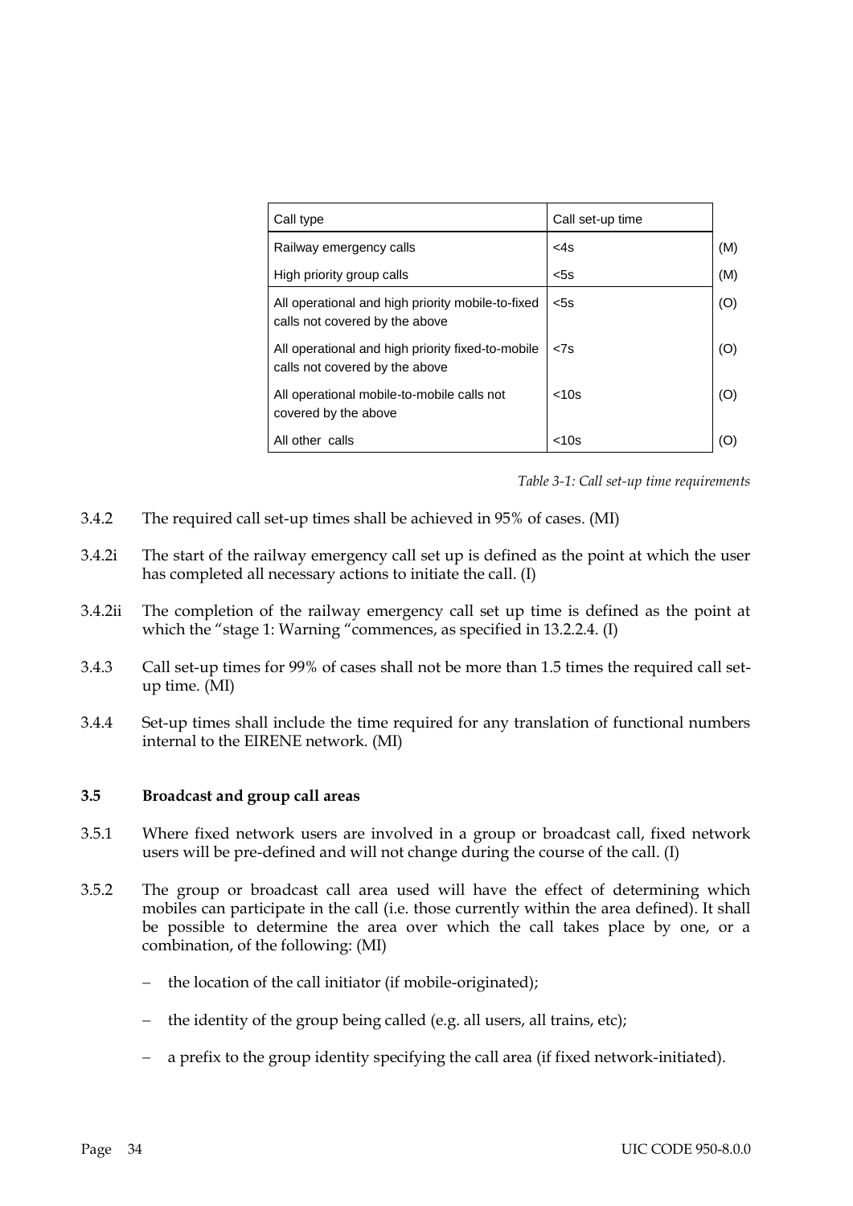| Call type | Call set-up time | |
|---|---|---|
| Railway emergency calls | <4s | (M) |
| High priority group calls | <5s | (M) |
| All operational and high priority mobile-to-fixed calls not covered by the above | <5s | (O) |
| All operational and high priority fixed-to-mobile calls not covered by the above | <7s | (O) |
| All operational mobile-to-mobile calls not covered by the above | <10s | (O) |
| All other calls | <10s | (O) |

*Table 3-1: Call set-up time requirements*

3.4.2 The required call set-up times shall be achieved in 95% of cases. (MI)

3.4.2i The start of the railway emergency call set up is defined as the point at which the user has completed all necessary actions to initiate the call. (I)

3.4.2ii The completion of the railway emergency call set up time is defined as the point at which the "stage 1: Warning "commences, as specified in 13.2.2.4. (I)

3.4.3 Call set-up times for 99% of cases shall not be more than 1.5 times the required call set-up time. (MI)

3.4.4 Set-up times shall include the time required for any translation of functional numbers internal to the EIRENE network. (MI)

### 3.5 Broadcast and group call areas

3.5.1 Where fixed network users are involved in a group or broadcast call, fixed network users will be pre-defined and will not change during the course of the call. (I)

3.5.2 The group or broadcast call area used will have the effect of determining which mobiles can participate in the call (i.e. those currently within the area defined). It shall be possible to determine the area over which the call takes place by one, or a combination, of the following: (MI)

- the location of the call initiator (if mobile-originated);
- the identity of the group being called (e.g. all users, all trains, etc);
- a prefix to the group identity specifying the call area (if fixed network-initiated).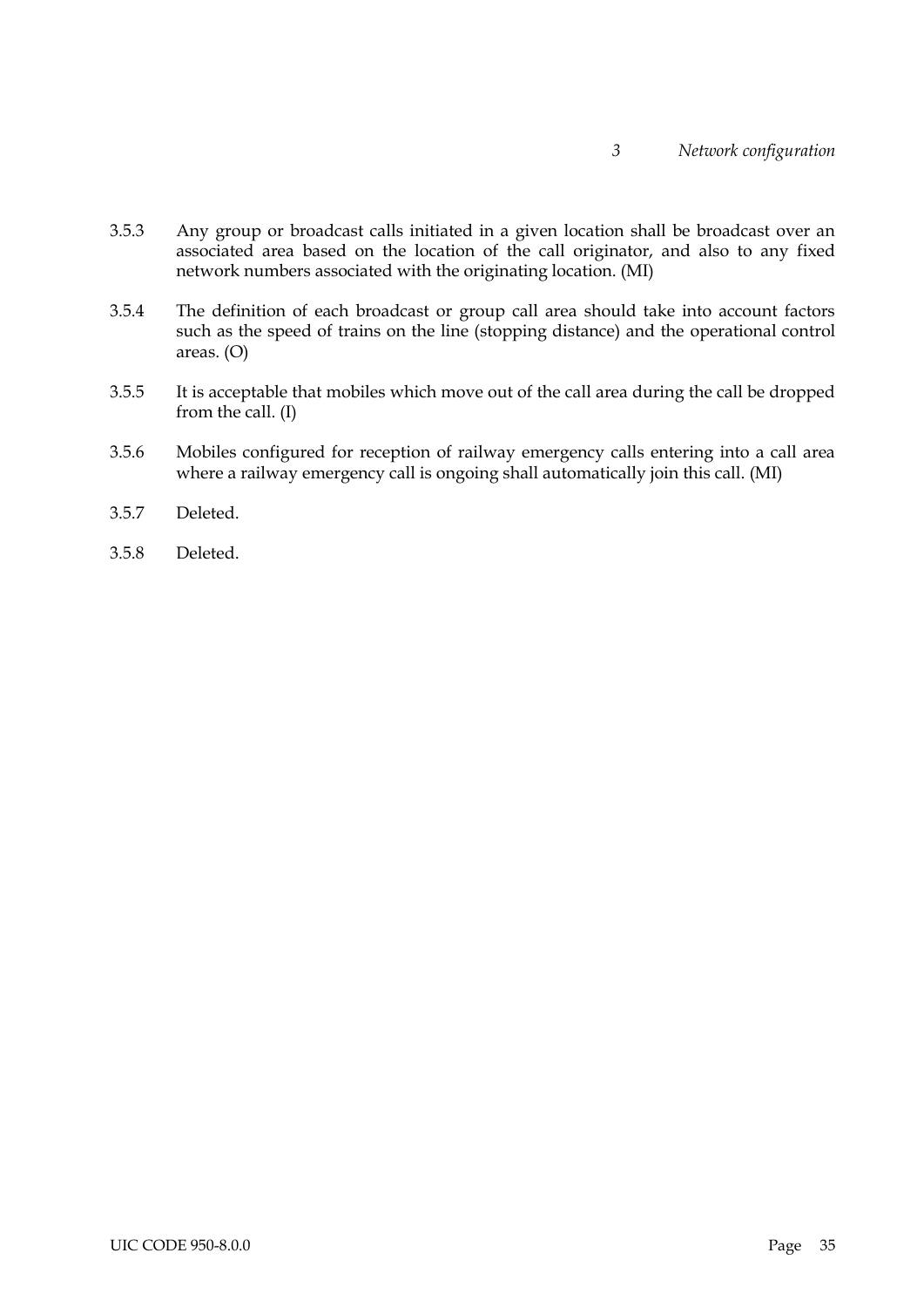3.5.3 Any group or broadcast calls initiated in a given location shall be broadcast over an associated area based on the location of the call originator, and also to any fixed network numbers associated with the originating location. (MI)

3.5.4 The definition of each broadcast or group call area should take into account factors such as the speed of trains on the line (stopping distance) and the operational control areas. (O)

3.5.5 It is acceptable that mobiles which move out of the call area during the call be dropped from the call. (I)

3.5.6 Mobiles configured for reception of railway emergency calls entering into a call area where a railway emergency call is ongoing shall automatically join this call. (MI)

3.5.7 Deleted.

3.5.8 Deleted.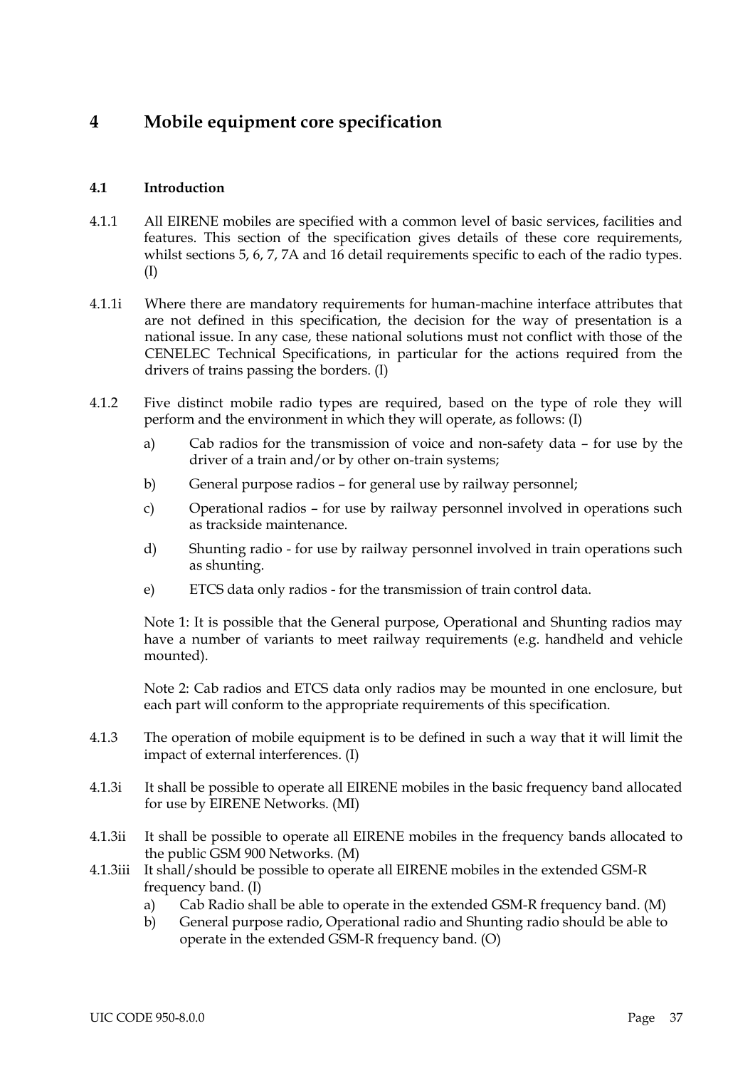# 4 Mobile equipment core specification

## 4.1 Introduction

4.1.1 All EIRENE mobiles are specified with a common level of basic services, facilities and features. This section of the specification gives details of these core requirements, whilst sections 5, 6, 7, 7A and 16 detail requirements specific to each of the radio types. (I)

4.1.1i Where there are mandatory requirements for human-machine interface attributes that are not defined in this specification, the decision for the way of presentation is a national issue. In any case, these national solutions must not conflict with those of the CENELEC Technical Specifications, in particular for the actions required from the drivers of trains passing the borders. (I)

4.1.2 Five distinct mobile radio types are required, based on the type of role they will perform and the environment in which they will operate, as follows: (I)

a) Cab radios for the transmission of voice and non-safety data – for use by the driver of a train and/or by other on-train systems;

b) General purpose radios – for general use by railway personnel;

c) Operational radios – for use by railway personnel involved in operations such as trackside maintenance.

d) Shunting radio - for use by railway personnel involved in train operations such as shunting.

e) ETCS data only radios - for the transmission of train control data.

Note 1: It is possible that the General purpose, Operational and Shunting radios may have a number of variants to meet railway requirements (e.g. handheld and vehicle mounted).

Note 2: Cab radios and ETCS data only radios may be mounted in one enclosure, but each part will conform to the appropriate requirements of this specification.

4.1.3 The operation of mobile equipment is to be defined in such a way that it will limit the impact of external interferences. (I)

4.1.3i It shall be possible to operate all EIRENE mobiles in the basic frequency band allocated for use by EIRENE Networks. (MI)

4.1.3ii It shall be possible to operate all EIRENE mobiles in the frequency bands allocated to the public GSM 900 Networks. (M)

4.1.3iii It shall/should be possible to operate all EIRENE mobiles in the extended GSM-R frequency band. (I)

a) Cab Radio shall be able to operate in the extended GSM-R frequency band. (M)

b) General purpose radio, Operational radio and Shunting radio should be able to operate in the extended GSM-R frequency band. (O)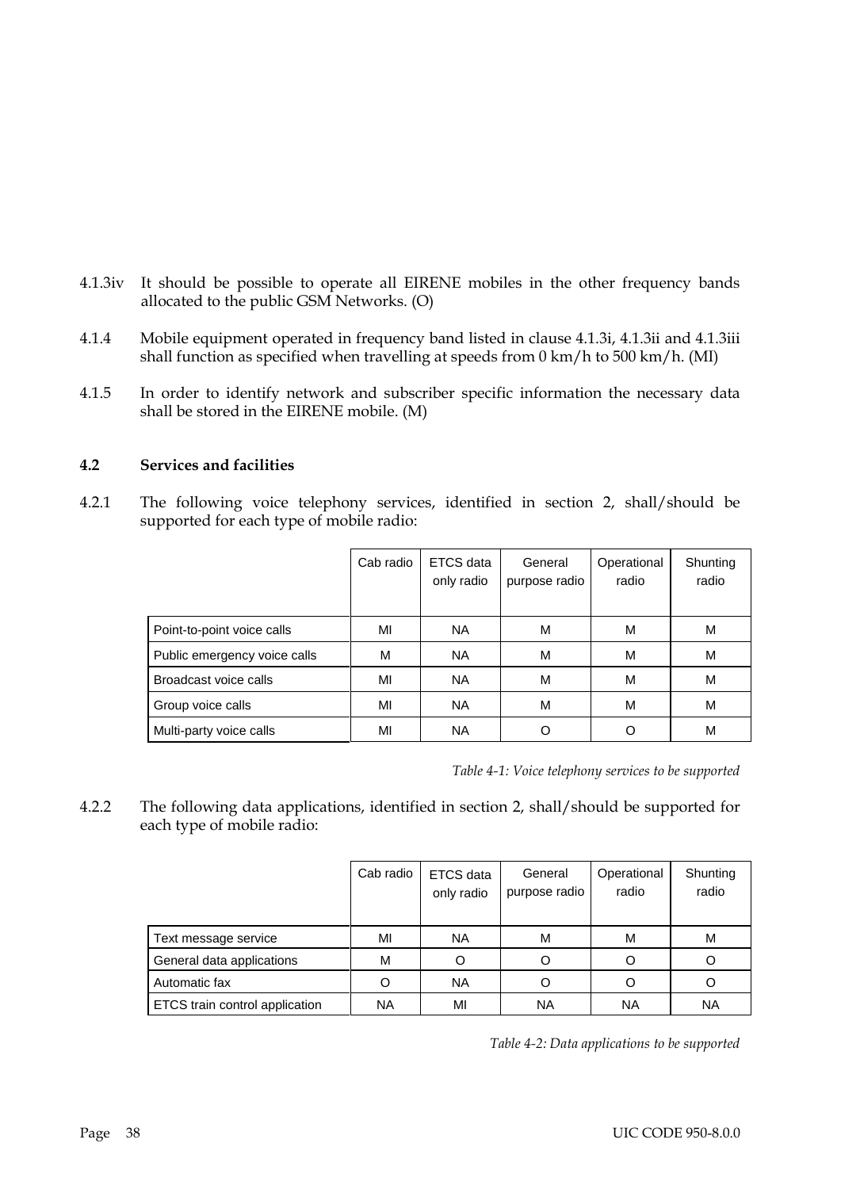4.1.3iv It should be possible to operate all EIRENE mobiles in the other frequency bands allocated to the public GSM Networks. (O)

4.1.4 Mobile equipment operated in frequency band listed in clause 4.1.3i, 4.1.3ii and 4.1.3iii shall function as specified when travelling at speeds from 0 km/h to 500 km/h. (MI)

4.1.5 In order to identify network and subscriber specific information the necessary data shall be stored in the EIRENE mobile. (M)

## 4.2 Services and facilities

4.2.1 The following voice telephony services, identified in section 2, shall/should be supported for each type of mobile radio:

| | Cab radio | ETCS data only radio | General purpose radio | Operational radio | Shunting radio |
|---|---|---|---|---|---|
| Point-to-point voice calls | MI | NA | M | M | M |
| Public emergency voice calls | M | NA | M | M | M |
| Broadcast voice calls | MI | NA | M | M | M |
| Group voice calls | MI | NA | M | M | M |
| Multi-party voice calls | MI | NA | O | O | M |

*Table 4-1: Voice telephony services to be supported*

4.2.2 The following data applications, identified in section 2, shall/should be supported for each type of mobile radio:

| | Cab radio | ETCS data only radio | General purpose radio | Operational radio | Shunting radio |
|---|---|---|---|---|---|
| Text message service | MI | NA | M | M | M |
| General data applications | M | O | O | O | O |
| Automatic fax | O | NA | O | O | O |
| ETCS train control application | NA | MI | NA | NA | NA |

*Table 4-2: Data applications to be supported*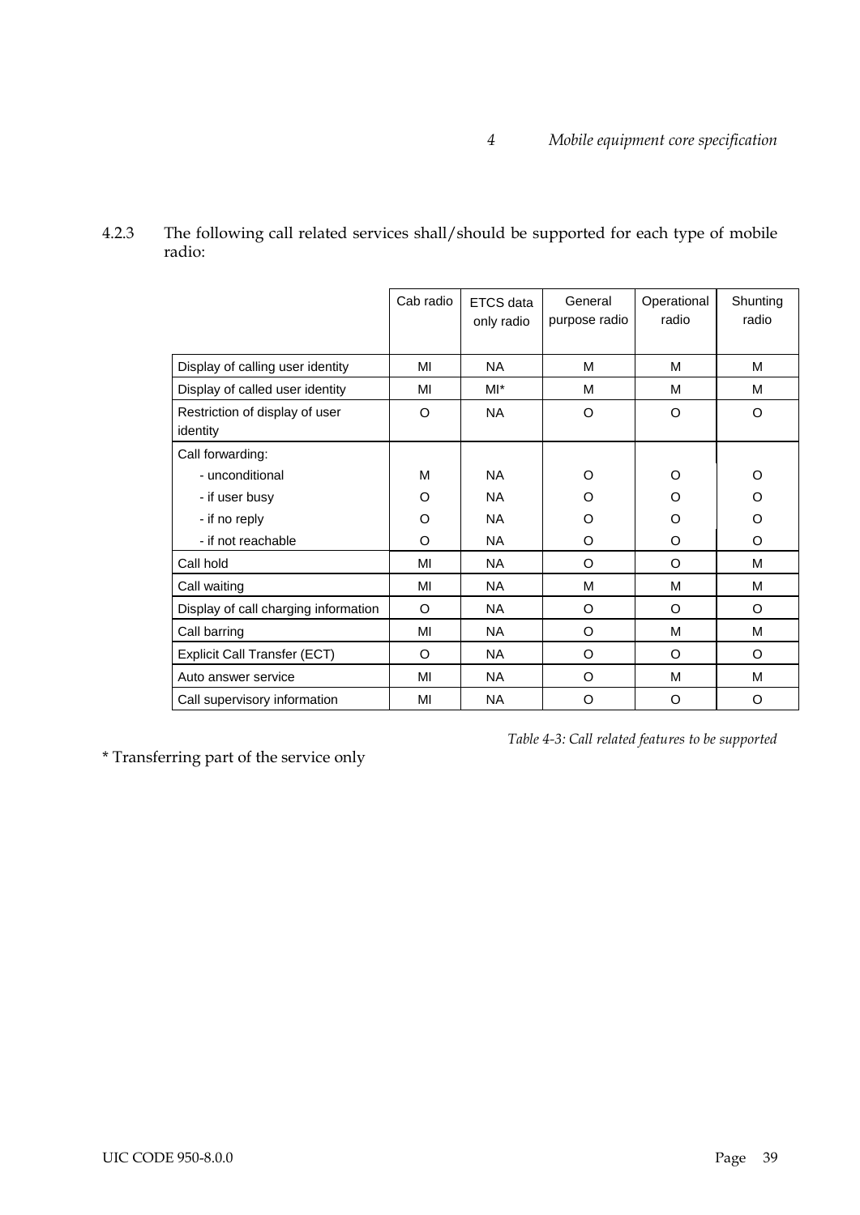4.2.3 The following call related services shall/should be supported for each type of mobile radio:

| | Cab radio | ETCS data only radio | General purpose radio | Operational radio | Shunting radio |
|---|---|---|---|---|---|
| Display of calling user identity | MI | NA | M | M | M |
| Display of called user identity | MI | MI* | M | M | M |
| Restriction of display of user identity | O | NA | O | O | O |
| Call forwarding: | | | | | |
| - unconditional | M | NA | O | O | O |
| - if user busy | O | NA | O | O | O |
| - if no reply | O | NA | O | O | O |
| - if not reachable | O | NA | O | O | O |
| Call hold | MI | NA | O | O | M |
| Call waiting | MI | NA | M | M | M |
| Display of call charging information | O | NA | O | O | O |
| Call barring | MI | NA | O | M | M |
| Explicit Call Transfer (ECT) | O | NA | O | O | O |
| Auto answer service | MI | NA | O | M | M |
| Call supervisory information | MI | NA | O | O | O |

*Table 4-3: Call related features to be supported*

* Transferring part of the service only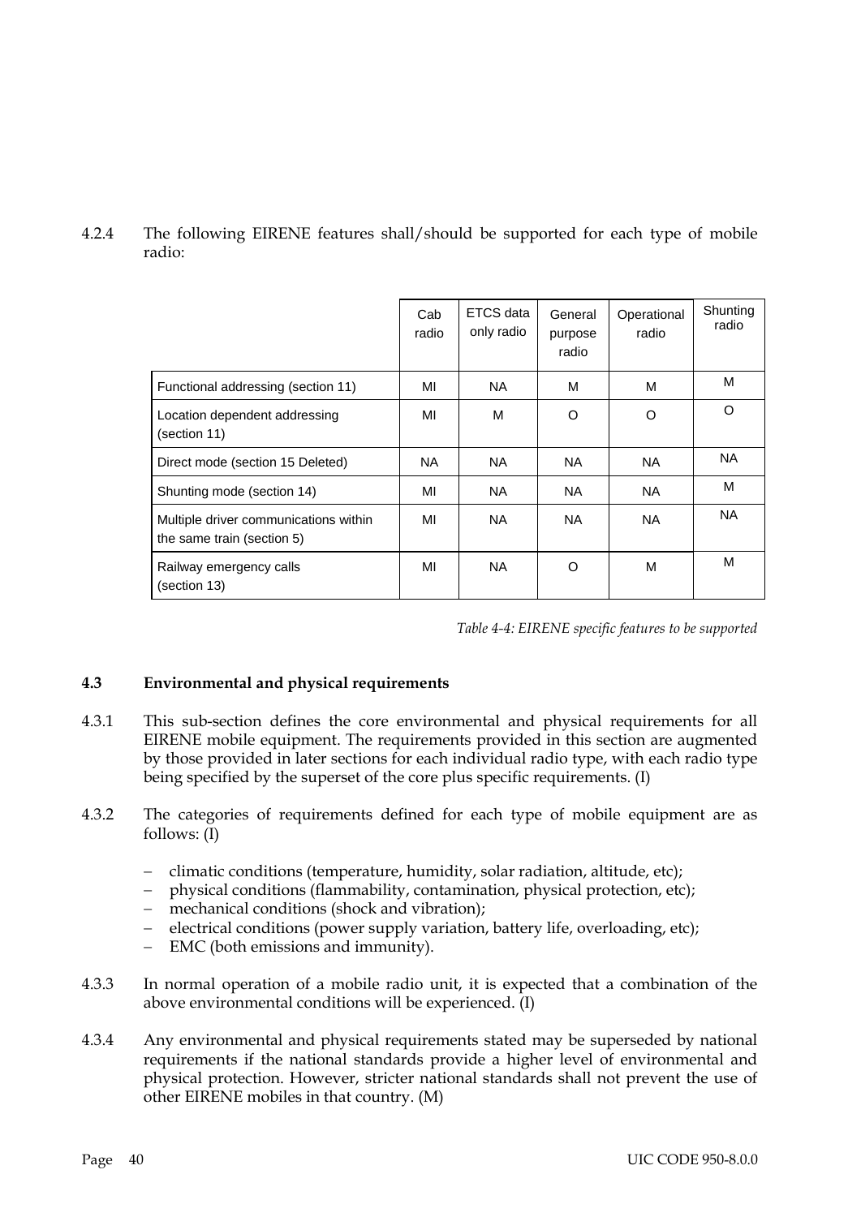4.2.4 The following EIRENE features shall/should be supported for each type of mobile radio:

| | Cab radio | ETCS data only radio | General purpose radio | Operational radio | Shunting radio |
|---|---|---|---|---|---|
| Functional addressing (section 11) | MI | NA | M | M | M |
| Location dependent addressing (section 11) | MI | M | O | O | O |
| Direct mode (section 15 Deleted) | NA | NA | NA | NA | NA |
| Shunting mode (section 14) | MI | NA | NA | NA | M |
| Multiple driver communications within the same train (section 5) | MI | NA | NA | NA | NA |
| Railway emergency calls (section 13) | MI | NA | O | M | M |

*Table 4-4: EIRENE specific features to be supported*

### 4.3 Environmental and physical requirements

4.3.1 This sub-section defines the core environmental and physical requirements for all EIRENE mobile equipment. The requirements provided in this section are augmented by those provided in later sections for each individual radio type, with each radio type being specified by the superset of the core plus specific requirements. (I)

4.3.2 The categories of requirements defined for each type of mobile equipment are as follows: (I)

- climatic conditions (temperature, humidity, solar radiation, altitude, etc);
- physical conditions (flammability, contamination, physical protection, etc);
- mechanical conditions (shock and vibration);
- electrical conditions (power supply variation, battery life, overloading, etc);
- EMC (both emissions and immunity).

4.3.3 In normal operation of a mobile radio unit, it is expected that a combination of the above environmental conditions will be experienced. (I)

4.3.4 Any environmental and physical requirements stated may be superseded by national requirements if the national standards provide a higher level of environmental and physical protection. However, stricter national standards shall not prevent the use of other EIRENE mobiles in that country. (M)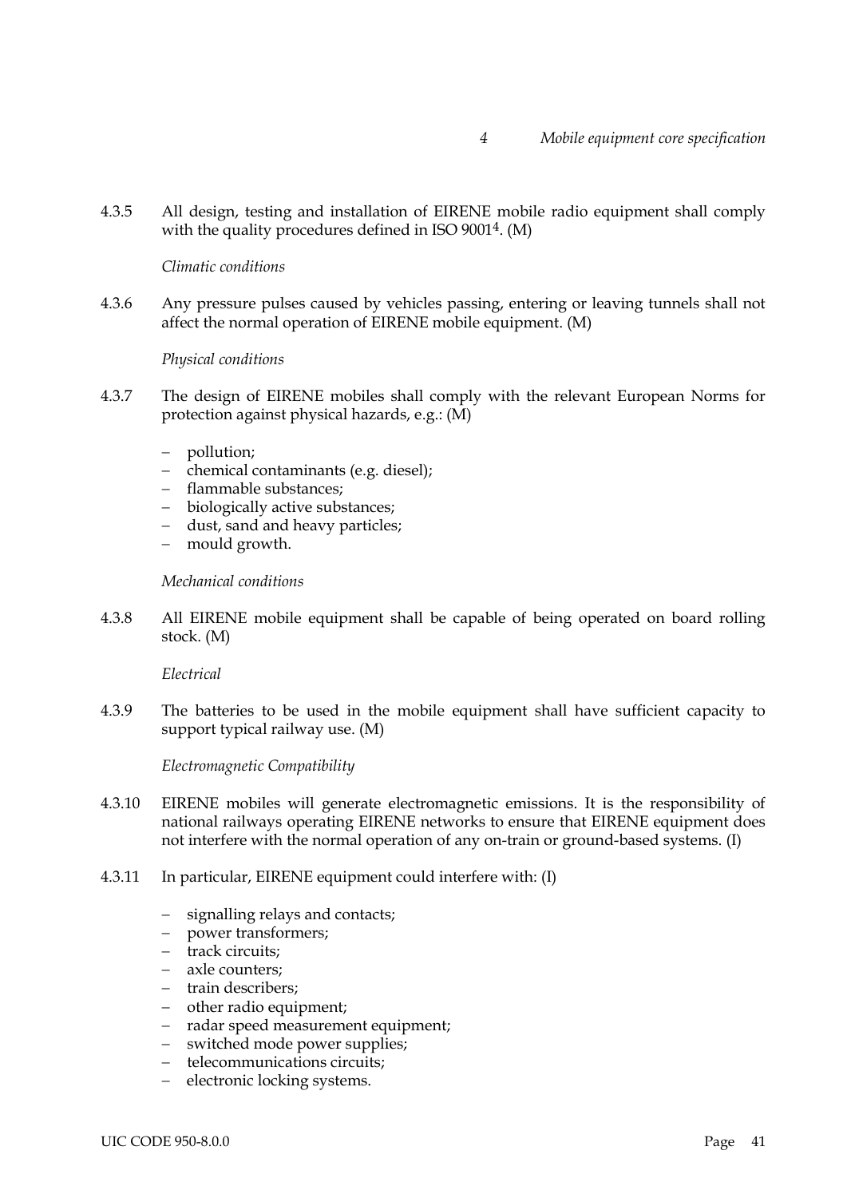4.3.5 All design, testing and installation of EIRENE mobile radio equipment shall comply with the quality procedures defined in ISO 9001[4]. (M)

*Climatic conditions*

4.3.6 Any pressure pulses caused by vehicles passing, entering or leaving tunnels shall not affect the normal operation of EIRENE mobile equipment. (M)

*Physical conditions*

4.3.7 The design of EIRENE mobiles shall comply with the relevant European Norms for protection against physical hazards, e.g.: (M)

- pollution;
- chemical contaminants (e.g. diesel);
- flammable substances;
- biologically active substances;
- dust, sand and heavy particles;
- mould growth.

*Mechanical conditions*

4.3.8 All EIRENE mobile equipment shall be capable of being operated on board rolling stock. (M)

*Electrical*

4.3.9 The batteries to be used in the mobile equipment shall have sufficient capacity to support typical railway use. (M)

*Electromagnetic Compatibility*

4.3.10 EIRENE mobiles will generate electromagnetic emissions. It is the responsibility of national railways operating EIRENE networks to ensure that EIRENE equipment does not interfere with the normal operation of any on-train or ground-based systems. (I)

4.3.11 In particular, EIRENE equipment could interfere with: (I)

- signalling relays and contacts;
- power transformers;
- track circuits;
- axle counters;
- train describers;
- other radio equipment;
- radar speed measurement equipment;
- switched mode power supplies;
- telecommunications circuits;
- electronic locking systems.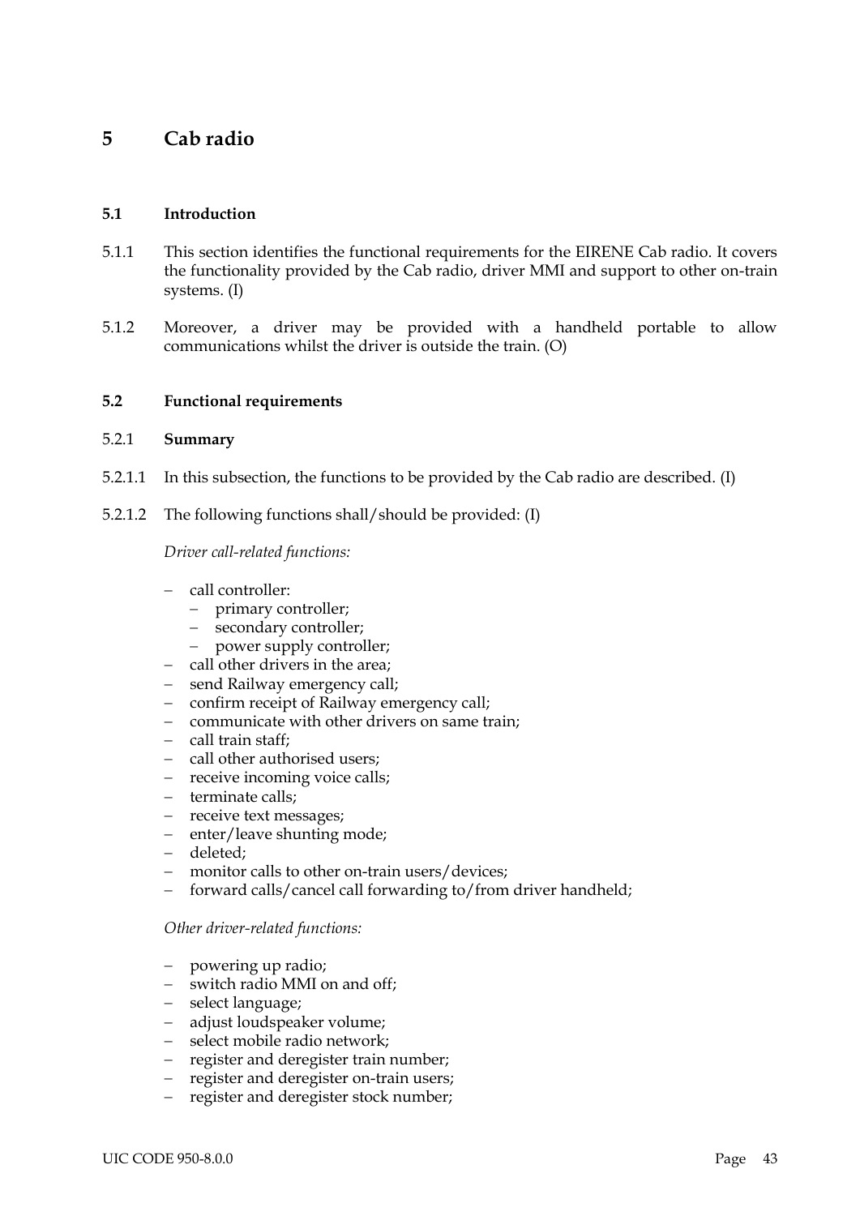# 5 Cab radio

## 5.1 Introduction

5.1.1 This section identifies the functional requirements for the EIRENE Cab radio. It covers the functionality provided by the Cab radio, driver MMI and support to other on-train systems. (I)

5.1.2 Moreover, a driver may be provided with a handheld portable to allow communications whilst the driver is outside the train. (O)

## 5.2 Functional requirements

### 5.2.1 Summary

5.2.1.1 In this subsection, the functions to be provided by the Cab radio are described. (I)

5.2.1.2 The following functions shall/should be provided: (I)

*Driver call-related functions:*

- call controller:
  - primary controller;
  - secondary controller;
  - power supply controller;
- call other drivers in the area;
- send Railway emergency call;
- confirm receipt of Railway emergency call;
- communicate with other drivers on same train;
- call train staff;
- call other authorised users;
- receive incoming voice calls;
- terminate calls;
- receive text messages;
- enter/leave shunting mode;
- deleted;
- monitor calls to other on-train users/devices;
- forward calls/cancel call forwarding to/from driver handheld;

*Other driver-related functions:*

- powering up radio;
- switch radio MMI on and off;
- select language;
- adjust loudspeaker volume;
- select mobile radio network;
- register and deregister train number;
- register and deregister on-train users;
- register and deregister stock number;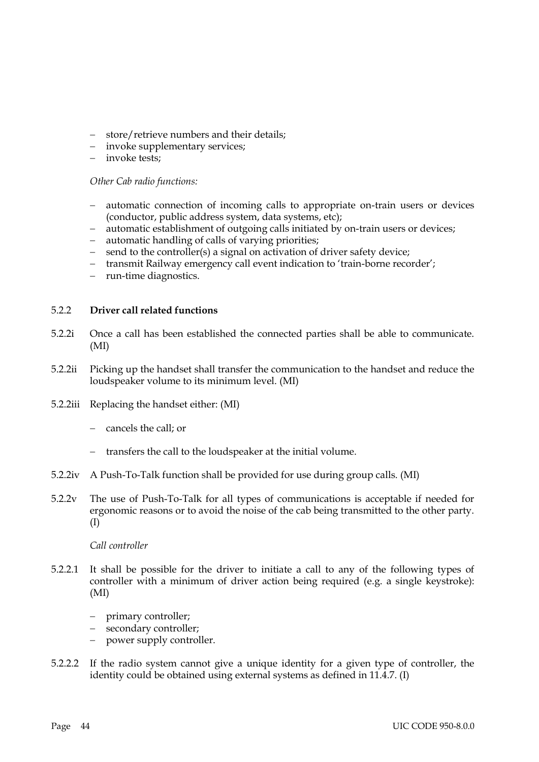- store/retrieve numbers and their details;
- invoke supplementary services;
- invoke tests;

*Other Cab radio functions:*

- automatic connection of incoming calls to appropriate on-train users or devices (conductor, public address system, data systems, etc);
- automatic establishment of outgoing calls initiated by on-train users or devices;
- automatic handling of calls of varying priorities;
- send to the controller(s) a signal on activation of driver safety device;
- transmit Railway emergency call event indication to 'train-borne recorder';
- run-time diagnostics.

### 5.2.2 Driver call related functions

5.2.2i Once a call has been established the connected parties shall be able to communicate. (MI)

5.2.2ii Picking up the handset shall transfer the communication to the handset and reduce the loudspeaker volume to its minimum level. (MI)

5.2.2iii Replacing the handset either: (MI)

- cancels the call; or
- transfers the call to the loudspeaker at the initial volume.

5.2.2iv A Push-To-Talk function shall be provided for use during group calls. (MI)

5.2.2v The use of Push-To-Talk for all types of communications is acceptable if needed for ergonomic reasons or to avoid the noise of the cab being transmitted to the other party. (I)

*Call controller*

5.2.2.1 It shall be possible for the driver to initiate a call to any of the following types of controller with a minimum of driver action being required (e.g. a single keystroke): (MI)

- primary controller;
- secondary controller;
- power supply controller.

5.2.2.2 If the radio system cannot give a unique identity for a given type of controller, the identity could be obtained using external systems as defined in 11.4.7. (I)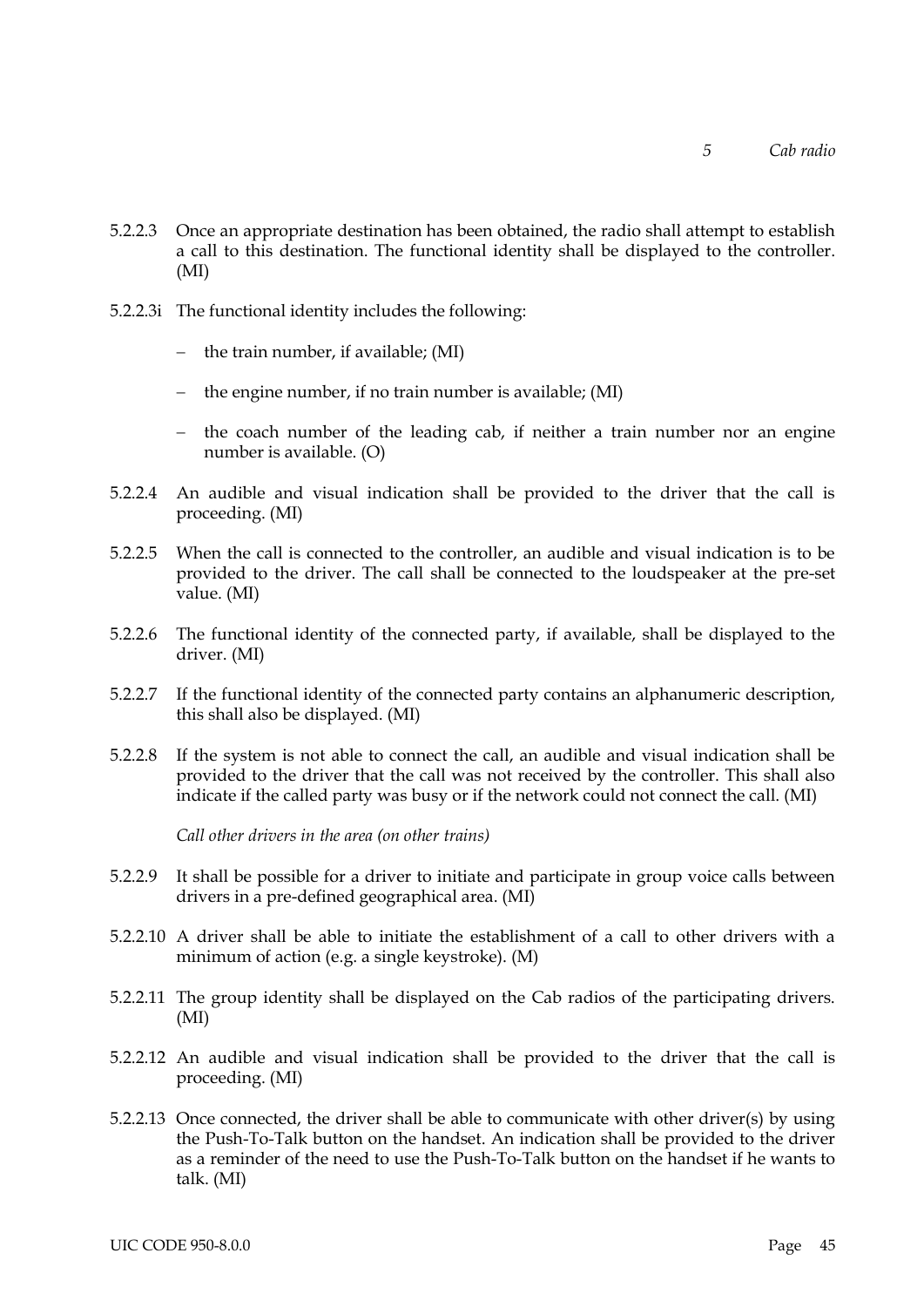5.2.2.3 Once an appropriate destination has been obtained, the radio shall attempt to establish a call to this destination. The functional identity shall be displayed to the controller. (MI)

5.2.2.3i The functional identity includes the following:

- the train number, if available; (MI)
- the engine number, if no train number is available; (MI)
- the coach number of the leading cab, if neither a train number nor an engine number is available. (O)

5.2.2.4 An audible and visual indication shall be provided to the driver that the call is proceeding. (MI)

5.2.2.5 When the call is connected to the controller, an audible and visual indication is to be provided to the driver. The call shall be connected to the loudspeaker at the pre-set value. (MI)

5.2.2.6 The functional identity of the connected party, if available, shall be displayed to the driver. (MI)

5.2.2.7 If the functional identity of the connected party contains an alphanumeric description, this shall also be displayed. (MI)

5.2.2.8 If the system is not able to connect the call, an audible and visual indication shall be provided to the driver that the call was not received by the controller. This shall also indicate if the called party was busy or if the network could not connect the call. (MI)

*Call other drivers in the area (on other trains)*

5.2.2.9 It shall be possible for a driver to initiate and participate in group voice calls between drivers in a pre-defined geographical area. (MI)

5.2.2.10 A driver shall be able to initiate the establishment of a call to other drivers with a minimum of action (e.g. a single keystroke). (M)

5.2.2.11 The group identity shall be displayed on the Cab radios of the participating drivers. (MI)

5.2.2.12 An audible and visual indication shall be provided to the driver that the call is proceeding. (MI)

5.2.2.13 Once connected, the driver shall be able to communicate with other driver(s) by using the Push-To-Talk button on the handset. An indication shall be provided to the driver as a reminder of the need to use the Push-To-Talk button on the handset if he wants to talk. (MI)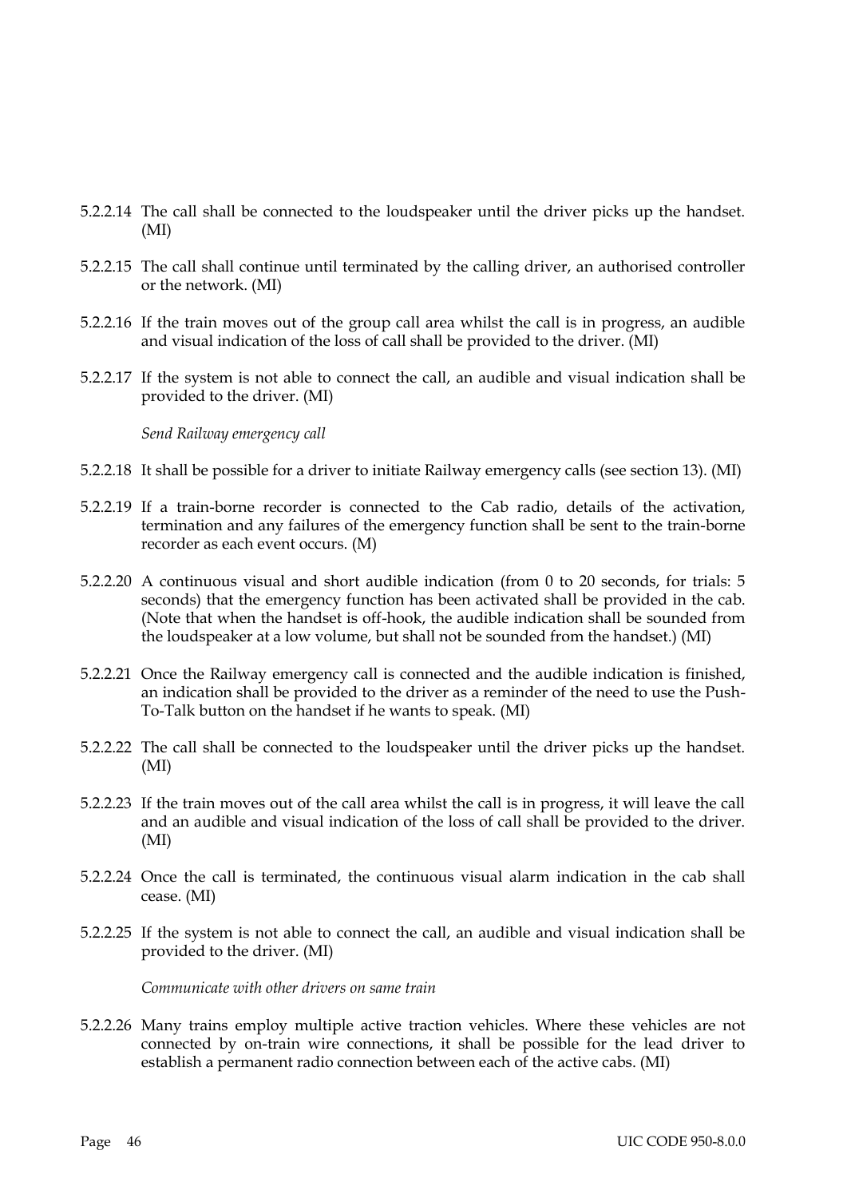5.2.2.14 The call shall be connected to the loudspeaker until the driver picks up the handset. (MI)

5.2.2.15 The call shall continue until terminated by the calling driver, an authorised controller or the network. (MI)

5.2.2.16 If the train moves out of the group call area whilst the call is in progress, an audible and visual indication of the loss of call shall be provided to the driver. (MI)

5.2.2.17 If the system is not able to connect the call, an audible and visual indication shall be provided to the driver. (MI)

*Send Railway emergency call*

5.2.2.18 It shall be possible for a driver to initiate Railway emergency calls (see section 13). (MI)

5.2.2.19 If a train-borne recorder is connected to the Cab radio, details of the activation, termination and any failures of the emergency function shall be sent to the train-borne recorder as each event occurs. (M)

5.2.2.20 A continuous visual and short audible indication (from 0 to 20 seconds, for trials: 5 seconds) that the emergency function has been activated shall be provided in the cab. (Note that when the handset is off-hook, the audible indication shall be sounded from the loudspeaker at a low volume, but shall not be sounded from the handset.) (MI)

5.2.2.21 Once the Railway emergency call is connected and the audible indication is finished, an indication shall be provided to the driver as a reminder of the need to use the Push-To-Talk button on the handset if he wants to speak. (MI)

5.2.2.22 The call shall be connected to the loudspeaker until the driver picks up the handset. (MI)

5.2.2.23 If the train moves out of the call area whilst the call is in progress, it will leave the call and an audible and visual indication of the loss of call shall be provided to the driver. (MI)

5.2.2.24 Once the call is terminated, the continuous visual alarm indication in the cab shall cease. (MI)

5.2.2.25 If the system is not able to connect the call, an audible and visual indication shall be provided to the driver. (MI)

*Communicate with other drivers on same train*

5.2.2.26 Many trains employ multiple active traction vehicles. Where these vehicles are not connected by on-train wire connections, it shall be possible for the lead driver to establish a permanent radio connection between each of the active cabs. (MI)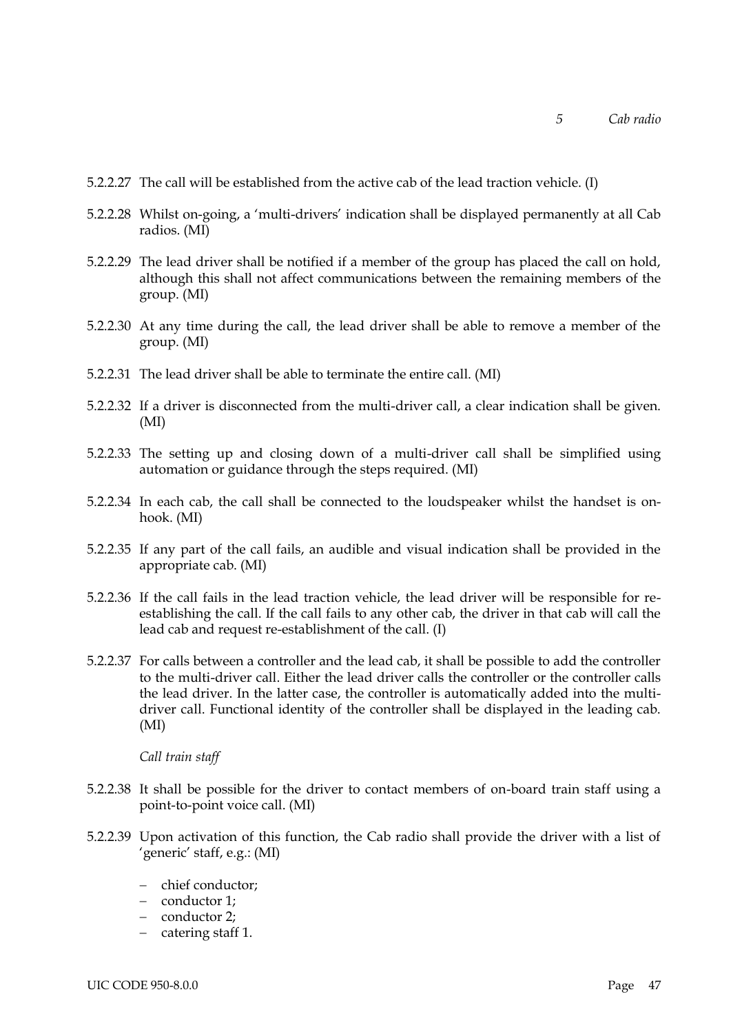5.2.2.27 The call will be established from the active cab of the lead traction vehicle. (I)

5.2.2.28 Whilst on-going, a 'multi-drivers' indication shall be displayed permanently at all Cab radios. (MI)

5.2.2.29 The lead driver shall be notified if a member of the group has placed the call on hold, although this shall not affect communications between the remaining members of the group. (MI)

5.2.2.30 At any time during the call, the lead driver shall be able to remove a member of the group. (MI)

5.2.2.31 The lead driver shall be able to terminate the entire call. (MI)

5.2.2.32 If a driver is disconnected from the multi-driver call, a clear indication shall be given. (MI)

5.2.2.33 The setting up and closing down of a multi-driver call shall be simplified using automation or guidance through the steps required. (MI)

5.2.2.34 In each cab, the call shall be connected to the loudspeaker whilst the handset is on-hook. (MI)

5.2.2.35 If any part of the call fails, an audible and visual indication shall be provided in the appropriate cab. (MI)

5.2.2.36 If the call fails in the lead traction vehicle, the lead driver will be responsible for re-establishing the call. If the call fails to any other cab, the driver in that cab will call the lead cab and request re-establishment of the call. (I)

5.2.2.37 For calls between a controller and the lead cab, it shall be possible to add the controller to the multi-driver call. Either the lead driver calls the controller or the controller calls the lead driver. In the latter case, the controller is automatically added into the multi-driver call. Functional identity of the controller shall be displayed in the leading cab. (MI)

*Call train staff*

5.2.2.38 It shall be possible for the driver to contact members of on-board train staff using a point-to-point voice call. (MI)

5.2.2.39 Upon activation of this function, the Cab radio shall provide the driver with a list of 'generic' staff, e.g.: (MI)

- chief conductor;
- conductor 1;
- conductor 2;
- catering staff 1.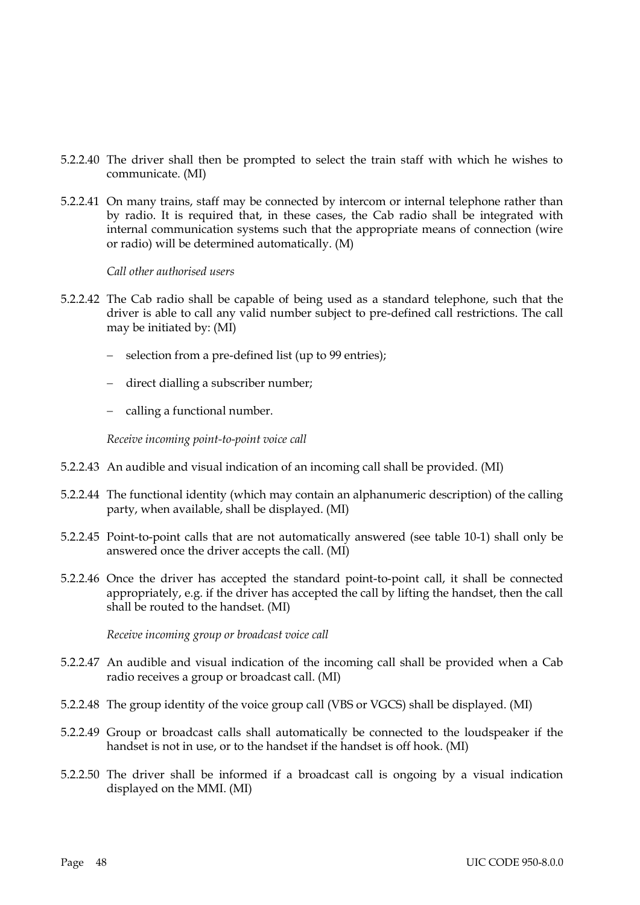5.2.2.40 The driver shall then be prompted to select the train staff with which he wishes to communicate. (MI)

5.2.2.41 On many trains, staff may be connected by intercom or internal telephone rather than by radio. It is required that, in these cases, the Cab radio shall be integrated with internal communication systems such that the appropriate means of connection (wire or radio) will be determined automatically. (M)

*Call other authorised users*

5.2.2.42 The Cab radio shall be capable of being used as a standard telephone, such that the driver is able to call any valid number subject to pre-defined call restrictions. The call may be initiated by: (MI)

- selection from a pre-defined list (up to 99 entries);
- direct dialling a subscriber number;
- calling a functional number.

*Receive incoming point-to-point voice call*

5.2.2.43 An audible and visual indication of an incoming call shall be provided. (MI)

5.2.2.44 The functional identity (which may contain an alphanumeric description) of the calling party, when available, shall be displayed. (MI)

5.2.2.45 Point-to-point calls that are not automatically answered (see table 10-1) shall only be answered once the driver accepts the call. (MI)

5.2.2.46 Once the driver has accepted the standard point-to-point call, it shall be connected appropriately, e.g. if the driver has accepted the call by lifting the handset, then the call shall be routed to the handset. (MI)

*Receive incoming group or broadcast voice call*

5.2.2.47 An audible and visual indication of the incoming call shall be provided when a Cab radio receives a group or broadcast call. (MI)

5.2.2.48 The group identity of the voice group call (VBS or VGCS) shall be displayed. (MI)

5.2.2.49 Group or broadcast calls shall automatically be connected to the loudspeaker if the handset is not in use, or to the handset if the handset is off hook. (MI)

5.2.2.50 The driver shall be informed if a broadcast call is ongoing by a visual indication displayed on the MMI. (MI)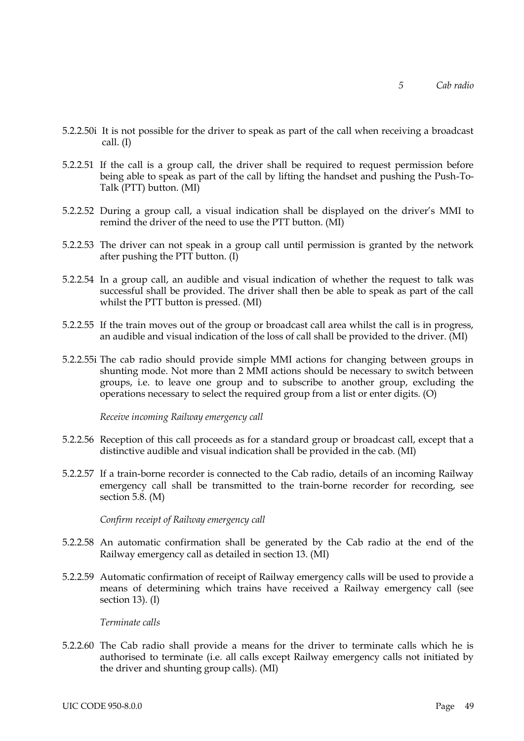5.2.2.50i It is not possible for the driver to speak as part of the call when receiving a broadcast call. (I)

5.2.2.51 If the call is a group call, the driver shall be required to request permission before being able to speak as part of the call by lifting the handset and pushing the Push-To-Talk (PTT) button. (MI)

5.2.2.52 During a group call, a visual indication shall be displayed on the driver's MMI to remind the driver of the need to use the PTT button. (MI)

5.2.2.53 The driver can not speak in a group call until permission is granted by the network after pushing the PTT button. (I)

5.2.2.54 In a group call, an audible and visual indication of whether the request to talk was successful shall be provided. The driver shall then be able to speak as part of the call whilst the PTT button is pressed. (MI)

5.2.2.55 If the train moves out of the group or broadcast call area whilst the call is in progress, an audible and visual indication of the loss of call shall be provided to the driver. (MI)

5.2.2.55i The cab radio should provide simple MMI actions for changing between groups in shunting mode. Not more than 2 MMI actions should be necessary to switch between groups, i.e. to leave one group and to subscribe to another group, excluding the operations necessary to select the required group from a list or enter digits. (O)

*Receive incoming Railway emergency call*

5.2.2.56 Reception of this call proceeds as for a standard group or broadcast call, except that a distinctive audible and visual indication shall be provided in the cab. (MI)

5.2.2.57 If a train-borne recorder is connected to the Cab radio, details of an incoming Railway emergency call shall be transmitted to the train-borne recorder for recording, see section 5.8. (M)

*Confirm receipt of Railway emergency call*

5.2.2.58 An automatic confirmation shall be generated by the Cab radio at the end of the Railway emergency call as detailed in section 13. (MI)

5.2.2.59 Automatic confirmation of receipt of Railway emergency calls will be used to provide a means of determining which trains have received a Railway emergency call (see section 13). (I)

*Terminate calls*

5.2.2.60 The Cab radio shall provide a means for the driver to terminate calls which he is authorised to terminate (i.e. all calls except Railway emergency calls not initiated by the driver and shunting group calls). (MI)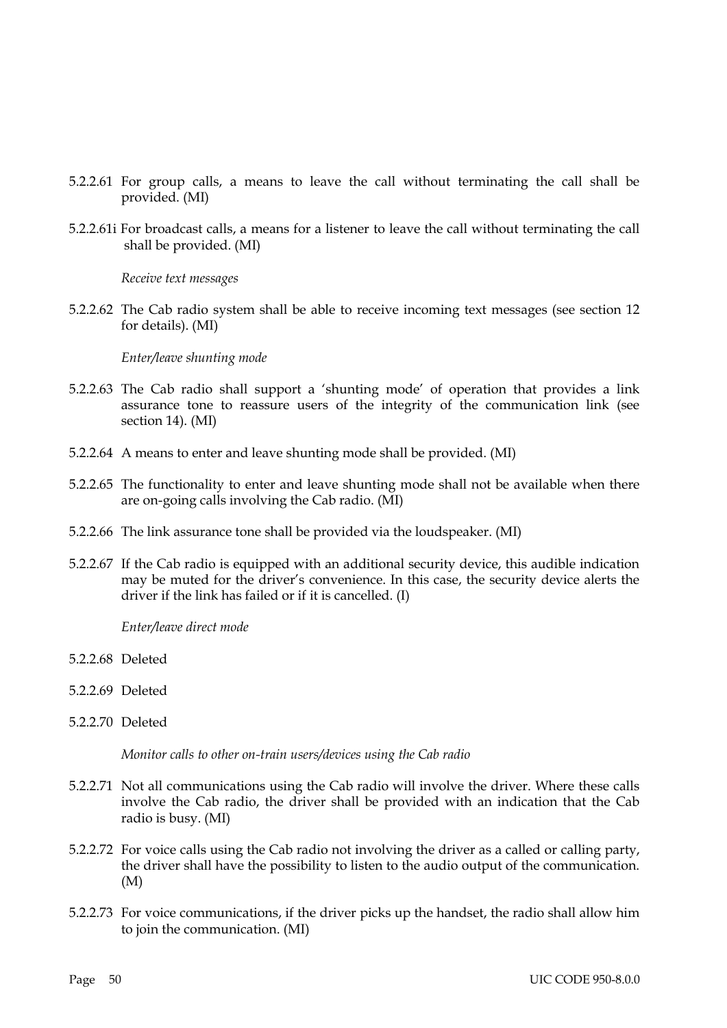5.2.2.61 For group calls, a means to leave the call without terminating the call shall be provided. (MI)

5.2.2.61i For broadcast calls, a means for a listener to leave the call without terminating the call shall be provided. (MI)

*Receive text messages*

5.2.2.62 The Cab radio system shall be able to receive incoming text messages (see section 12 for details). (MI)

*Enter/leave shunting mode*

5.2.2.63 The Cab radio shall support a 'shunting mode' of operation that provides a link assurance tone to reassure users of the integrity of the communication link (see section 14). (MI)

5.2.2.64 A means to enter and leave shunting mode shall be provided. (MI)

5.2.2.65 The functionality to enter and leave shunting mode shall not be available when there are on-going calls involving the Cab radio. (MI)

5.2.2.66 The link assurance tone shall be provided via the loudspeaker. (MI)

5.2.2.67 If the Cab radio is equipped with an additional security device, this audible indication may be muted for the driver's convenience. In this case, the security device alerts the driver if the link has failed or if it is cancelled. (I)

*Enter/leave direct mode*

5.2.2.68 Deleted

5.2.2.69 Deleted

5.2.2.70 Deleted

*Monitor calls to other on-train users/devices using the Cab radio*

5.2.2.71 Not all communications using the Cab radio will involve the driver. Where these calls involve the Cab radio, the driver shall be provided with an indication that the Cab radio is busy. (MI)

5.2.2.72 For voice calls using the Cab radio not involving the driver as a called or calling party, the driver shall have the possibility to listen to the audio output of the communication. (M)

5.2.2.73 For voice communications, if the driver picks up the handset, the radio shall allow him to join the communication. (MI)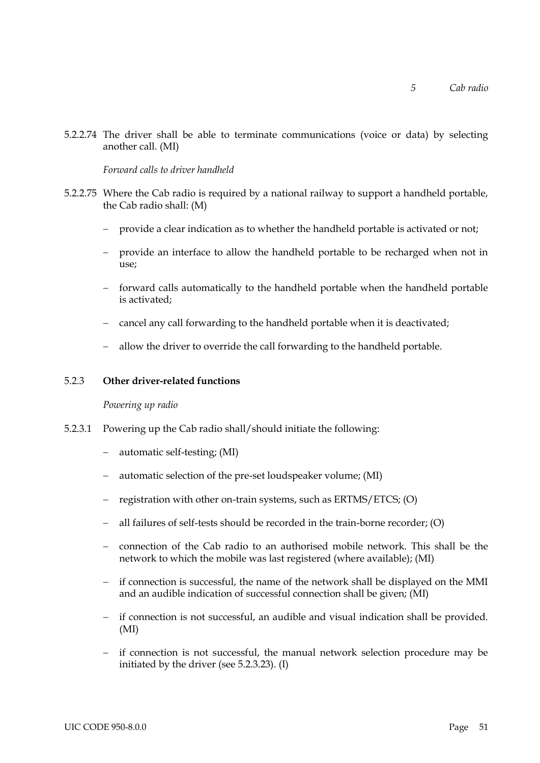5.2.2.74 The driver shall be able to terminate communications (voice or data) by selecting another call. (MI)

*Forward calls to driver handheld*

5.2.2.75 Where the Cab radio is required by a national railway to support a handheld portable, the Cab radio shall: (M)

- provide a clear indication as to whether the handheld portable is activated or not;
- provide an interface to allow the handheld portable to be recharged when not in use;
- forward calls automatically to the handheld portable when the handheld portable is activated;
- cancel any call forwarding to the handheld portable when it is deactivated;
- allow the driver to override the call forwarding to the handheld portable.

### 5.2.3 **Other driver-related functions**

*Powering up radio*

5.2.3.1 Powering up the Cab radio shall/should initiate the following:

- automatic self-testing; (MI)
- automatic selection of the pre-set loudspeaker volume; (MI)
- registration with other on-train systems, such as ERTMS/ETCS; (O)
- all failures of self-tests should be recorded in the train-borne recorder; (O)
- connection of the Cab radio to an authorised mobile network. This shall be the network to which the mobile was last registered (where available); (MI)
- if connection is successful, the name of the network shall be displayed on the MMI and an audible indication of successful connection shall be given; (MI)
- if connection is not successful, an audible and visual indication shall be provided. (MI)
- if connection is not successful, the manual network selection procedure may be initiated by the driver (see 5.2.3.23). (I)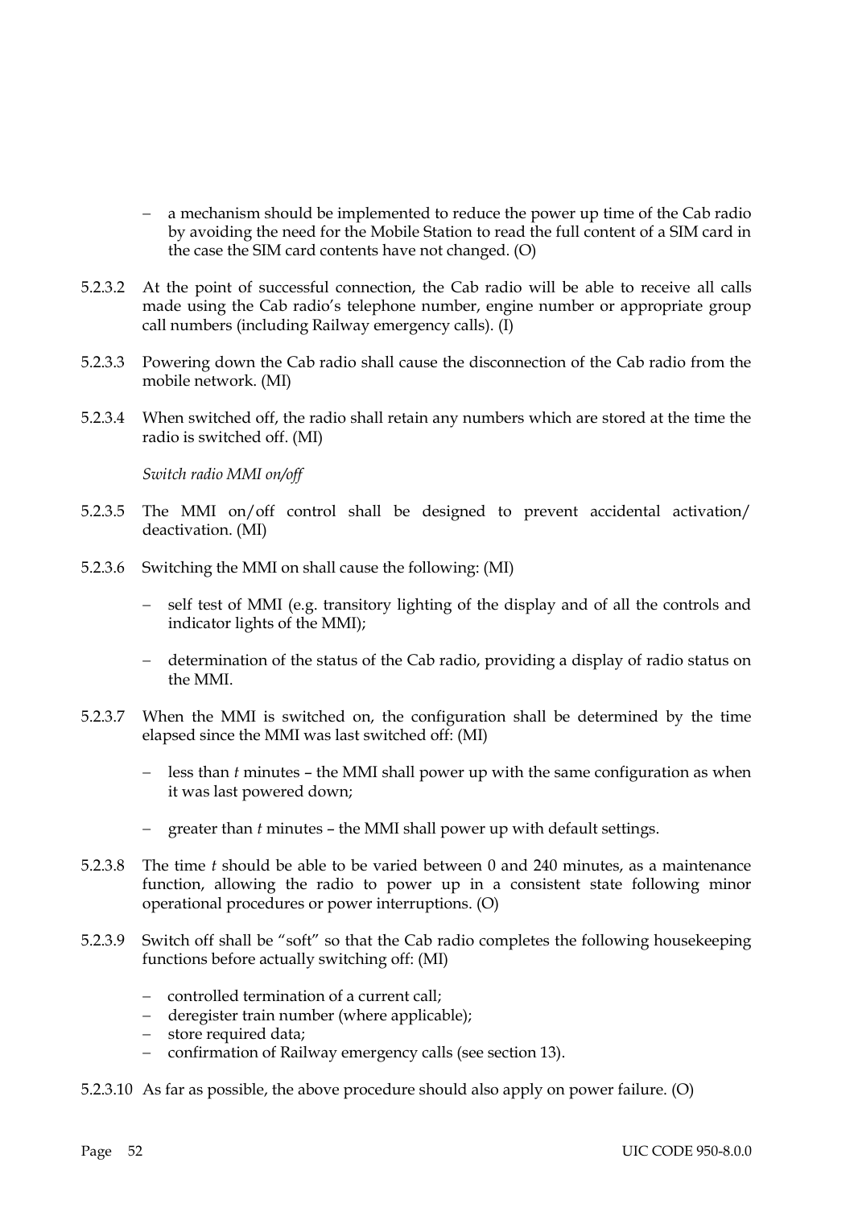- a mechanism should be implemented to reduce the power up time of the Cab radio by avoiding the need for the Mobile Station to read the full content of a SIM card in the case the SIM card contents have not changed. (O)

5.2.3.2 At the point of successful connection, the Cab radio will be able to receive all calls made using the Cab radio's telephone number, engine number or appropriate group call numbers (including Railway emergency calls). (I)

5.2.3.3 Powering down the Cab radio shall cause the disconnection of the Cab radio from the mobile network. (MI)

5.2.3.4 When switched off, the radio shall retain any numbers which are stored at the time the radio is switched off. (MI)

*Switch radio MMI on/off*

5.2.3.5 The MMI on/off control shall be designed to prevent accidental activation/ deactivation. (MI)

5.2.3.6 Switching the MMI on shall cause the following: (MI)

- self test of MMI (e.g. transitory lighting of the display and of all the controls and indicator lights of the MMI);
- determination of the status of the Cab radio, providing a display of radio status on the MMI.

5.2.3.7 When the MMI is switched on, the configuration shall be determined by the time elapsed since the MMI was last switched off: (MI)

- less than *t* minutes – the MMI shall power up with the same configuration as when it was last powered down;
- greater than *t* minutes – the MMI shall power up with default settings.

5.2.3.8 The time *t* should be able to be varied between 0 and 240 minutes, as a maintenance function, allowing the radio to power up in a consistent state following minor operational procedures or power interruptions. (O)

5.2.3.9 Switch off shall be "soft" so that the Cab radio completes the following housekeeping functions before actually switching off: (MI)

- controlled termination of a current call;
- deregister train number (where applicable);
- store required data;
- confirmation of Railway emergency calls (see section 13).

5.2.3.10 As far as possible, the above procedure should also apply on power failure. (O)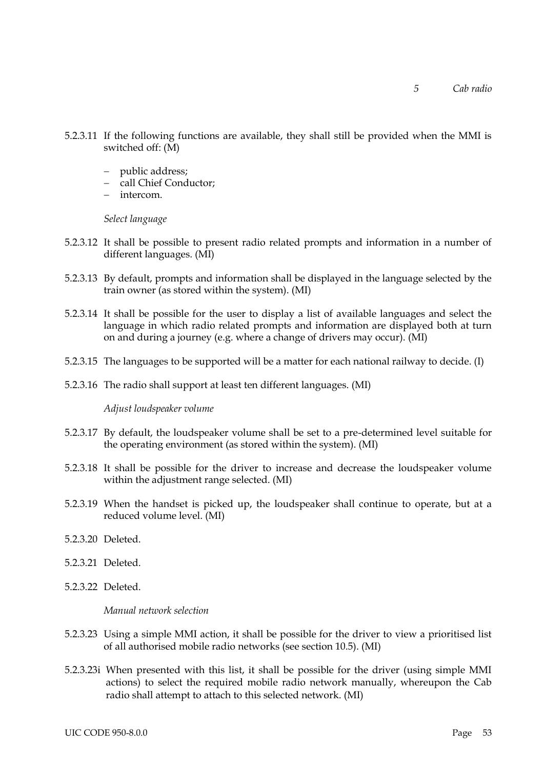5.2.3.11 If the following functions are available, they shall still be provided when the MMI is switched off: (M)

- public address;
- call Chief Conductor;
- intercom.

*Select language*

5.2.3.12 It shall be possible to present radio related prompts and information in a number of different languages. (MI)

5.2.3.13 By default, prompts and information shall be displayed in the language selected by the train owner (as stored within the system). (MI)

5.2.3.14 It shall be possible for the user to display a list of available languages and select the language in which radio related prompts and information are displayed both at turn on and during a journey (e.g. where a change of drivers may occur). (MI)

5.2.3.15 The languages to be supported will be a matter for each national railway to decide. (I)

5.2.3.16 The radio shall support at least ten different languages. (MI)

*Adjust loudspeaker volume*

5.2.3.17 By default, the loudspeaker volume shall be set to a pre-determined level suitable for the operating environment (as stored within the system). (MI)

5.2.3.18 It shall be possible for the driver to increase and decrease the loudspeaker volume within the adjustment range selected. (MI)

5.2.3.19 When the handset is picked up, the loudspeaker shall continue to operate, but at a reduced volume level. (MI)

5.2.3.20 Deleted.

5.2.3.21 Deleted.

5.2.3.22 Deleted.

*Manual network selection*

5.2.3.23 Using a simple MMI action, it shall be possible for the driver to view a prioritised list of all authorised mobile radio networks (see section 10.5). (MI)

5.2.3.23i When presented with this list, it shall be possible for the driver (using simple MMI actions) to select the required mobile radio network manually, whereupon the Cab radio shall attempt to attach to this selected network. (MI)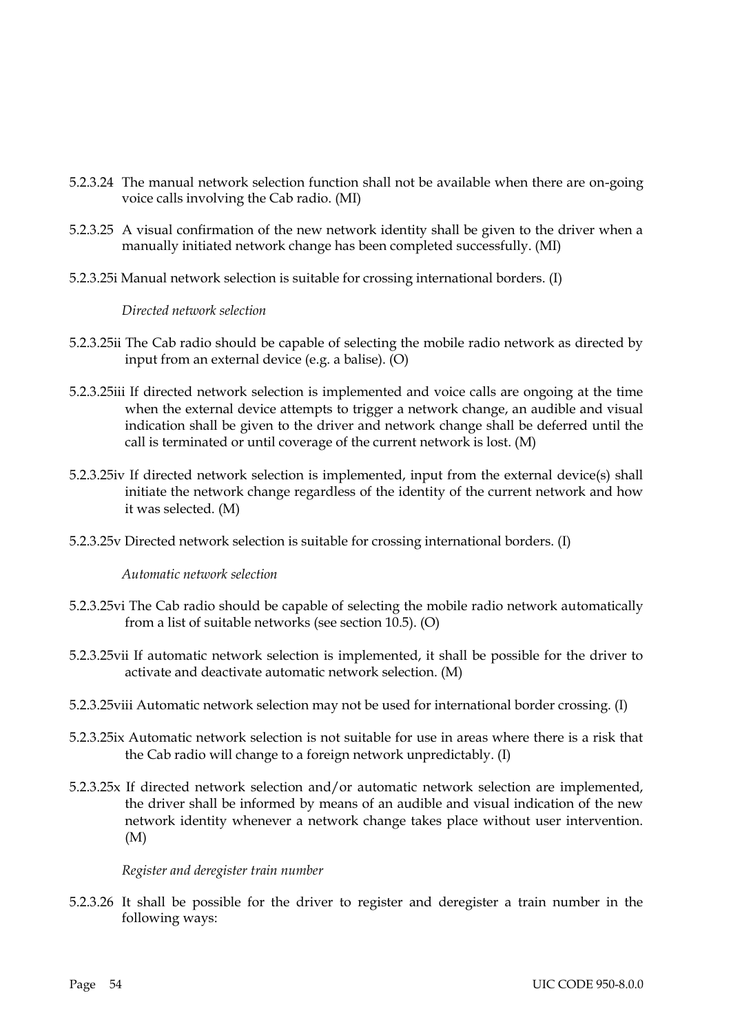5.2.3.24 The manual network selection function shall not be available when there are on-going voice calls involving the Cab radio. (MI)

5.2.3.25 A visual confirmation of the new network identity shall be given to the driver when a manually initiated network change has been completed successfully. (MI)

5.2.3.25i Manual network selection is suitable for crossing international borders. (I)

*Directed network selection*

5.2.3.25ii The Cab radio should be capable of selecting the mobile radio network as directed by input from an external device (e.g. a balise). (O)

5.2.3.25iii If directed network selection is implemented and voice calls are ongoing at the time when the external device attempts to trigger a network change, an audible and visual indication shall be given to the driver and network change shall be deferred until the call is terminated or until coverage of the current network is lost. (M)

5.2.3.25iv If directed network selection is implemented, input from the external device(s) shall initiate the network change regardless of the identity of the current network and how it was selected. (M)

5.2.3.25v Directed network selection is suitable for crossing international borders. (I)

*Automatic network selection*

5.2.3.25vi The Cab radio should be capable of selecting the mobile radio network automatically from a list of suitable networks (see section 10.5). (O)

5.2.3.25vii If automatic network selection is implemented, it shall be possible for the driver to activate and deactivate automatic network selection. (M)

5.2.3.25viii Automatic network selection may not be used for international border crossing. (I)

5.2.3.25ix Automatic network selection is not suitable for use in areas where there is a risk that the Cab radio will change to a foreign network unpredictably. (I)

5.2.3.25x If directed network selection and/or automatic network selection are implemented, the driver shall be informed by means of an audible and visual indication of the new network identity whenever a network change takes place without user intervention. (M)

*Register and deregister train number*

5.2.3.26 It shall be possible for the driver to register and deregister a train number in the following ways: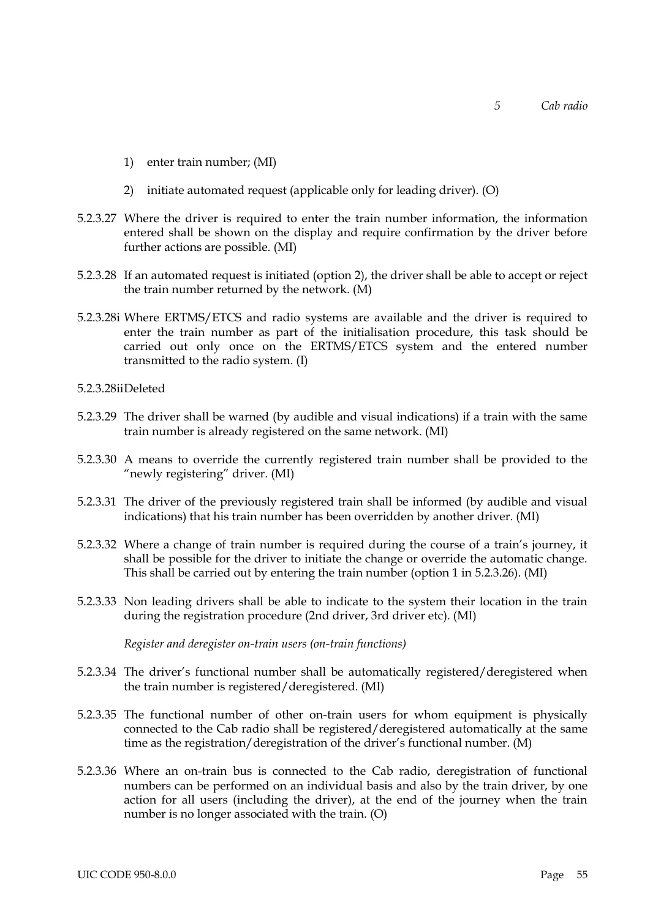1) enter train number; (MI)

2) initiate automated request (applicable only for leading driver). (O)

5.2.3.27 Where the driver is required to enter the train number information, the information entered shall be shown on the display and require confirmation by the driver before further actions are possible. (MI)

5.2.3.28 If an automated request is initiated (option 2), the driver shall be able to accept or reject the train number returned by the network. (M)

5.2.3.28i Where ERTMS/ETCS and radio systems are available and the driver is required to enter the train number as part of the initialisation procedure, this task should be carried out only once on the ERTMS/ETCS system and the entered number transmitted to the radio system. (I)

5.2.3.28ii Deleted

5.2.3.29 The driver shall be warned (by audible and visual indications) if a train with the same train number is already registered on the same network. (MI)

5.2.3.30 A means to override the currently registered train number shall be provided to the "newly registering" driver. (MI)

5.2.3.31 The driver of the previously registered train shall be informed (by audible and visual indications) that his train number has been overridden by another driver. (MI)

5.2.3.32 Where a change of train number is required during the course of a train's journey, it shall be possible for the driver to initiate the change or override the automatic change. This shall be carried out by entering the train number (option 1 in 5.2.3.26). (MI)

5.2.3.33 Non leading drivers shall be able to indicate to the system their location in the train during the registration procedure (2nd driver, 3rd driver etc). (MI)

*Register and deregister on-train users (on-train functions)*

5.2.3.34 The driver's functional number shall be automatically registered/deregistered when the train number is registered/deregistered. (MI)

5.2.3.35 The functional number of other on-train users for whom equipment is physically connected to the Cab radio shall be registered/deregistered automatically at the same time as the registration/deregistration of the driver's functional number. (M)

5.2.3.36 Where an on-train bus is connected to the Cab radio, deregistration of functional numbers can be performed on an individual basis and also by the train driver, by one action for all users (including the driver), at the end of the journey when the train number is no longer associated with the train. (O)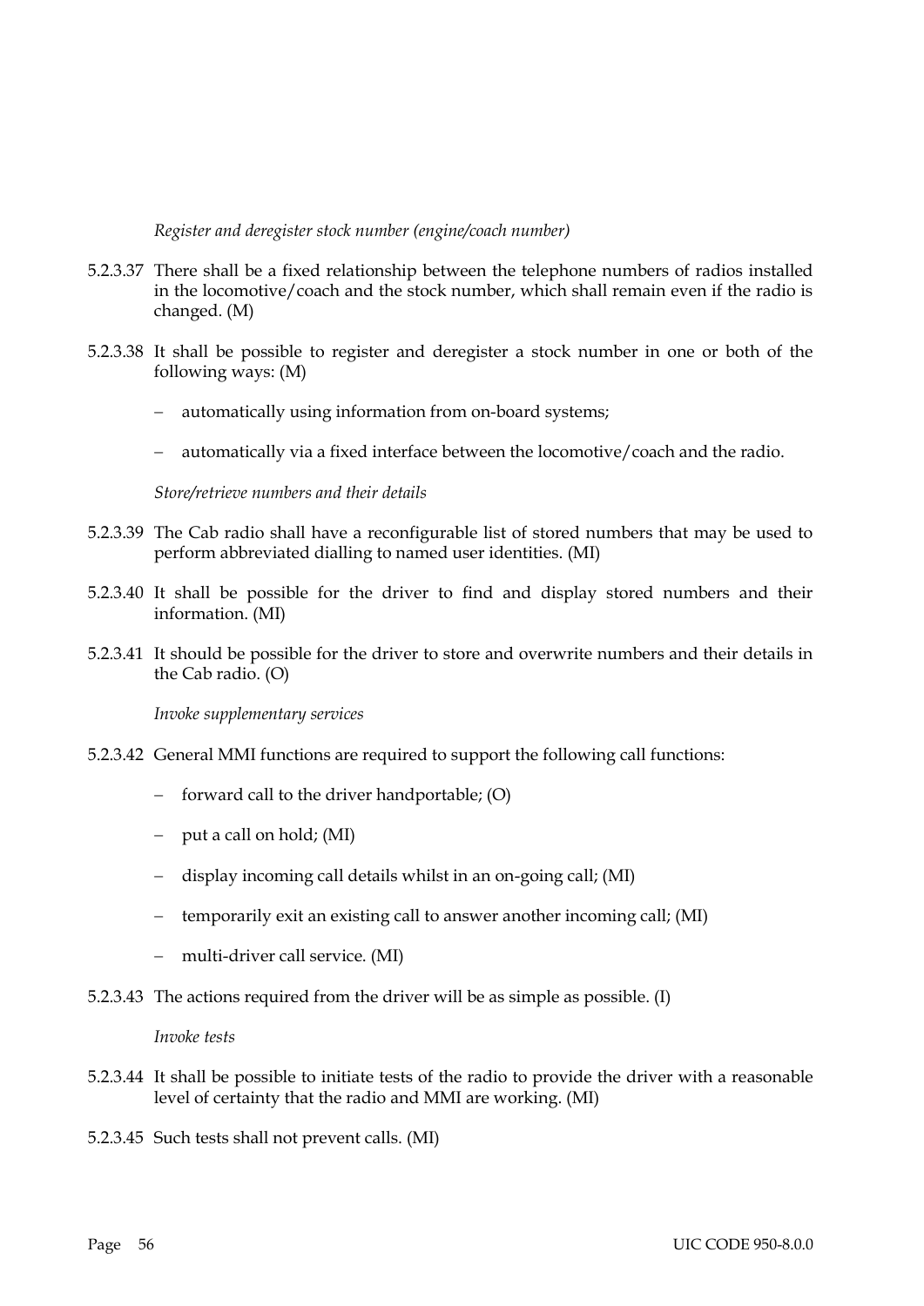*Register and deregister stock number (engine/coach number)*

5.2.3.37 There shall be a fixed relationship between the telephone numbers of radios installed in the locomotive/coach and the stock number, which shall remain even if the radio is changed. (M)

5.2.3.38 It shall be possible to register and deregister a stock number in one or both of the following ways: (M)

- automatically using information from on-board systems;
- automatically via a fixed interface between the locomotive/coach and the radio.

*Store/retrieve numbers and their details*

5.2.3.39 The Cab radio shall have a reconfigurable list of stored numbers that may be used to perform abbreviated dialling to named user identities. (MI)

5.2.3.40 It shall be possible for the driver to find and display stored numbers and their information. (MI)

5.2.3.41 It should be possible for the driver to store and overwrite numbers and their details in the Cab radio. (O)

*Invoke supplementary services*

5.2.3.42 General MMI functions are required to support the following call functions:

- forward call to the driver handportable; (O)
- put a call on hold; (MI)
- display incoming call details whilst in an on-going call; (MI)
- temporarily exit an existing call to answer another incoming call; (MI)
- multi-driver call service. (MI)

5.2.3.43 The actions required from the driver will be as simple as possible. (I)

*Invoke tests*

5.2.3.44 It shall be possible to initiate tests of the radio to provide the driver with a reasonable level of certainty that the radio and MMI are working. (MI)

5.2.3.45 Such tests shall not prevent calls. (MI)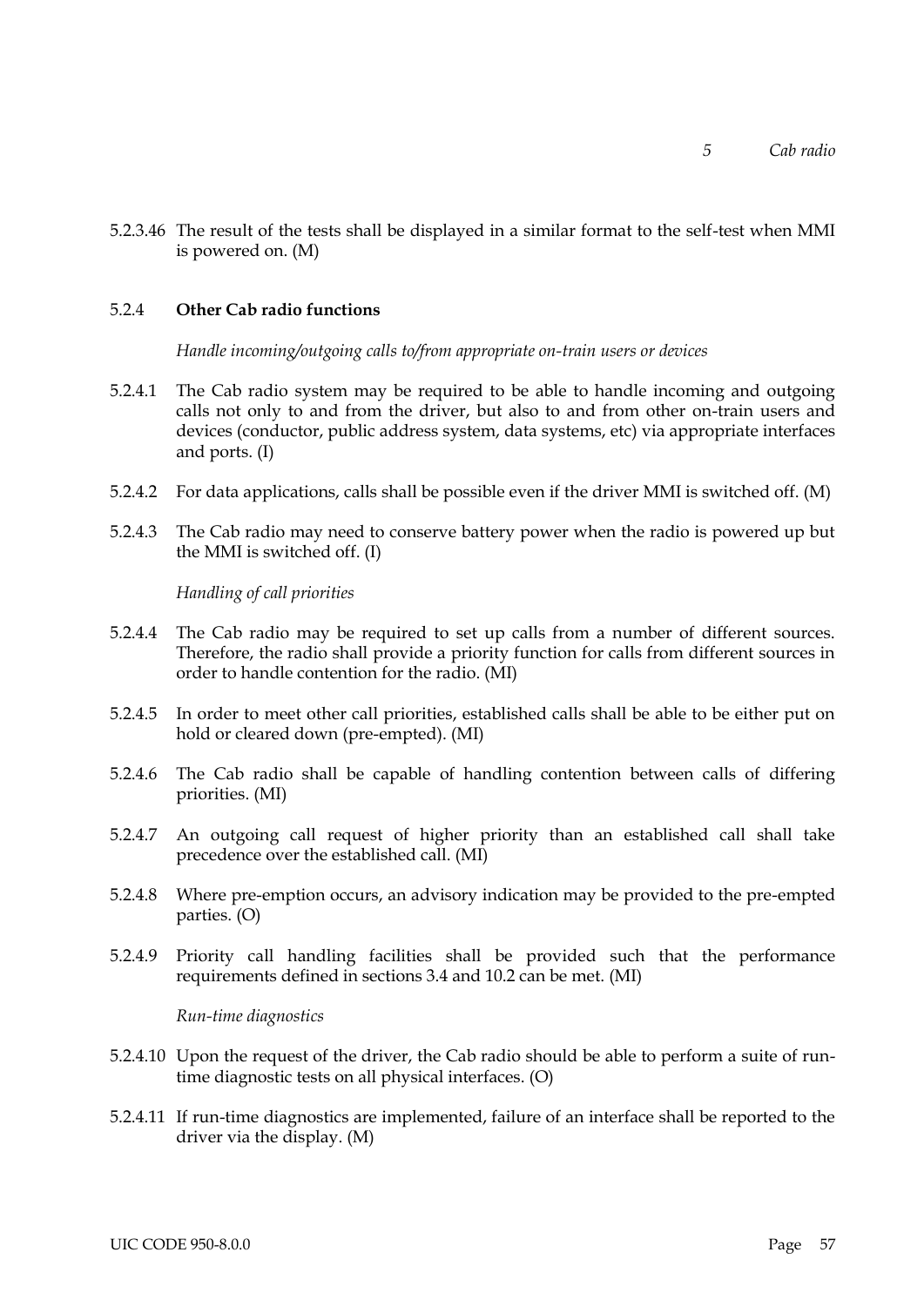5.2.3.46 The result of the tests shall be displayed in a similar format to the self-test when MMI is powered on. (M)

### 5.2.4 **Other Cab radio functions**

*Handle incoming/outgoing calls to/from appropriate on-train users or devices*

5.2.4.1 The Cab radio system may be required to be able to handle incoming and outgoing calls not only to and from the driver, but also to and from other on-train users and devices (conductor, public address system, data systems, etc) via appropriate interfaces and ports. (I)

5.2.4.2 For data applications, calls shall be possible even if the driver MMI is switched off. (M)

5.2.4.3 The Cab radio may need to conserve battery power when the radio is powered up but the MMI is switched off. (I)

*Handling of call priorities*

5.2.4.4 The Cab radio may be required to set up calls from a number of different sources. Therefore, the radio shall provide a priority function for calls from different sources in order to handle contention for the radio. (MI)

5.2.4.5 In order to meet other call priorities, established calls shall be able to be either put on hold or cleared down (pre-empted). (MI)

5.2.4.6 The Cab radio shall be capable of handling contention between calls of differing priorities. (MI)

5.2.4.7 An outgoing call request of higher priority than an established call shall take precedence over the established call. (MI)

5.2.4.8 Where pre-emption occurs, an advisory indication may be provided to the pre-empted parties. (O)

5.2.4.9 Priority call handling facilities shall be provided such that the performance requirements defined in sections 3.4 and 10.2 can be met. (MI)

*Run-time diagnostics*

5.2.4.10 Upon the request of the driver, the Cab radio should be able to perform a suite of run-time diagnostic tests on all physical interfaces. (O)

5.2.4.11 If run-time diagnostics are implemented, failure of an interface shall be reported to the driver via the display. (M)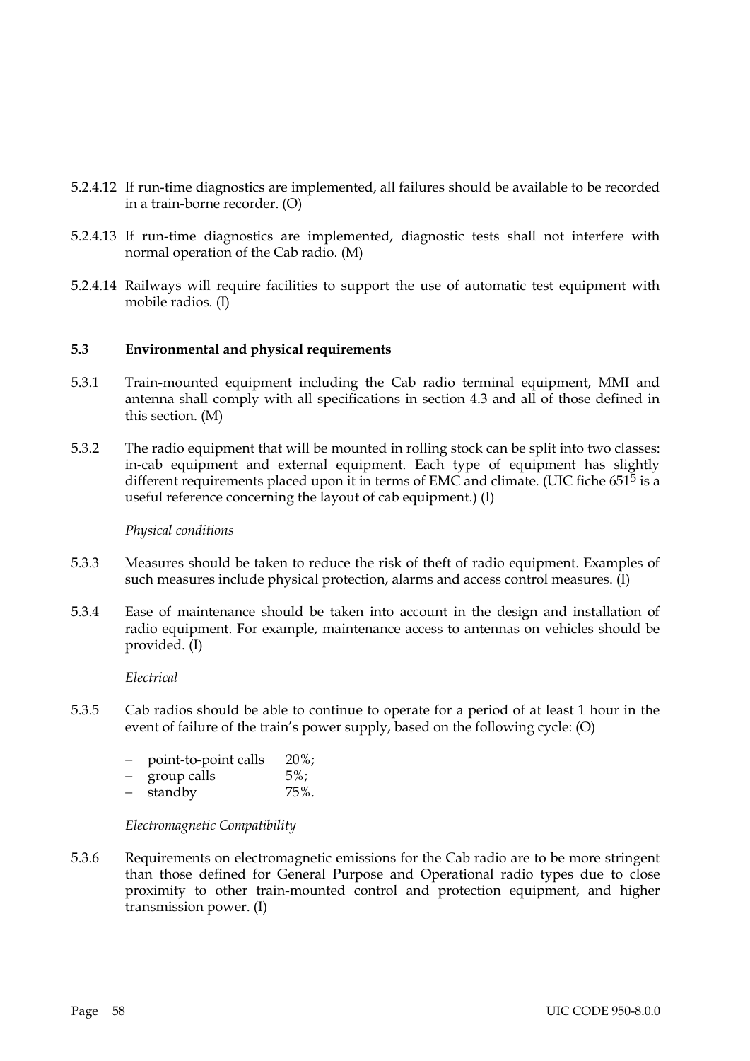5.2.4.12 If run-time diagnostics are implemented, all failures should be available to be recorded in a train-borne recorder. (O)

5.2.4.13 If run-time diagnostics are implemented, diagnostic tests shall not interfere with normal operation of the Cab radio. (M)

5.2.4.14 Railways will require facilities to support the use of automatic test equipment with mobile radios. (I)

## 5.3 Environmental and physical requirements

5.3.1 Train-mounted equipment including the Cab radio terminal equipment, MMI and antenna shall comply with all specifications in section 4.3 and all of those defined in this section. (M)

5.3.2 The radio equipment that will be mounted in rolling stock can be split into two classes: in-cab equipment and external equipment. Each type of equipment has slightly different requirements placed upon it in terms of EMC and climate. (UIC fiche 651[5] is a useful reference concerning the layout of cab equipment.) (I)

*Physical conditions*

5.3.3 Measures should be taken to reduce the risk of theft of radio equipment. Examples of such measures include physical protection, alarms and access control measures. (I)

5.3.4 Ease of maintenance should be taken into account in the design and installation of radio equipment. For example, maintenance access to antennas on vehicles should be provided. (I)

*Electrical*

5.3.5 Cab radios should be able to continue to operate for a period of at least 1 hour in the event of failure of the train's power supply, based on the following cycle: (O)

- point-to-point calls 20%;
- group calls 5%;
- standby 75%.

*Electromagnetic Compatibility*

5.3.6 Requirements on electromagnetic emissions for the Cab radio are to be more stringent than those defined for General Purpose and Operational radio types due to close proximity to other train-mounted control and protection equipment, and higher transmission power. (I)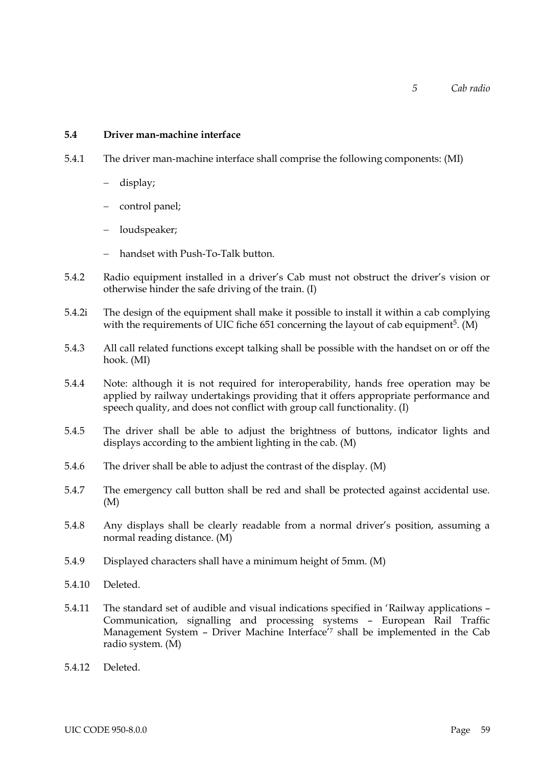## 5.4 Driver man-machine interface

5.4.1 The driver man-machine interface shall comprise the following components: (MI)

- display;
- control panel;
- loudspeaker;
- handset with Push-To-Talk button.

5.4.2 Radio equipment installed in a driver's Cab must not obstruct the driver's vision or otherwise hinder the safe driving of the train. (I)

5.4.2i The design of the equipment shall make it possible to install it within a cab complying with the requirements of UIC fiche 651 concerning the layout of cab equipment[5]. (M)

5.4.3 All call related functions except talking shall be possible with the handset on or off the hook. (MI)

5.4.4 Note: although it is not required for interoperability, hands free operation may be applied by railway undertakings providing that it offers appropriate performance and speech quality, and does not conflict with group call functionality. (I)

5.4.5 The driver shall be able to adjust the brightness of buttons, indicator lights and displays according to the ambient lighting in the cab. (M)

5.4.6 The driver shall be able to adjust the contrast of the display. (M)

5.4.7 The emergency call button shall be red and shall be protected against accidental use. (M)

5.4.8 Any displays shall be clearly readable from a normal driver's position, assuming a normal reading distance. (M)

5.4.9 Displayed characters shall have a minimum height of 5mm. (M)

5.4.10 Deleted.

5.4.11 The standard set of audible and visual indications specified in 'Railway applications – Communication, signalling and processing systems – European Rail Traffic Management System – Driver Machine Interface'[7] shall be implemented in the Cab radio system. (M)

5.4.12 Deleted.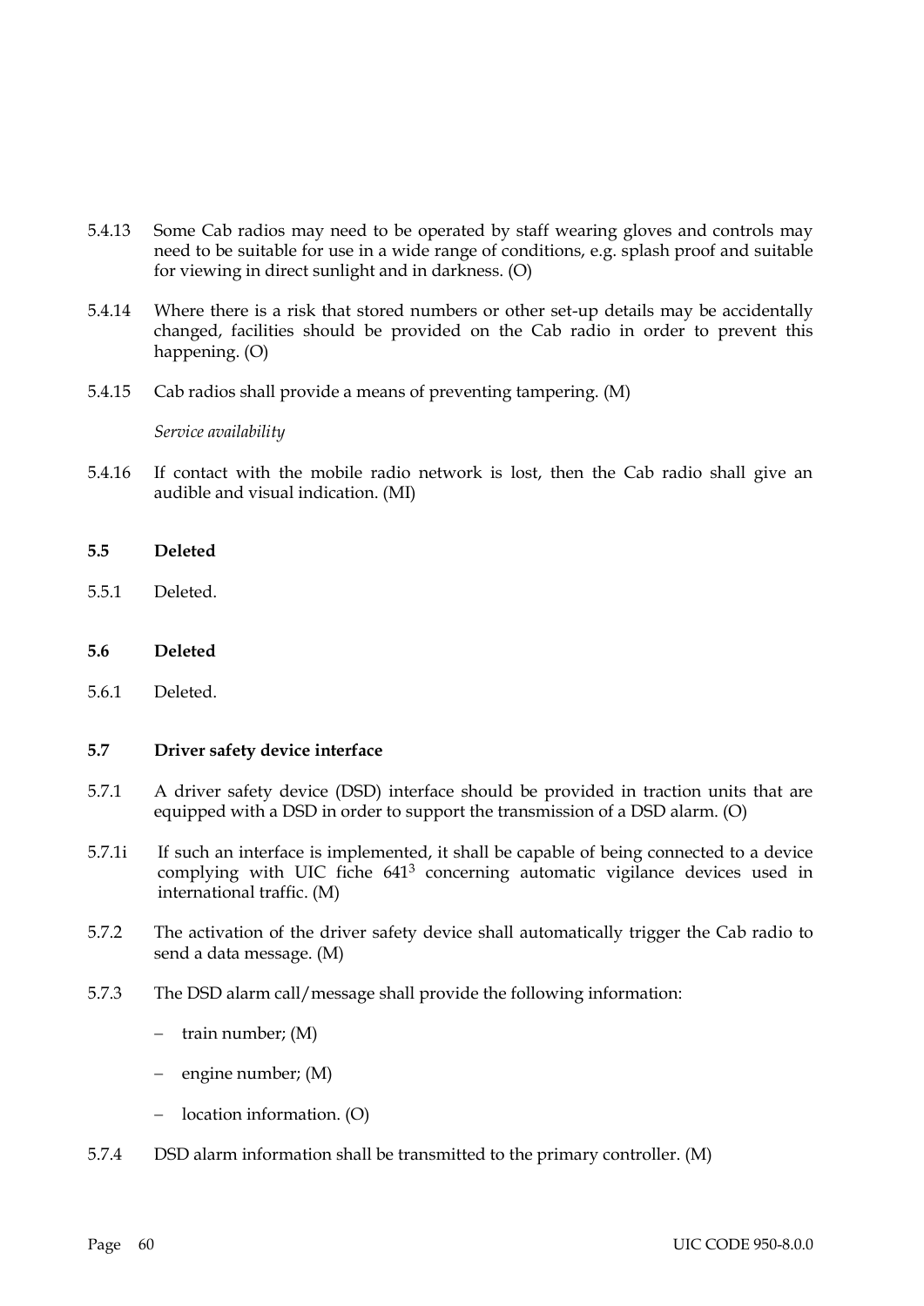5.4.13 Some Cab radios may need to be operated by staff wearing gloves and controls may need to be suitable for use in a wide range of conditions, e.g. splash proof and suitable for viewing in direct sunlight and in darkness. (O)

5.4.14 Where there is a risk that stored numbers or other set-up details may be accidentally changed, facilities should be provided on the Cab radio in order to prevent this happening. (O)

5.4.15 Cab radios shall provide a means of preventing tampering. (M)

*Service availability*

5.4.16 If contact with the mobile radio network is lost, then the Cab radio shall give an audible and visual indication. (MI)

## 5.5 Deleted

5.5.1 Deleted.

## 5.6 Deleted

5.6.1 Deleted.

## 5.7 Driver safety device interface

5.7.1 A driver safety device (DSD) interface should be provided in traction units that are equipped with a DSD in order to support the transmission of a DSD alarm. (O)

5.7.1i If such an interface is implemented, it shall be capable of being connected to a device complying with UIC fiche 641[3] concerning automatic vigilance devices used in international traffic. (M)

5.7.2 The activation of the driver safety device shall automatically trigger the Cab radio to send a data message. (M)

5.7.3 The DSD alarm call/message shall provide the following information:

- train number; (M)
- engine number; (M)
- location information. (O)

5.7.4 DSD alarm information shall be transmitted to the primary controller. (M)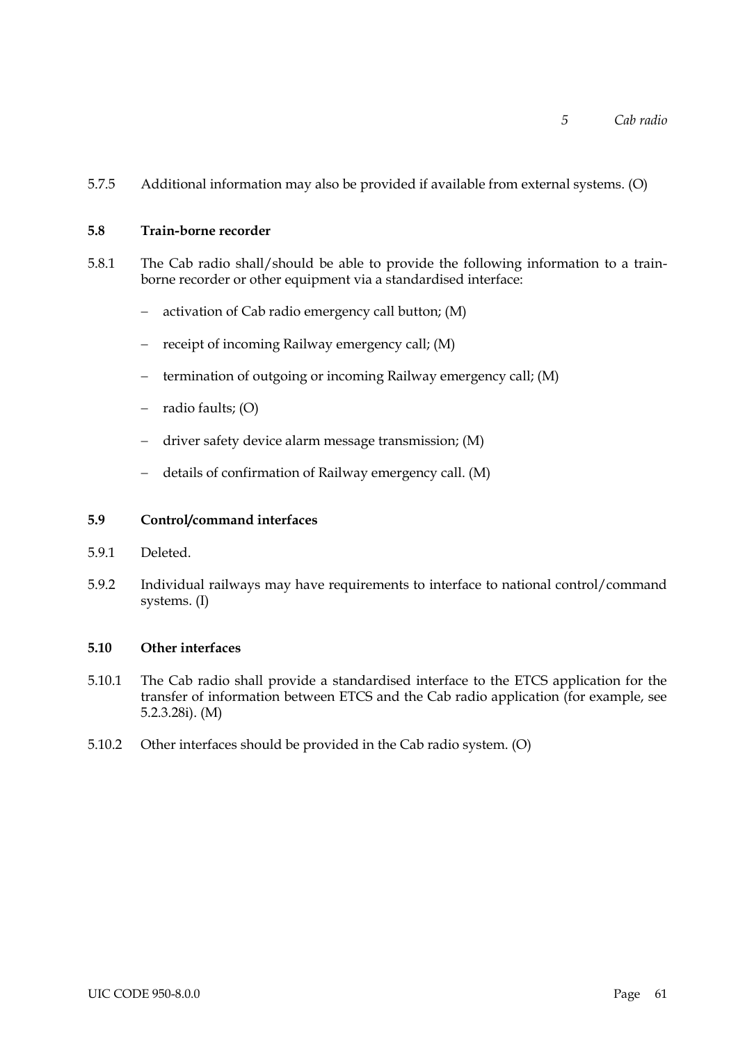5.7.5 Additional information may also be provided if available from external systems. (O)

## 5.8 Train-borne recorder

5.8.1 The Cab radio shall/should be able to provide the following information to a train-borne recorder or other equipment via a standardised interface:

- activation of Cab radio emergency call button; (M)
- receipt of incoming Railway emergency call; (M)
- termination of outgoing or incoming Railway emergency call; (M)
- radio faults; (O)
- driver safety device alarm message transmission; (M)
- details of confirmation of Railway emergency call. (M)

## 5.9 Control/command interfaces

5.9.1 Deleted.

5.9.2 Individual railways may have requirements to interface to national control/command systems. (I)

## 5.10 Other interfaces

5.10.1 The Cab radio shall provide a standardised interface to the ETCS application for the transfer of information between ETCS and the Cab radio application (for example, see 5.2.3.28i). (M)

5.10.2 Other interfaces should be provided in the Cab radio system. (O)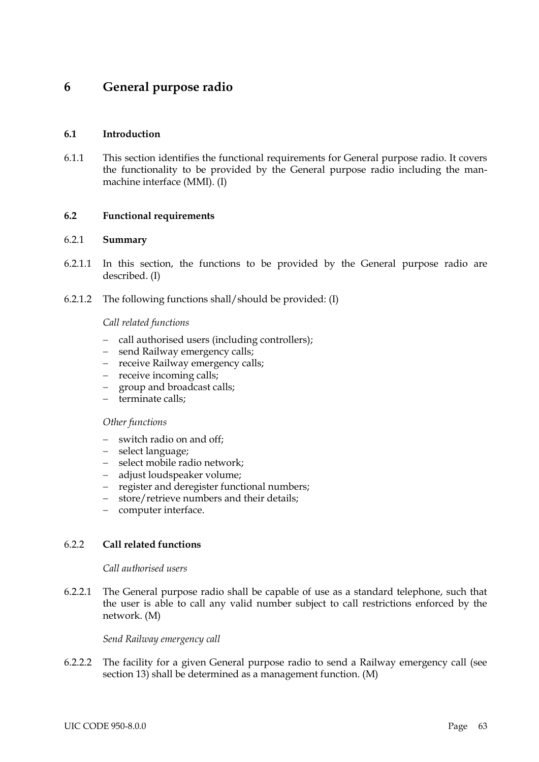# 6 General purpose radio

## 6.1 Introduction

6.1.1 This section identifies the functional requirements for General purpose radio. It covers the functionality to be provided by the General purpose radio including the man-machine interface (MMI). (I)

## 6.2 Functional requirements

### 6.2.1 Summary

6.2.1.1 In this section, the functions to be provided by the General purpose radio are described. (I)

6.2.1.2 The following functions shall/should be provided: (I)

*Call related functions*

- call authorised users (including controllers);
- send Railway emergency calls;
- receive Railway emergency calls;
- receive incoming calls;
- group and broadcast calls;
- terminate calls;

*Other functions*

- switch radio on and off;
- select language;
- select mobile radio network;
- adjust loudspeaker volume;
- register and deregister functional numbers;
- store/retrieve numbers and their details;
- computer interface.

### 6.2.2 Call related functions

*Call authorised users*

6.2.2.1 The General purpose radio shall be capable of use as a standard telephone, such that the user is able to call any valid number subject to call restrictions enforced by the network. (M)

*Send Railway emergency call*

6.2.2.2 The facility for a given General purpose radio to send a Railway emergency call (see section 13) shall be determined as a management function. (M)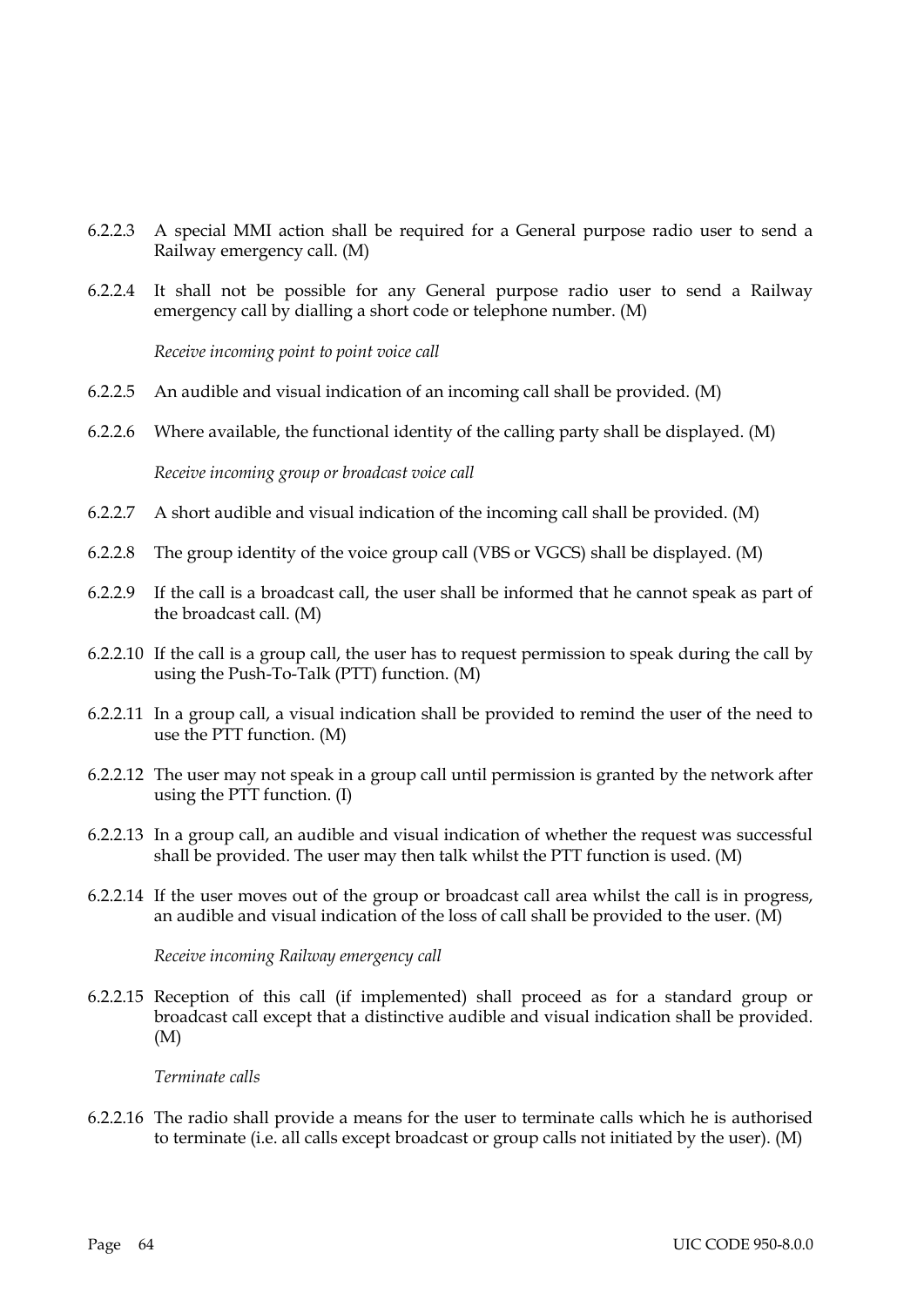6.2.2.3 A special MMI action shall be required for a General purpose radio user to send a Railway emergency call. (M)

6.2.2.4 It shall not be possible for any General purpose radio user to send a Railway emergency call by dialling a short code or telephone number. (M)

*Receive incoming point to point voice call*

6.2.2.5 An audible and visual indication of an incoming call shall be provided. (M)

6.2.2.6 Where available, the functional identity of the calling party shall be displayed. (M)

*Receive incoming group or broadcast voice call*

6.2.2.7 A short audible and visual indication of the incoming call shall be provided. (M)

6.2.2.8 The group identity of the voice group call (VBS or VGCS) shall be displayed. (M)

6.2.2.9 If the call is a broadcast call, the user shall be informed that he cannot speak as part of the broadcast call. (M)

6.2.2.10 If the call is a group call, the user has to request permission to speak during the call by using the Push-To-Talk (PTT) function. (M)

6.2.2.11 In a group call, a visual indication shall be provided to remind the user of the need to use the PTT function. (M)

6.2.2.12 The user may not speak in a group call until permission is granted by the network after using the PTT function. (I)

6.2.2.13 In a group call, an audible and visual indication of whether the request was successful shall be provided. The user may then talk whilst the PTT function is used. (M)

6.2.2.14 If the user moves out of the group or broadcast call area whilst the call is in progress, an audible and visual indication of the loss of call shall be provided to the user. (M)

*Receive incoming Railway emergency call*

6.2.2.15 Reception of this call (if implemented) shall proceed as for a standard group or broadcast call except that a distinctive audible and visual indication shall be provided. (M)

*Terminate calls*

6.2.2.16 The radio shall provide a means for the user to terminate calls which he is authorised to terminate (i.e. all calls except broadcast or group calls not initiated by the user). (M)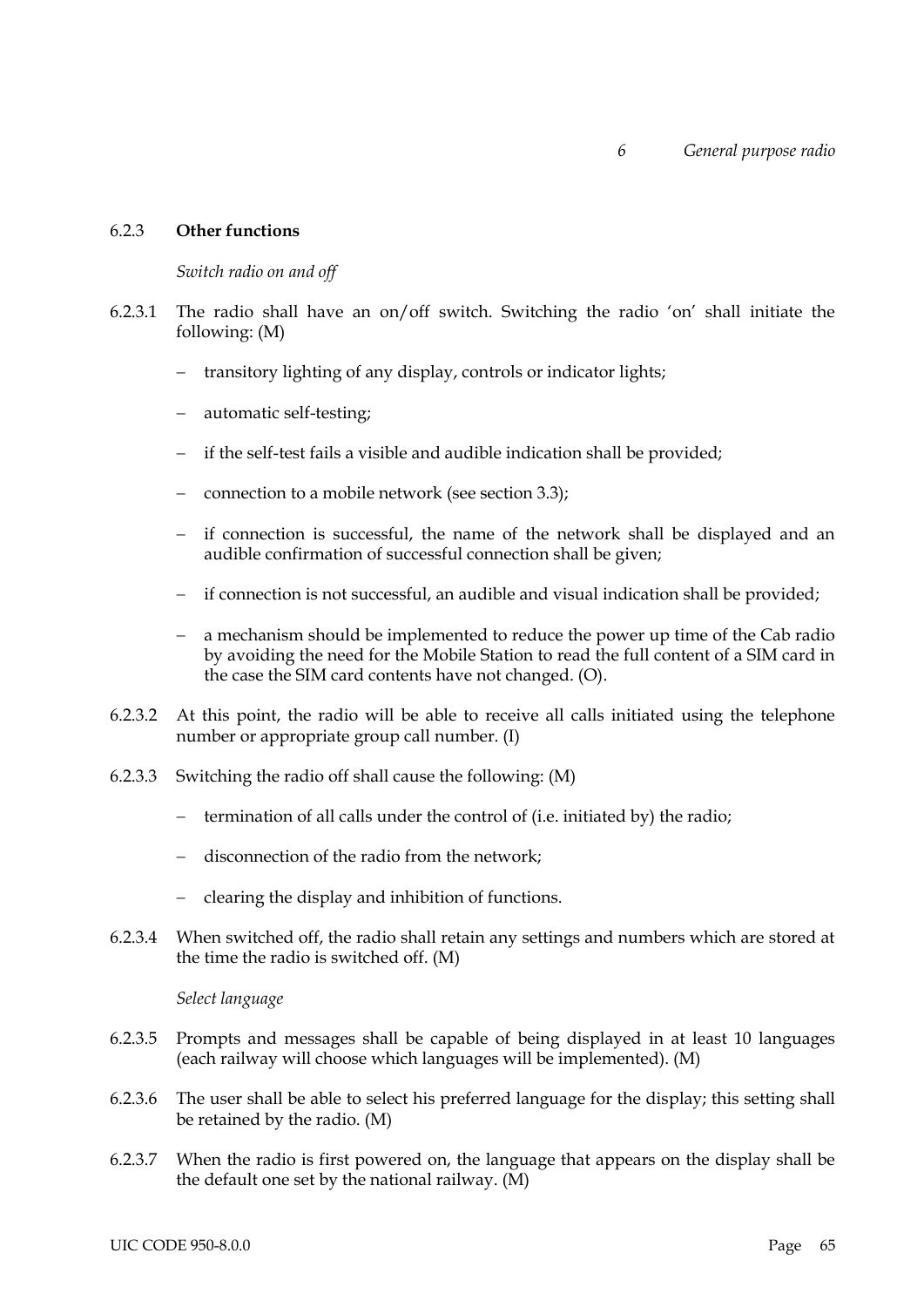### 6.2.3 **Other functions**

*Switch radio on and off*

6.2.3.1 The radio shall have an on/off switch. Switching the radio 'on' shall initiate the following: (M)

- transitory lighting of any display, controls or indicator lights;
- automatic self-testing;
- if the self-test fails a visible and audible indication shall be provided;
- connection to a mobile network (see section 3.3);
- if connection is successful, the name of the network shall be displayed and an audible confirmation of successful connection shall be given;
- if connection is not successful, an audible and visual indication shall be provided;
- a mechanism should be implemented to reduce the power up time of the Cab radio by avoiding the need for the Mobile Station to read the full content of a SIM card in the case the SIM card contents have not changed. (O).

6.2.3.2 At this point, the radio will be able to receive all calls initiated using the telephone number or appropriate group call number. (I)

6.2.3.3 Switching the radio off shall cause the following: (M)

- termination of all calls under the control of (i.e. initiated by) the radio;
- disconnection of the radio from the network;
- clearing the display and inhibition of functions.

6.2.3.4 When switched off, the radio shall retain any settings and numbers which are stored at the time the radio is switched off. (M)

*Select language*

6.2.3.5 Prompts and messages shall be capable of being displayed in at least 10 languages (each railway will choose which languages will be implemented). (M)

6.2.3.6 The user shall be able to select his preferred language for the display; this setting shall be retained by the radio. (M)

6.2.3.7 When the radio is first powered on, the language that appears on the display shall be the default one set by the national railway. (M)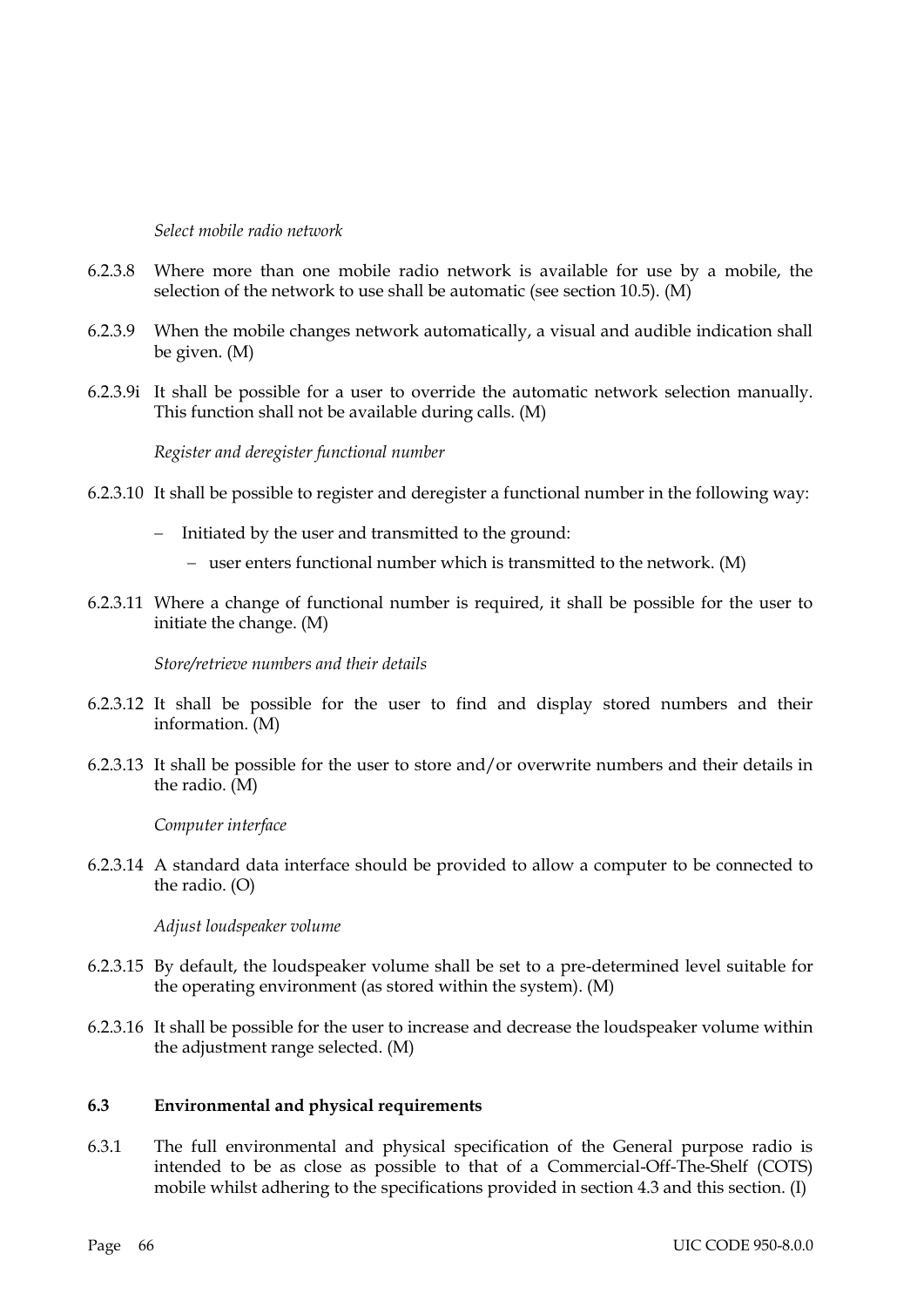*Select mobile radio network*

6.2.3.8 Where more than one mobile radio network is available for use by a mobile, the selection of the network to use shall be automatic (see section 10.5). (M)

6.2.3.9 When the mobile changes network automatically, a visual and audible indication shall be given. (M)

6.2.3.9i It shall be possible for a user to override the automatic network selection manually. This function shall not be available during calls. (M)

*Register and deregister functional number*

6.2.3.10 It shall be possible to register and deregister a functional number in the following way:

- Initiated by the user and transmitted to the ground:
  - user enters functional number which is transmitted to the network. (M)

6.2.3.11 Where a change of functional number is required, it shall be possible for the user to initiate the change. (M)

*Store/retrieve numbers and their details*

6.2.3.12 It shall be possible for the user to find and display stored numbers and their information. (M)

6.2.3.13 It shall be possible for the user to store and/or overwrite numbers and their details in the radio. (M)

*Computer interface*

6.2.3.14 A standard data interface should be provided to allow a computer to be connected to the radio. (O)

*Adjust loudspeaker volume*

6.2.3.15 By default, the loudspeaker volume shall be set to a pre-determined level suitable for the operating environment (as stored within the system). (M)

6.2.3.16 It shall be possible for the user to increase and decrease the loudspeaker volume within the adjustment range selected. (M)

### 6.3 Environmental and physical requirements

6.3.1 The full environmental and physical specification of the General purpose radio is intended to be as close as possible to that of a Commercial-Off-The-Shelf (COTS) mobile whilst adhering to the specifications provided in section 4.3 and this section. (I)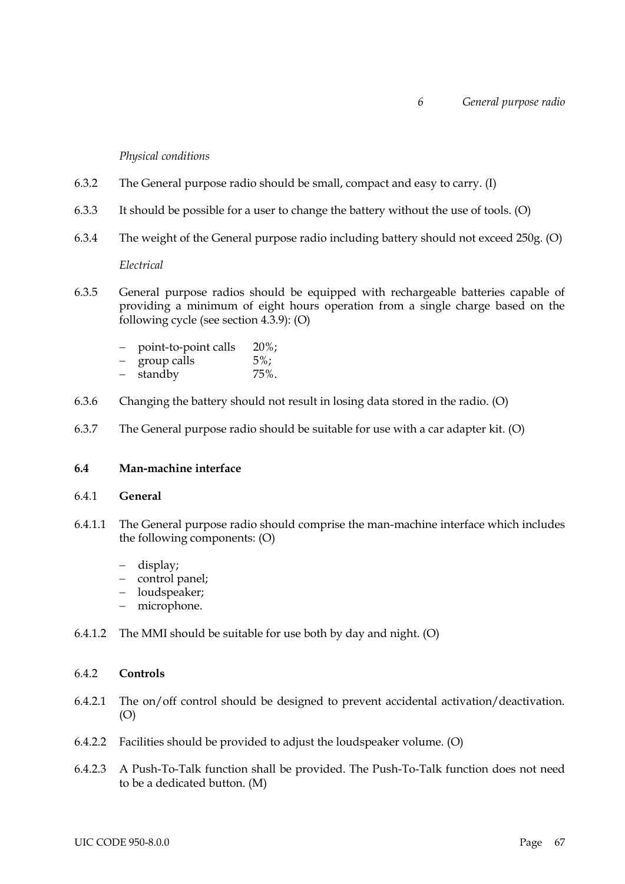*Physical conditions*

6.3.2 The General purpose radio should be small, compact and easy to carry. (I)

6.3.3 It should be possible for a user to change the battery without the use of tools. (O)

6.3.4 The weight of the General purpose radio including battery should not exceed 250g. (O)

*Electrical*

6.3.5 General purpose radios should be equipped with rechargeable batteries capable of providing a minimum of eight hours operation from a single charge based on the following cycle (see section 4.3.9): (O)

- point-to-point calls 20%;
- group calls 5%;
- standby 75%.

6.3.6 Changing the battery should not result in losing data stored in the radio. (O)

6.3.7 The General purpose radio should be suitable for use with a car adapter kit. (O)

## 6.4 Man-machine interface

### 6.4.1 General

6.4.1.1 The General purpose radio should comprise the man-machine interface which includes the following components: (O)

- display;
- control panel;
- loudspeaker;
- microphone.

6.4.1.2 The MMI should be suitable for use both by day and night. (O)

### 6.4.2 Controls

6.4.2.1 The on/off control should be designed to prevent accidental activation/deactivation. (O)

6.4.2.2 Facilities should be provided to adjust the loudspeaker volume. (O)

6.4.2.3 A Push-To-Talk function shall be provided. The Push-To-Talk function does not need to be a dedicated button. (M)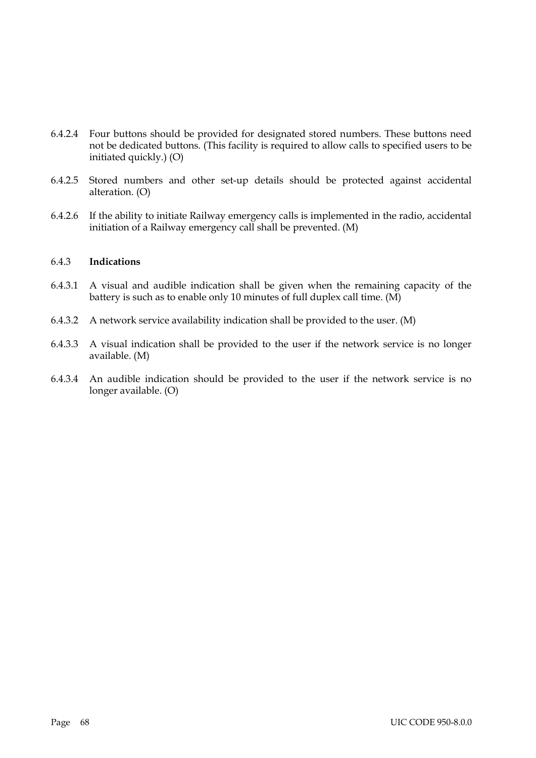6.4.2.4 Four buttons should be provided for designated stored numbers. These buttons need not be dedicated buttons. (This facility is required to allow calls to specified users to be initiated quickly.) (O)

6.4.2.5 Stored numbers and other set-up details should be protected against accidental alteration. (O)

6.4.2.6 If the ability to initiate Railway emergency calls is implemented in the radio, accidental initiation of a Railway emergency call shall be prevented. (M)

### 6.4.3 **Indications**

6.4.3.1 A visual and audible indication shall be given when the remaining capacity of the battery is such as to enable only 10 minutes of full duplex call time. (M)

6.4.3.2 A network service availability indication shall be provided to the user. (M)

6.4.3.3 A visual indication shall be provided to the user if the network service is no longer available. (M)

6.4.3.4 An audible indication should be provided to the user if the network service is no longer available. (O)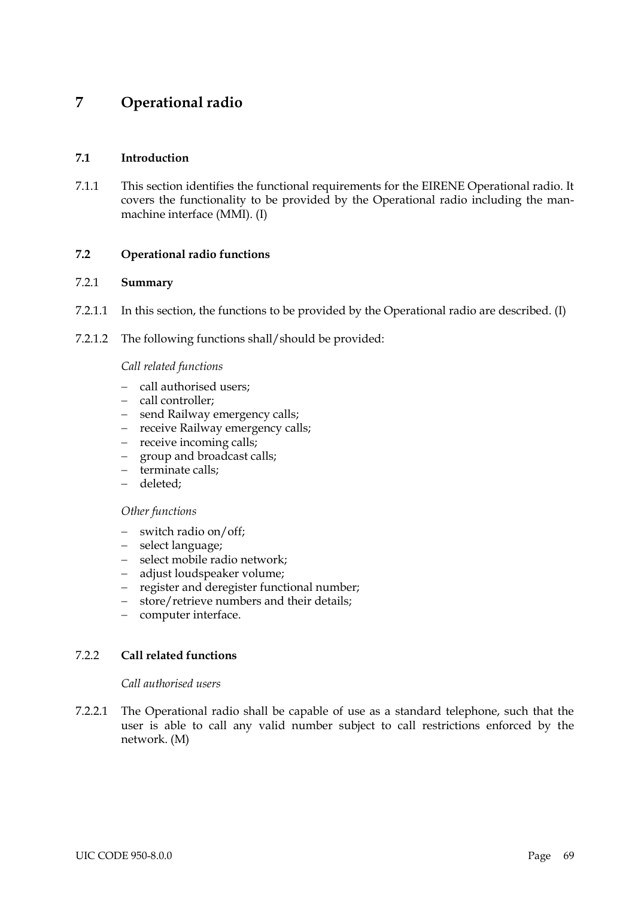# 7 Operational radio

## 7.1 Introduction

7.1.1 This section identifies the functional requirements for the EIRENE Operational radio. It covers the functionality to be provided by the Operational radio including the man-machine interface (MMI). (I)

## 7.2 Operational radio functions

### 7.2.1 Summary

7.2.1.1 In this section, the functions to be provided by the Operational radio are described. (I)

7.2.1.2 The following functions shall/should be provided:

*Call related functions*

- call authorised users;
- call controller;
- send Railway emergency calls;
- receive Railway emergency calls;
- receive incoming calls;
- group and broadcast calls;
- terminate calls;
- deleted;

*Other functions*

- switch radio on/off;
- select language;
- select mobile radio network;
- adjust loudspeaker volume;
- register and deregister functional number;
- store/retrieve numbers and their details;
- computer interface.

### 7.2.2 Call related functions

*Call authorised users*

7.2.2.1 The Operational radio shall be capable of use as a standard telephone, such that the user is able to call any valid number subject to call restrictions enforced by the network. (M)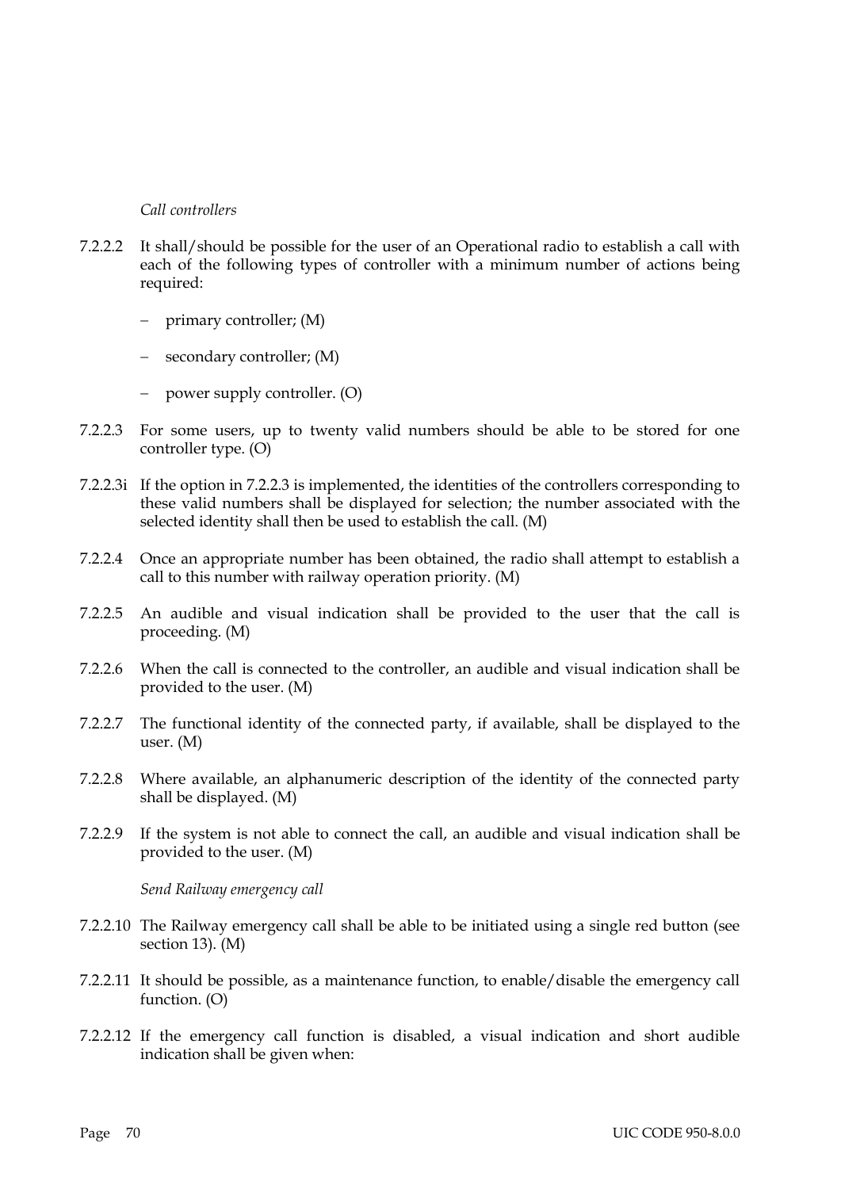*Call controllers*

7.2.2.2 It shall/should be possible for the user of an Operational radio to establish a call with each of the following types of controller with a minimum number of actions being required:

- primary controller; (M)
- secondary controller; (M)
- power supply controller. (O)

7.2.2.3 For some users, up to twenty valid numbers should be able to be stored for one controller type. (O)

7.2.2.3i If the option in 7.2.2.3 is implemented, the identities of the controllers corresponding to these valid numbers shall be displayed for selection; the number associated with the selected identity shall then be used to establish the call. (M)

7.2.2.4 Once an appropriate number has been obtained, the radio shall attempt to establish a call to this number with railway operation priority. (M)

7.2.2.5 An audible and visual indication shall be provided to the user that the call is proceeding. (M)

7.2.2.6 When the call is connected to the controller, an audible and visual indication shall be provided to the user. (M)

7.2.2.7 The functional identity of the connected party, if available, shall be displayed to the user. (M)

7.2.2.8 Where available, an alphanumeric description of the identity of the connected party shall be displayed. (M)

7.2.2.9 If the system is not able to connect the call, an audible and visual indication shall be provided to the user. (M)

*Send Railway emergency call*

7.2.2.10 The Railway emergency call shall be able to be initiated using a single red button (see section 13). (M)

7.2.2.11 It should be possible, as a maintenance function, to enable/disable the emergency call function. (O)

7.2.2.12 If the emergency call function is disabled, a visual indication and short audible indication shall be given when: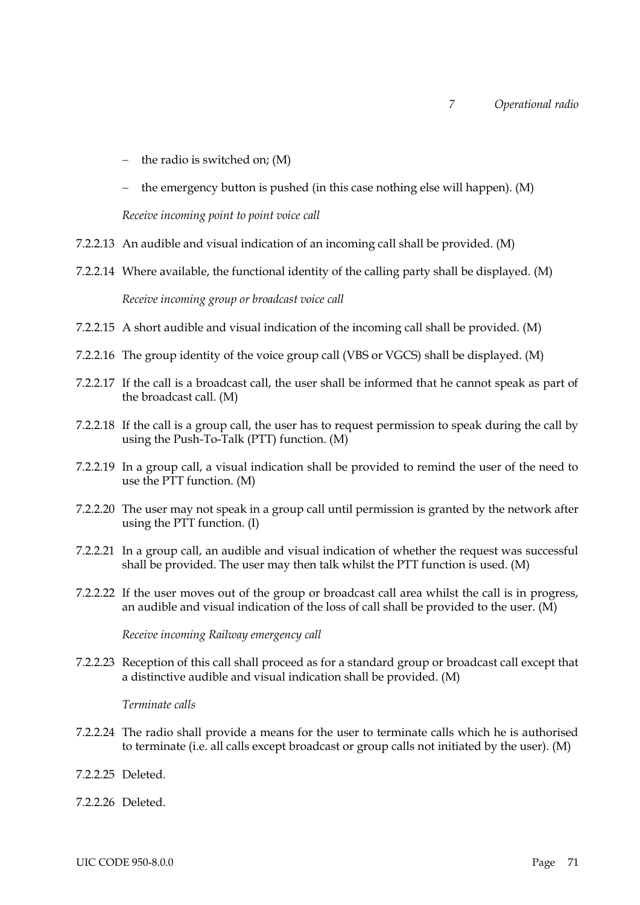- the radio is switched on; (M)
- the emergency button is pushed (in this case nothing else will happen). (M)

*Receive incoming point to point voice call*

7.2.2.13 An audible and visual indication of an incoming call shall be provided. (M)

7.2.2.14 Where available, the functional identity of the calling party shall be displayed. (M)

*Receive incoming group or broadcast voice call*

7.2.2.15 A short audible and visual indication of the incoming call shall be provided. (M)

7.2.2.16 The group identity of the voice group call (VBS or VGCS) shall be displayed. (M)

7.2.2.17 If the call is a broadcast call, the user shall be informed that he cannot speak as part of the broadcast call. (M)

7.2.2.18 If the call is a group call, the user has to request permission to speak during the call by using the Push-To-Talk (PTT) function. (M)

7.2.2.19 In a group call, a visual indication shall be provided to remind the user of the need to use the PTT function. (M)

7.2.2.20 The user may not speak in a group call until permission is granted by the network after using the PTT function. (I)

7.2.2.21 In a group call, an audible and visual indication of whether the request was successful shall be provided. The user may then talk whilst the PTT function is used. (M)

7.2.2.22 If the user moves out of the group or broadcast call area whilst the call is in progress, an audible and visual indication of the loss of call shall be provided to the user. (M)

*Receive incoming Railway emergency call*

7.2.2.23 Reception of this call shall proceed as for a standard group or broadcast call except that a distinctive audible and visual indication shall be provided. (M)

*Terminate calls*

7.2.2.24 The radio shall provide a means for the user to terminate calls which he is authorised to terminate (i.e. all calls except broadcast or group calls not initiated by the user). (M)

7.2.2.25 Deleted.

7.2.2.26 Deleted.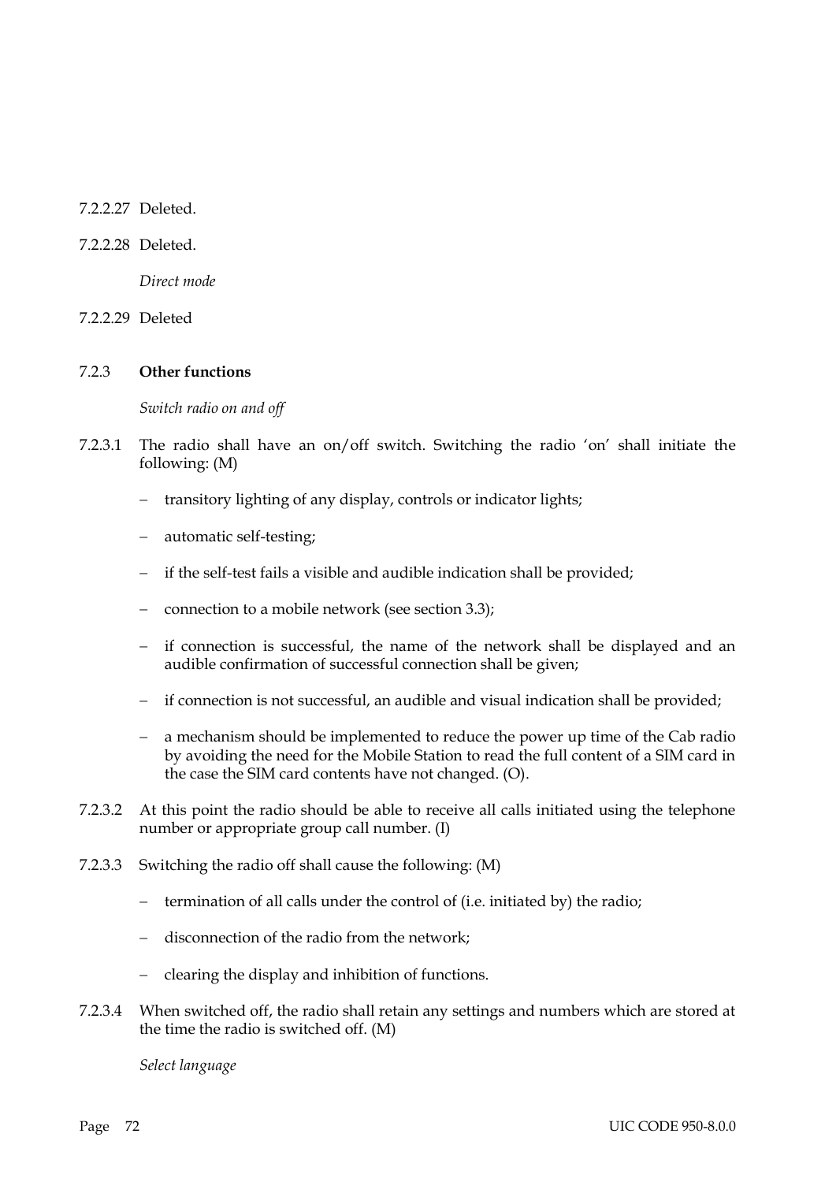7.2.2.27 Deleted.

7.2.2.28 Deleted.

*Direct mode*

7.2.2.29 Deleted

### 7.2.3 **Other functions**

*Switch radio on and off*

7.2.3.1 The radio shall have an on/off switch. Switching the radio 'on' shall initiate the following: (M)

- transitory lighting of any display, controls or indicator lights;
- automatic self-testing;
- if the self-test fails a visible and audible indication shall be provided;
- connection to a mobile network (see section 3.3);
- if connection is successful, the name of the network shall be displayed and an audible confirmation of successful connection shall be given;
- if connection is not successful, an audible and visual indication shall be provided;
- a mechanism should be implemented to reduce the power up time of the Cab radio by avoiding the need for the Mobile Station to read the full content of a SIM card in the case the SIM card contents have not changed. (O).

7.2.3.2 At this point the radio should be able to receive all calls initiated using the telephone number or appropriate group call number. (I)

7.2.3.3 Switching the radio off shall cause the following: (M)

- termination of all calls under the control of (i.e. initiated by) the radio;
- disconnection of the radio from the network;
- clearing the display and inhibition of functions.

7.2.3.4 When switched off, the radio shall retain any settings and numbers which are stored at the time the radio is switched off. (M)

*Select language*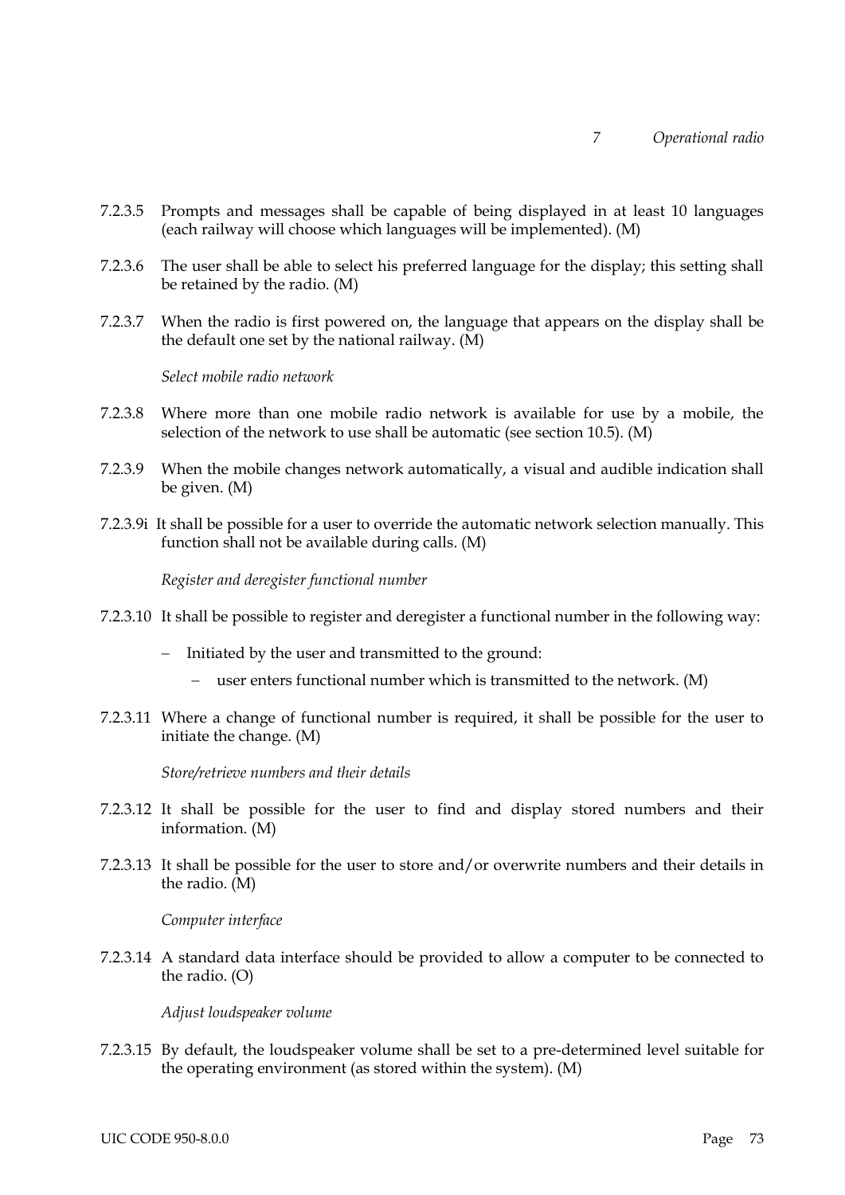7.2.3.5 Prompts and messages shall be capable of being displayed in at least 10 languages (each railway will choose which languages will be implemented). (M)

7.2.3.6 The user shall be able to select his preferred language for the display; this setting shall be retained by the radio. (M)

7.2.3.7 When the radio is first powered on, the language that appears on the display shall be the default one set by the national railway. (M)

*Select mobile radio network*

7.2.3.8 Where more than one mobile radio network is available for use by a mobile, the selection of the network to use shall be automatic (see section 10.5). (M)

7.2.3.9 When the mobile changes network automatically, a visual and audible indication shall be given. (M)

7.2.3.9i It shall be possible for a user to override the automatic network selection manually. This function shall not be available during calls. (M)

*Register and deregister functional number*

7.2.3.10 It shall be possible to register and deregister a functional number in the following way:

- Initiated by the user and transmitted to the ground:
  - user enters functional number which is transmitted to the network. (M)

7.2.3.11 Where a change of functional number is required, it shall be possible for the user to initiate the change. (M)

*Store/retrieve numbers and their details*

7.2.3.12 It shall be possible for the user to find and display stored numbers and their information. (M)

7.2.3.13 It shall be possible for the user to store and/or overwrite numbers and their details in the radio. (M)

*Computer interface*

7.2.3.14 A standard data interface should be provided to allow a computer to be connected to the radio. (O)

*Adjust loudspeaker volume*

7.2.3.15 By default, the loudspeaker volume shall be set to a pre-determined level suitable for the operating environment (as stored within the system). (M)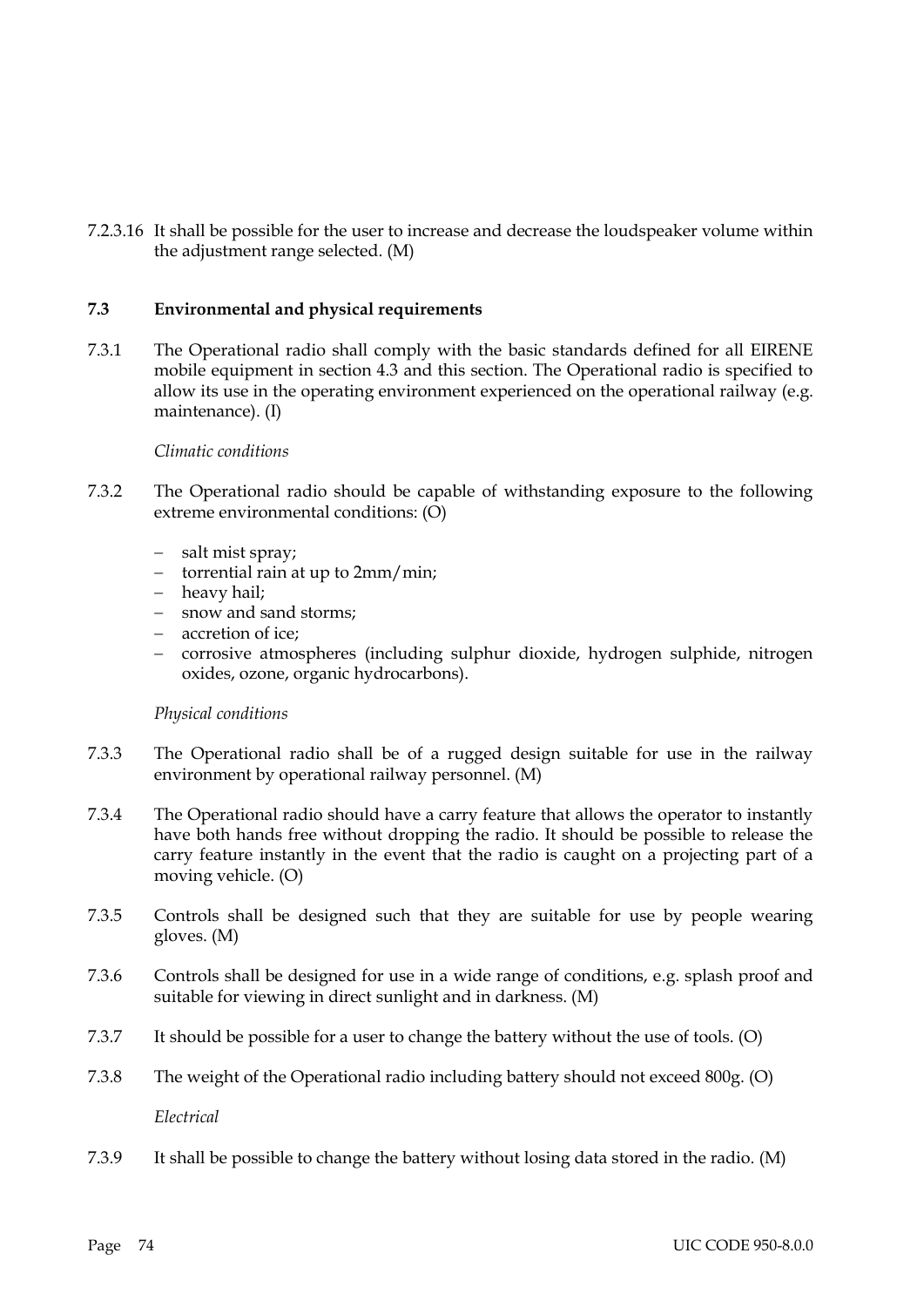7.2.3.16 It shall be possible for the user to increase and decrease the loudspeaker volume within the adjustment range selected. (M)

### 7.3 Environmental and physical requirements

7.3.1 The Operational radio shall comply with the basic standards defined for all EIRENE mobile equipment in section 4.3 and this section. The Operational radio is specified to allow its use in the operating environment experienced on the operational railway (e.g. maintenance). (I)

*Climatic conditions*

7.3.2 The Operational radio should be capable of withstanding exposure to the following extreme environmental conditions: (O)

- salt mist spray;
- torrential rain at up to 2mm/min;
- heavy hail;
- snow and sand storms;
- accretion of ice;
- corrosive atmospheres (including sulphur dioxide, hydrogen sulphide, nitrogen oxides, ozone, organic hydrocarbons).

*Physical conditions*

7.3.3 The Operational radio shall be of a rugged design suitable for use in the railway environment by operational railway personnel. (M)

7.3.4 The Operational radio should have a carry feature that allows the operator to instantly have both hands free without dropping the radio. It should be possible to release the carry feature instantly in the event that the radio is caught on a projecting part of a moving vehicle. (O)

7.3.5 Controls shall be designed such that they are suitable for use by people wearing gloves. (M)

7.3.6 Controls shall be designed for use in a wide range of conditions, e.g. splash proof and suitable for viewing in direct sunlight and in darkness. (M)

7.3.7 It should be possible for a user to change the battery without the use of tools. (O)

7.3.8 The weight of the Operational radio including battery should not exceed 800g. (O)

*Electrical*

7.3.9 It shall be possible to change the battery without losing data stored in the radio. (M)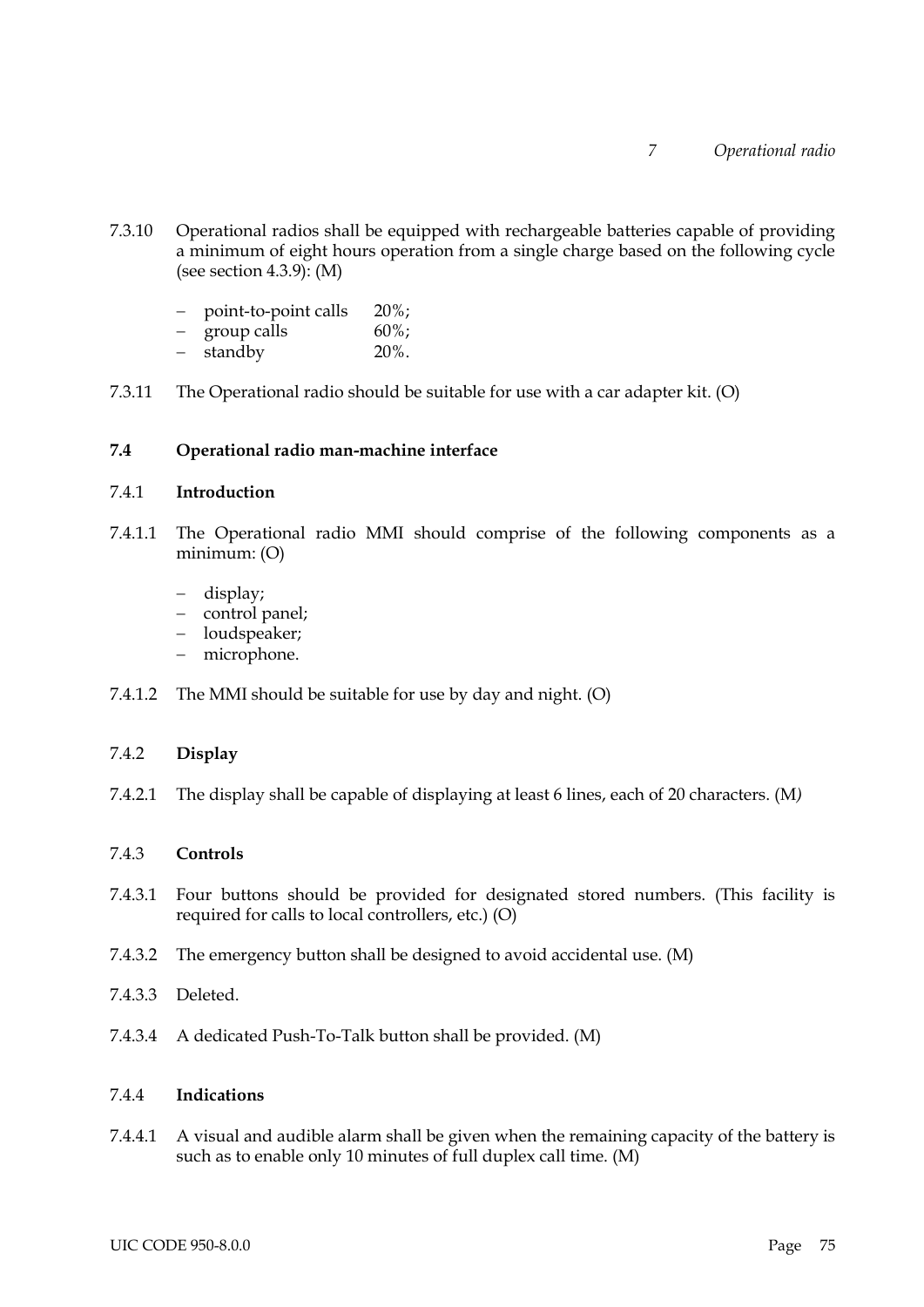7.3.10 Operational radios shall be equipped with rechargeable batteries capable of providing a minimum of eight hours operation from a single charge based on the following cycle (see section 4.3.9): (M)

- point-to-point calls 20%;
- group calls 60%;
- standby 20%.

7.3.11 The Operational radio should be suitable for use with a car adapter kit. (O)

### 7.4 Operational radio man-machine interface

#### 7.4.1 Introduction

7.4.1.1 The Operational radio MMI should comprise of the following components as a minimum: (O)

- display;
- control panel;
- loudspeaker;
- microphone.

7.4.1.2 The MMI should be suitable for use by day and night. (O)

#### 7.4.2 Display

7.4.2.1 The display shall be capable of displaying at least 6 lines, each of 20 characters. (M)

#### 7.4.3 Controls

7.4.3.1 Four buttons should be provided for designated stored numbers. (This facility is required for calls to local controllers, etc.) (O)

7.4.3.2 The emergency button shall be designed to avoid accidental use. (M)

7.4.3.3 Deleted.

7.4.3.4 A dedicated Push-To-Talk button shall be provided. (M)

#### 7.4.4 Indications

7.4.4.1 A visual and audible alarm shall be given when the remaining capacity of the battery is such as to enable only 10 minutes of full duplex call time. (M)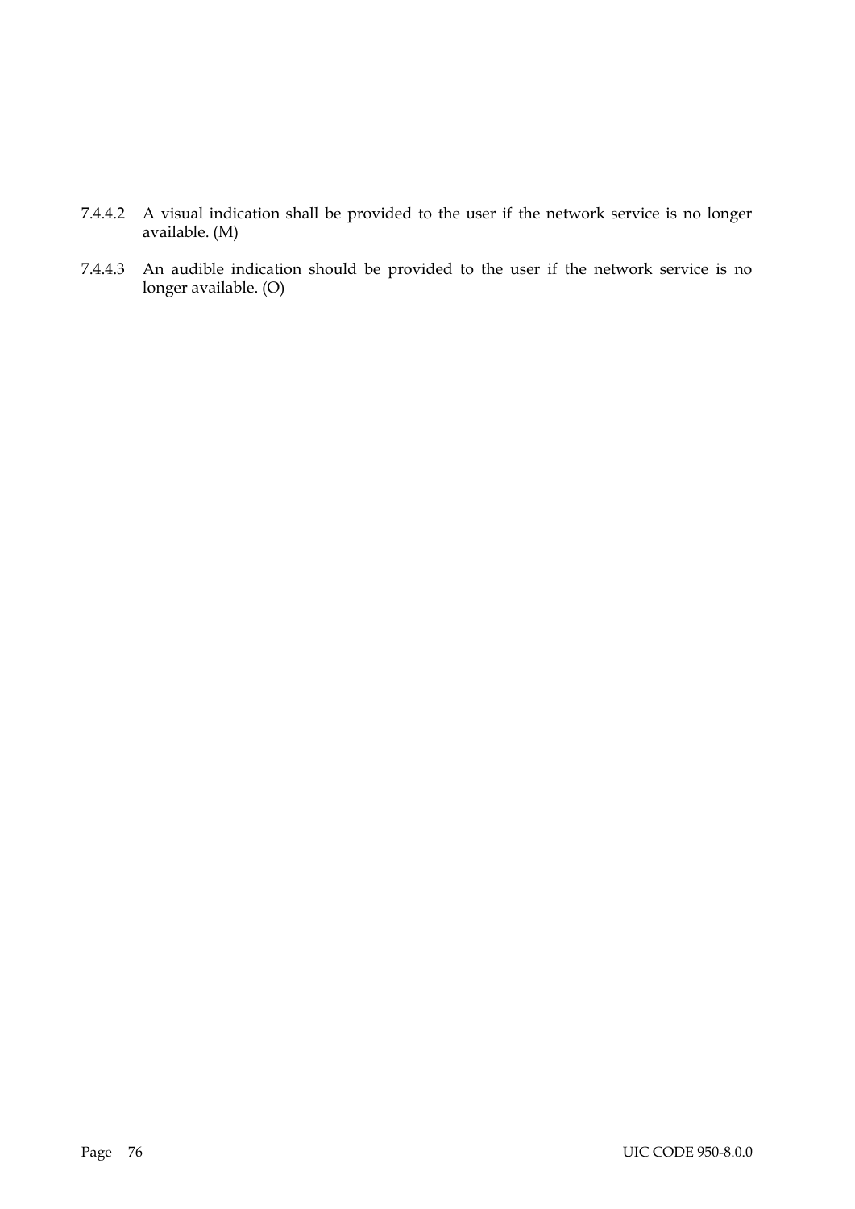7.4.4.2 A visual indication shall be provided to the user if the network service is no longer available. (M)

7.4.4.3 An audible indication should be provided to the user if the network service is no longer available. (O)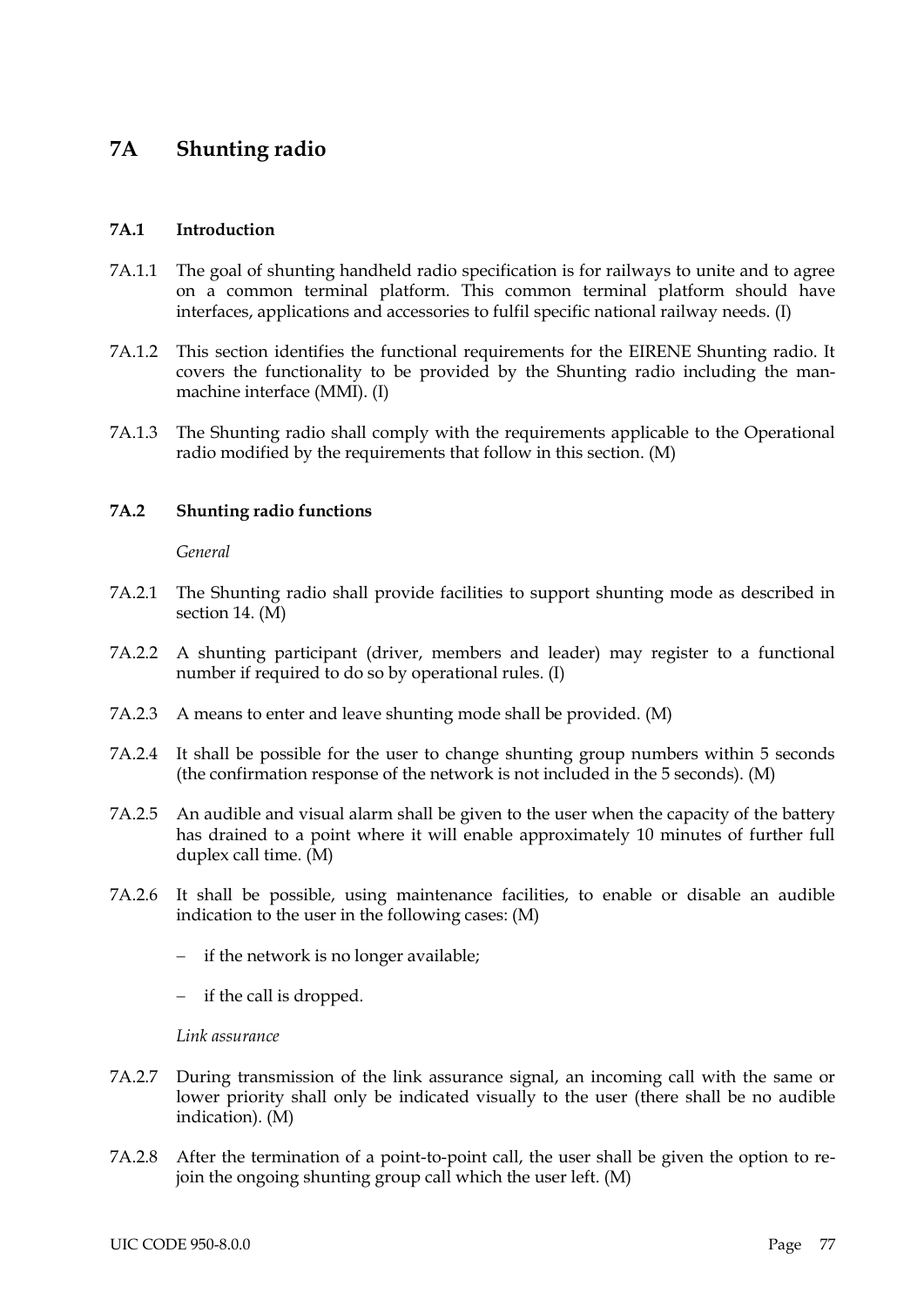# 7A Shunting radio

## 7A.1 Introduction

7A.1.1 The goal of shunting handheld radio specification is for railways to unite and to agree on a common terminal platform. This common terminal platform should have interfaces, applications and accessories to fulfil specific national railway needs. (I)

7A.1.2 This section identifies the functional requirements for the EIRENE Shunting radio. It covers the functionality to be provided by the Shunting radio including the man-machine interface (MMI). (I)

7A.1.3 The Shunting radio shall comply with the requirements applicable to the Operational radio modified by the requirements that follow in this section. (M)

## 7A.2 Shunting radio functions

*General*

7A.2.1 The Shunting radio shall provide facilities to support shunting mode as described in section 14. (M)

7A.2.2 A shunting participant (driver, members and leader) may register to a functional number if required to do so by operational rules. (I)

7A.2.3 A means to enter and leave shunting mode shall be provided. (M)

7A.2.4 It shall be possible for the user to change shunting group numbers within 5 seconds (the confirmation response of the network is not included in the 5 seconds). (M)

7A.2.5 An audible and visual alarm shall be given to the user when the capacity of the battery has drained to a point where it will enable approximately 10 minutes of further full duplex call time. (M)

7A.2.6 It shall be possible, using maintenance facilities, to enable or disable an audible indication to the user in the following cases: (M)

- if the network is no longer available;
- if the call is dropped.

*Link assurance*

7A.2.7 During transmission of the link assurance signal, an incoming call with the same or lower priority shall only be indicated visually to the user (there shall be no audible indication). (M)

7A.2.8 After the termination of a point-to-point call, the user shall be given the option to re-join the ongoing shunting group call which the user left. (M)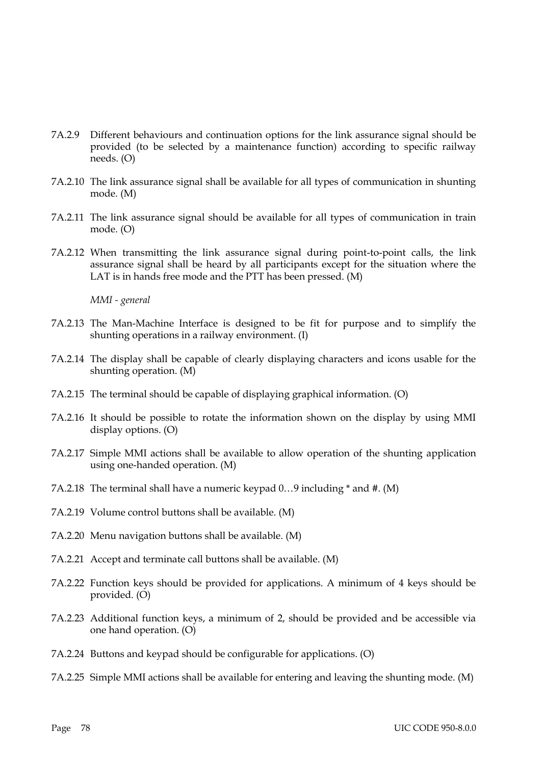7A.2.9 Different behaviours and continuation options for the link assurance signal should be provided (to be selected by a maintenance function) according to specific railway needs. (O)

7A.2.10 The link assurance signal shall be available for all types of communication in shunting mode. (M)

7A.2.11 The link assurance signal should be available for all types of communication in train mode. (O)

7A.2.12 When transmitting the link assurance signal during point-to-point calls, the link assurance signal shall be heard by all participants except for the situation where the LAT is in hands free mode and the PTT has been pressed. (M)

*MMI - general*

7A.2.13 The Man-Machine Interface is designed to be fit for purpose and to simplify the shunting operations in a railway environment. (I)

7A.2.14 The display shall be capable of clearly displaying characters and icons usable for the shunting operation. (M)

7A.2.15 The terminal should be capable of displaying graphical information. (O)

7A.2.16 It should be possible to rotate the information shown on the display by using MMI display options. (O)

7A.2.17 Simple MMI actions shall be available to allow operation of the shunting application using one-handed operation. (M)

7A.2.18 The terminal shall have a numeric keypad 0…9 including * and #. (M)

7A.2.19 Volume control buttons shall be available. (M)

7A.2.20 Menu navigation buttons shall be available. (M)

7A.2.21 Accept and terminate call buttons shall be available. (M)

7A.2.22 Function keys should be provided for applications. A minimum of 4 keys should be provided. (O)

7A.2.23 Additional function keys, a minimum of 2, should be provided and be accessible via one hand operation. (O)

7A.2.24 Buttons and keypad should be configurable for applications. (O)

7A.2.25 Simple MMI actions shall be available for entering and leaving the shunting mode. (M)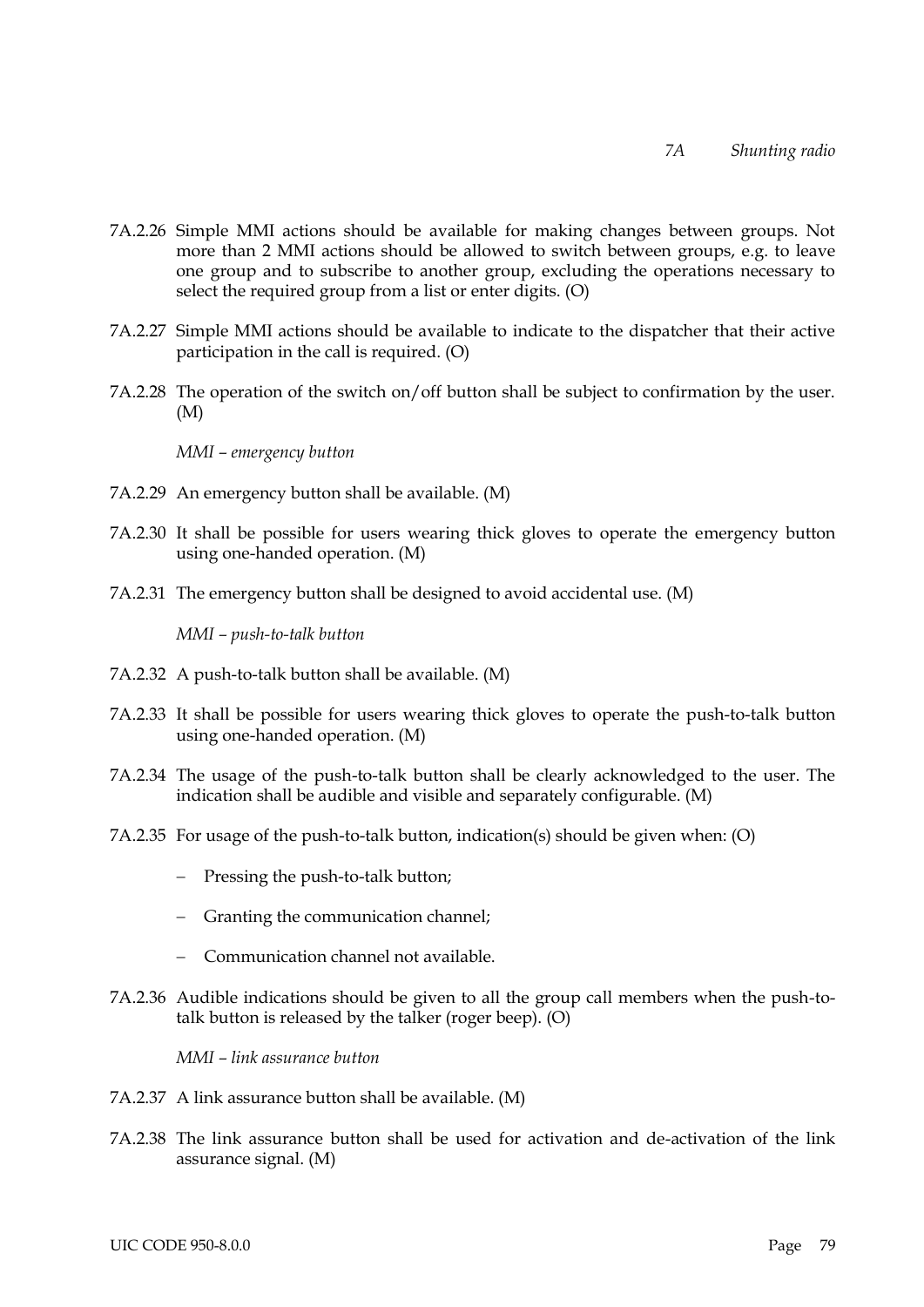7A.2.26 Simple MMI actions should be available for making changes between groups. Not more than 2 MMI actions should be allowed to switch between groups, e.g. to leave one group and to subscribe to another group, excluding the operations necessary to select the required group from a list or enter digits. (O)

7A.2.27 Simple MMI actions should be available to indicate to the dispatcher that their active participation in the call is required. (O)

7A.2.28 The operation of the switch on/off button shall be subject to confirmation by the user. (M)

*MMI – emergency button*

7A.2.29 An emergency button shall be available. (M)

7A.2.30 It shall be possible for users wearing thick gloves to operate the emergency button using one-handed operation. (M)

7A.2.31 The emergency button shall be designed to avoid accidental use. (M)

*MMI – push-to-talk button*

7A.2.32 A push-to-talk button shall be available. (M)

7A.2.33 It shall be possible for users wearing thick gloves to operate the push-to-talk button using one-handed operation. (M)

7A.2.34 The usage of the push-to-talk button shall be clearly acknowledged to the user. The indication shall be audible and visible and separately configurable. (M)

7A.2.35 For usage of the push-to-talk button, indication(s) should be given when: (O)

- Pressing the push-to-talk button;
- Granting the communication channel;
- Communication channel not available.

7A.2.36 Audible indications should be given to all the group call members when the push-to-talk button is released by the talker (roger beep). (O)

*MMI – link assurance button*

7A.2.37 A link assurance button shall be available. (M)

7A.2.38 The link assurance button shall be used for activation and de-activation of the link assurance signal. (M)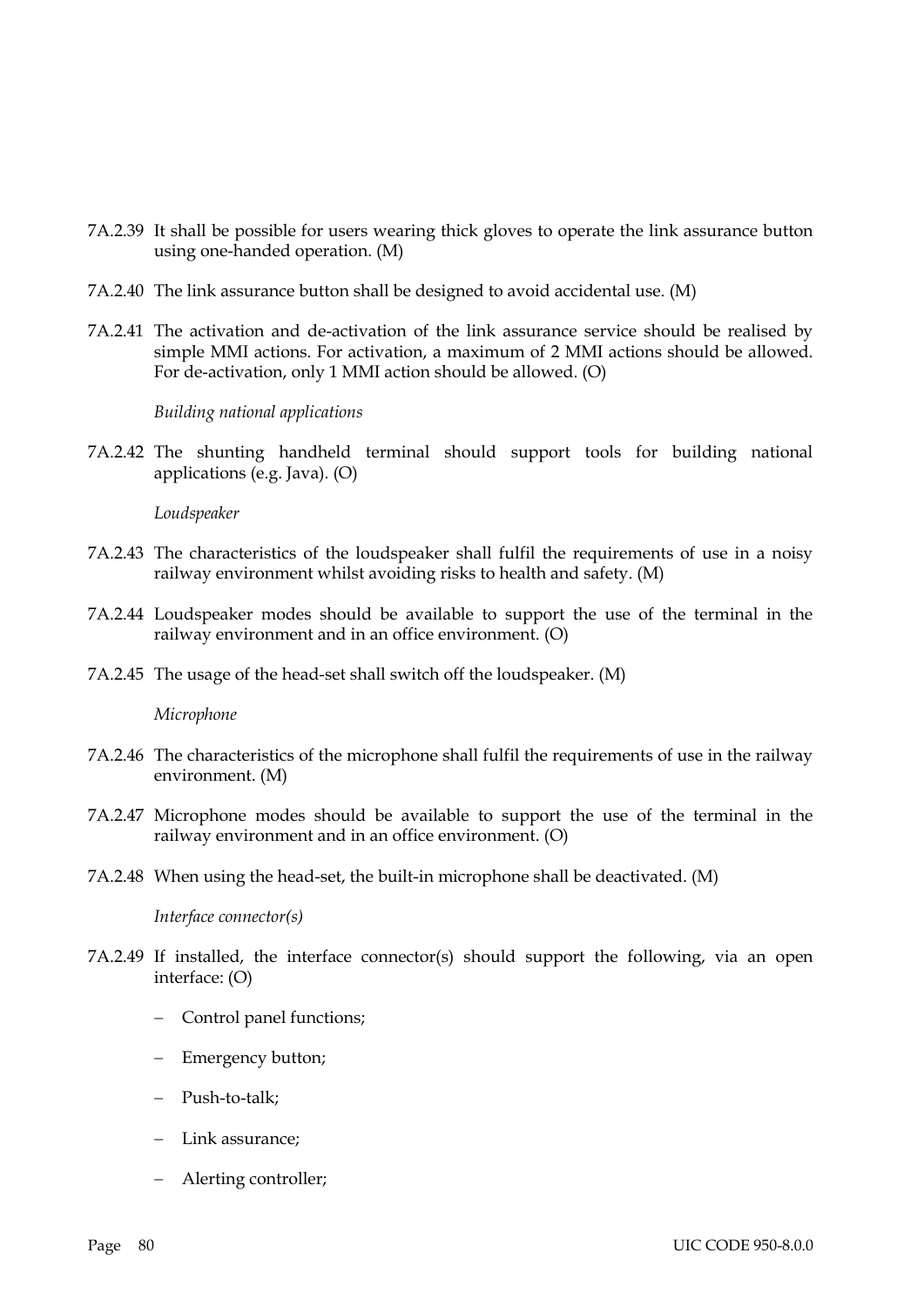7A.2.39 It shall be possible for users wearing thick gloves to operate the link assurance button using one-handed operation. (M)

7A.2.40 The link assurance button shall be designed to avoid accidental use. (M)

7A.2.41 The activation and de-activation of the link assurance service should be realised by simple MMI actions. For activation, a maximum of 2 MMI actions should be allowed. For de-activation, only 1 MMI action should be allowed. (O)

*Building national applications*

7A.2.42 The shunting handheld terminal should support tools for building national applications (e.g. Java). (O)

*Loudspeaker*

7A.2.43 The characteristics of the loudspeaker shall fulfil the requirements of use in a noisy railway environment whilst avoiding risks to health and safety. (M)

7A.2.44 Loudspeaker modes should be available to support the use of the terminal in the railway environment and in an office environment. (O)

7A.2.45 The usage of the head-set shall switch off the loudspeaker. (M)

*Microphone*

7A.2.46 The characteristics of the microphone shall fulfil the requirements of use in the railway environment. (M)

7A.2.47 Microphone modes should be available to support the use of the terminal in the railway environment and in an office environment. (O)

7A.2.48 When using the head-set, the built-in microphone shall be deactivated. (M)

*Interface connector(s)*

7A.2.49 If installed, the interface connector(s) should support the following, via an open interface: (O)

- Control panel functions;
- Emergency button;
- Push-to-talk;
- Link assurance;
- Alerting controller;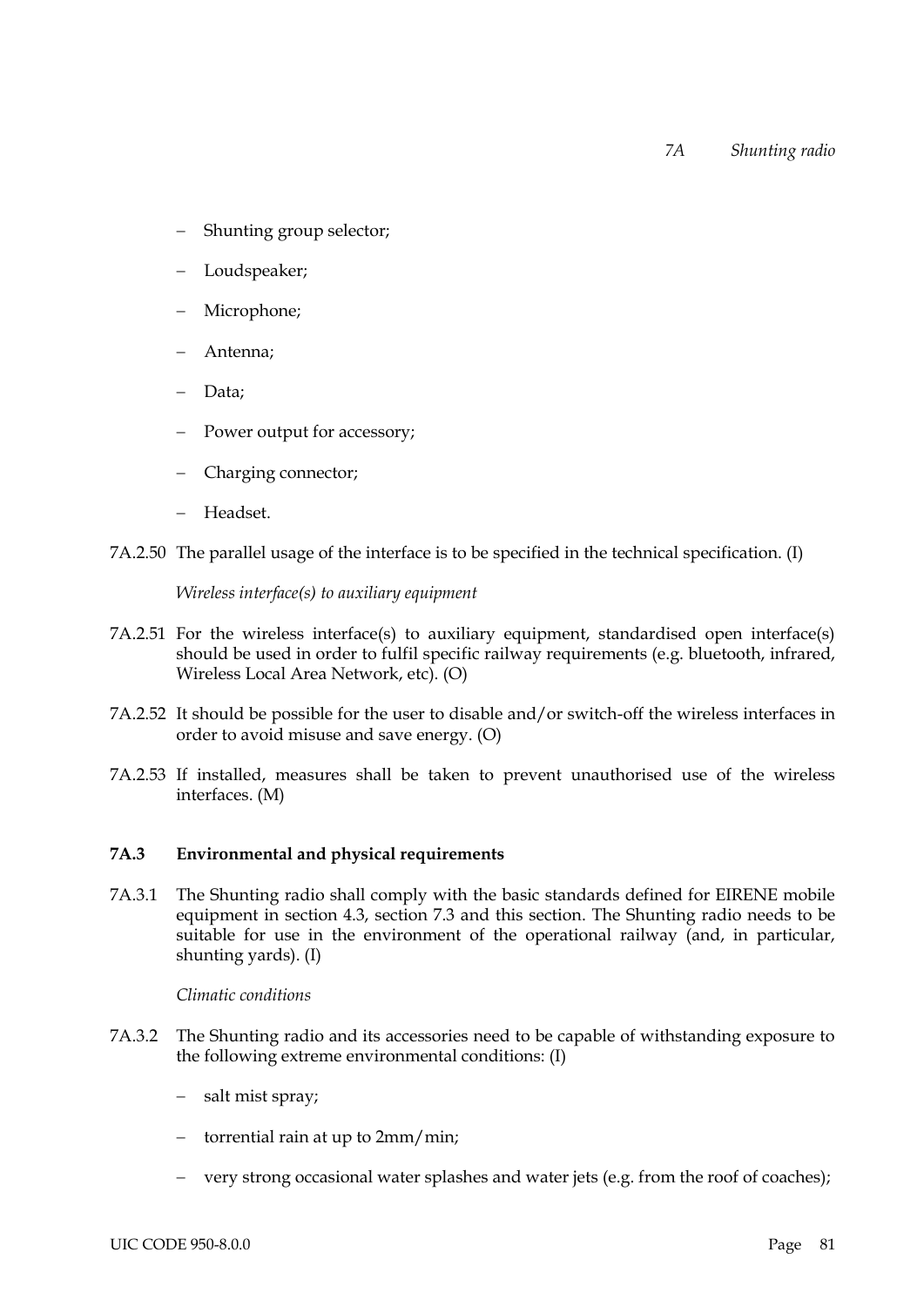- Shunting group selector;
- Loudspeaker;
- Microphone;
- Antenna;
- Data;
- Power output for accessory;
- Charging connector;
- Headset.

7A.2.50 The parallel usage of the interface is to be specified in the technical specification. (I)

*Wireless interface(s) to auxiliary equipment*

7A.2.51 For the wireless interface(s) to auxiliary equipment, standardised open interface(s) should be used in order to fulfil specific railway requirements (e.g. bluetooth, infrared, Wireless Local Area Network, etc). (O)

7A.2.52 It should be possible for the user to disable and/or switch-off the wireless interfaces in order to avoid misuse and save energy. (O)

7A.2.53 If installed, measures shall be taken to prevent unauthorised use of the wireless interfaces. (M)

### 7A.3 Environmental and physical requirements

7A.3.1 The Shunting radio shall comply with the basic standards defined for EIRENE mobile equipment in section 4.3, section 7.3 and this section. The Shunting radio needs to be suitable for use in the environment of the operational railway (and, in particular, shunting yards). (I)

*Climatic conditions*

7A.3.2 The Shunting radio and its accessories need to be capable of withstanding exposure to the following extreme environmental conditions: (I)

- salt mist spray;
- torrential rain at up to 2mm/min;
- very strong occasional water splashes and water jets (e.g. from the roof of coaches);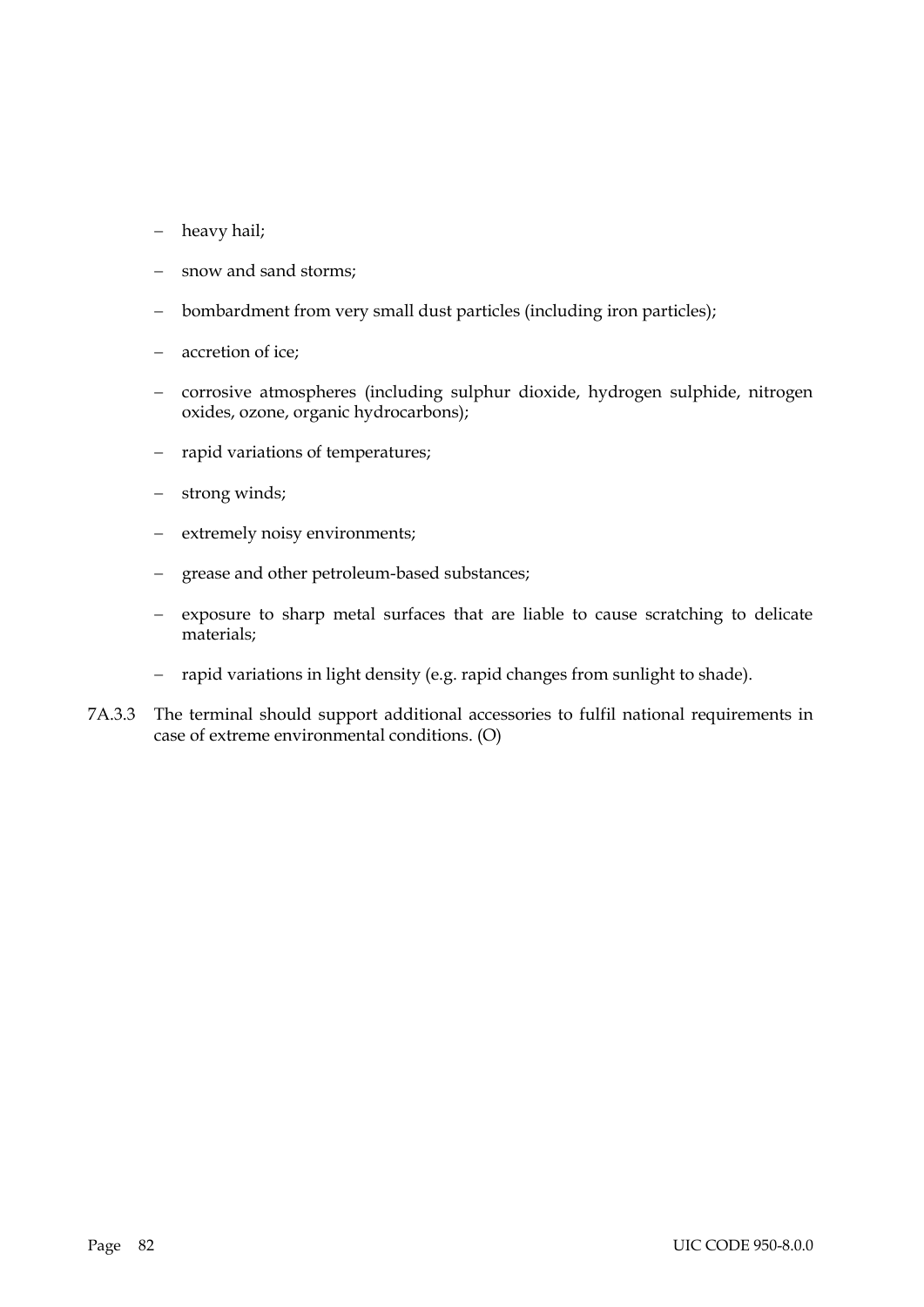- heavy hail;
- snow and sand storms;
- bombardment from very small dust particles (including iron particles);
- accretion of ice;
- corrosive atmospheres (including sulphur dioxide, hydrogen sulphide, nitrogen oxides, ozone, organic hydrocarbons);
- rapid variations of temperatures;
- strong winds;
- extremely noisy environments;
- grease and other petroleum-based substances;
- exposure to sharp metal surfaces that are liable to cause scratching to delicate materials;
- rapid variations in light density (e.g. rapid changes from sunlight to shade).

7A.3.3 The terminal should support additional accessories to fulfil national requirements in case of extreme environmental conditions. (O)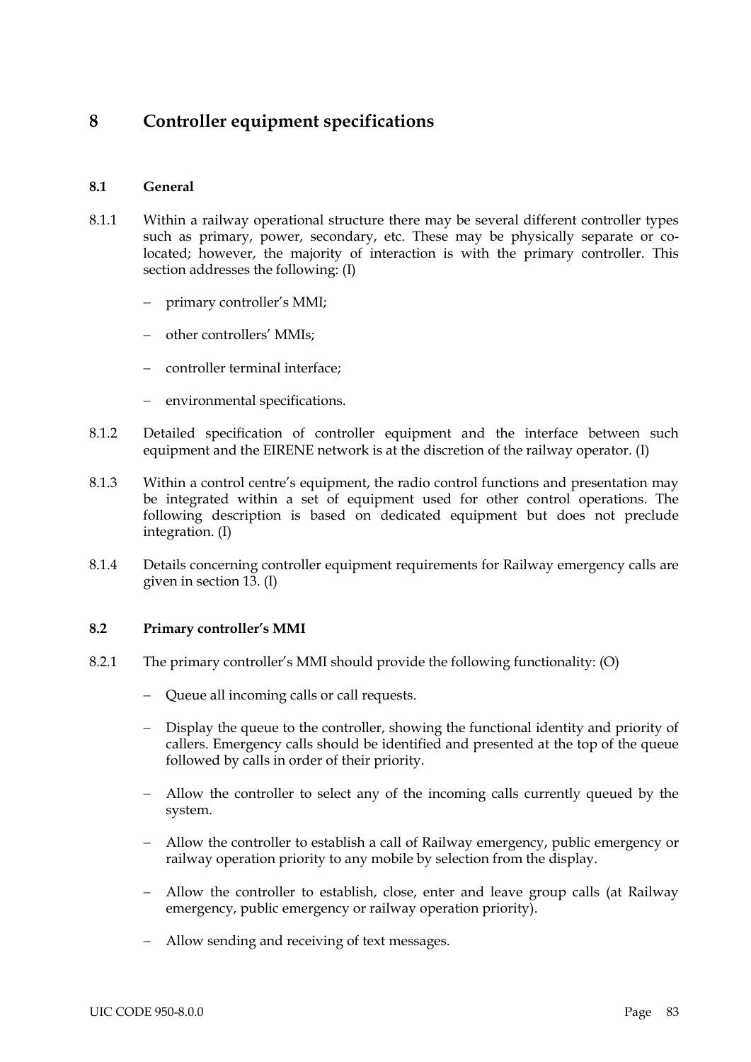# 8 Controller equipment specifications

## 8.1 General

8.1.1 Within a railway operational structure there may be several different controller types such as primary, power, secondary, etc. These may be physically separate or co-located; however, the majority of interaction is with the primary controller. This section addresses the following: (I)

- primary controller's MMI;
- other controllers' MMIs;
- controller terminal interface;
- environmental specifications.

8.1.2 Detailed specification of controller equipment and the interface between such equipment and the EIRENE network is at the discretion of the railway operator. (I)

8.1.3 Within a control centre's equipment, the radio control functions and presentation may be integrated within a set of equipment used for other control operations. The following description is based on dedicated equipment but does not preclude integration. (I)

8.1.4 Details concerning controller equipment requirements for Railway emergency calls are given in section 13. (I)

## 8.2 Primary controller's MMI

8.2.1 The primary controller's MMI should provide the following functionality: (O)

- Queue all incoming calls or call requests.
- Display the queue to the controller, showing the functional identity and priority of callers. Emergency calls should be identified and presented at the top of the queue followed by calls in order of their priority.
- Allow the controller to select any of the incoming calls currently queued by the system.
- Allow the controller to establish a call of Railway emergency, public emergency or railway operation priority to any mobile by selection from the display.
- Allow the controller to establish, close, enter and leave group calls (at Railway emergency, public emergency or railway operation priority).
- Allow sending and receiving of text messages.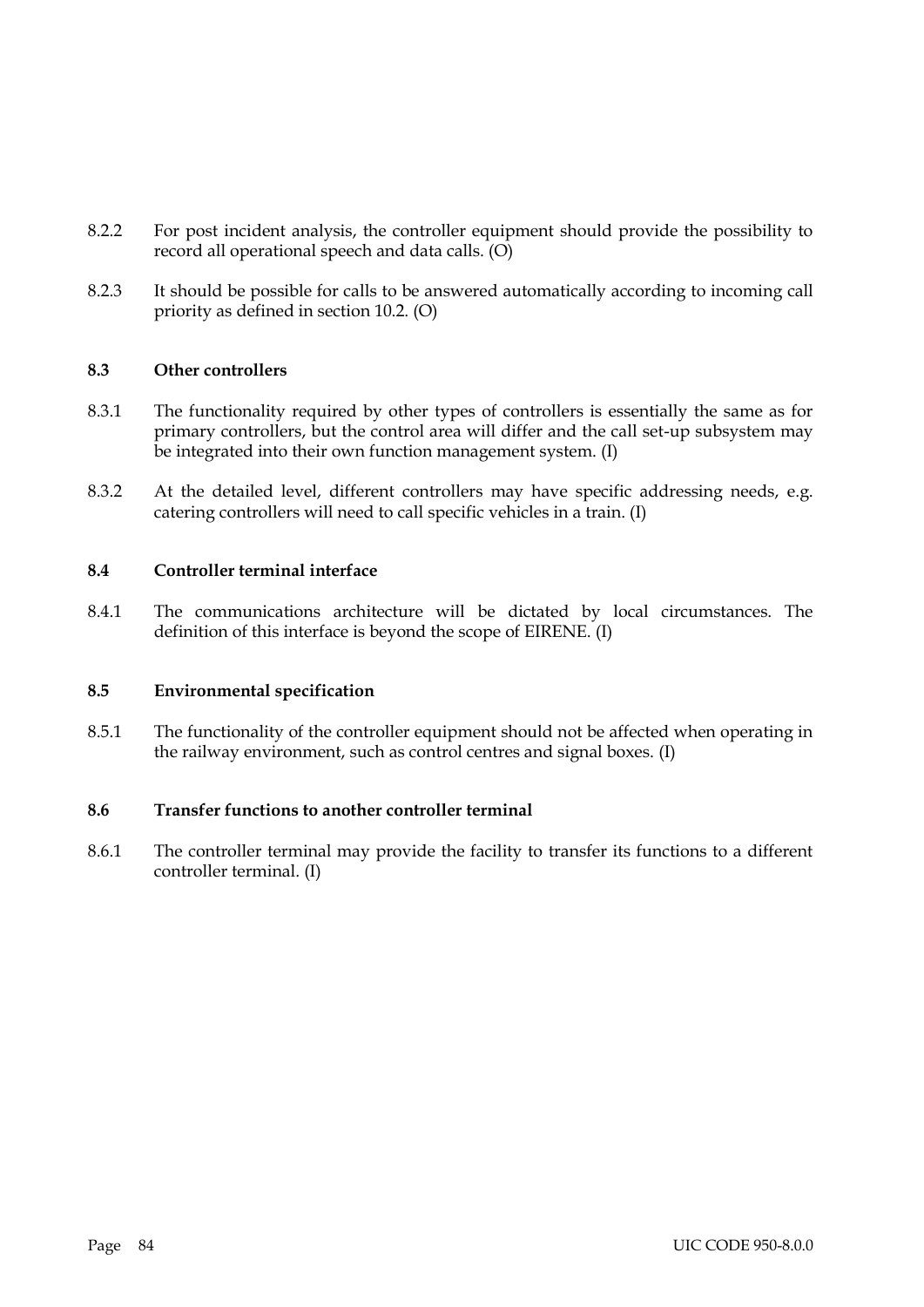8.2.2 For post incident analysis, the controller equipment should provide the possibility to record all operational speech and data calls. (O)

8.2.3 It should be possible for calls to be answered automatically according to incoming call priority as defined in section 10.2. (O)

### 8.3 Other controllers

8.3.1 The functionality required by other types of controllers is essentially the same as for primary controllers, but the control area will differ and the call set-up subsystem may be integrated into their own function management system. (I)

8.3.2 At the detailed level, different controllers may have specific addressing needs, e.g. catering controllers will need to call specific vehicles in a train. (I)

### 8.4 Controller terminal interface

8.4.1 The communications architecture will be dictated by local circumstances. The definition of this interface is beyond the scope of EIRENE. (I)

### 8.5 Environmental specification

8.5.1 The functionality of the controller equipment should not be affected when operating in the railway environment, such as control centres and signal boxes. (I)

### 8.6 Transfer functions to another controller terminal

8.6.1 The controller terminal may provide the facility to transfer its functions to a different controller terminal. (I)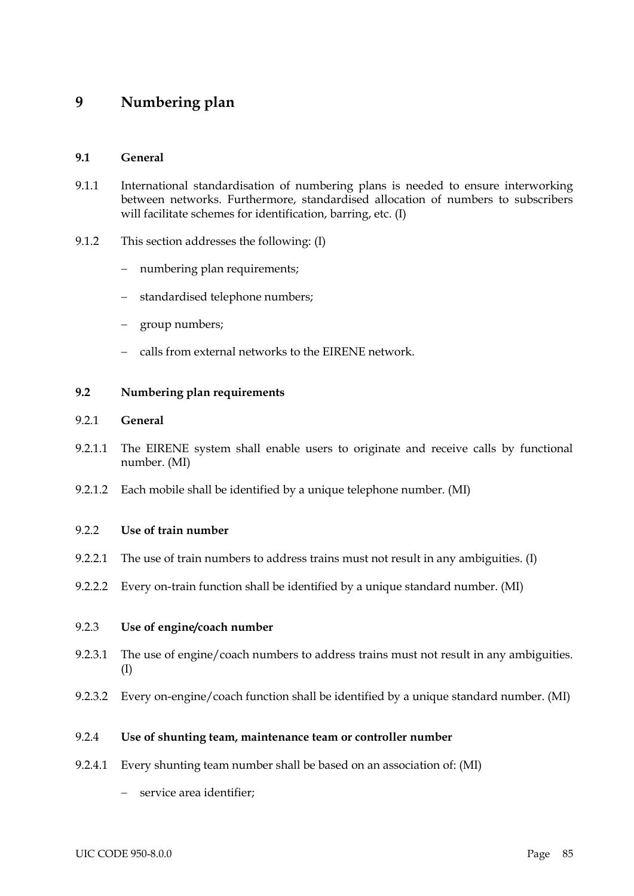# 9 Numbering plan

## 9.1 General

9.1.1 International standardisation of numbering plans is needed to ensure interworking between networks. Furthermore, standardised allocation of numbers to subscribers will facilitate schemes for identification, barring, etc. (I)

9.1.2 This section addresses the following: (I)

- numbering plan requirements;
- standardised telephone numbers;
- group numbers;
- calls from external networks to the EIRENE network.

## 9.2 Numbering plan requirements

### 9.2.1 General

9.2.1.1 The EIRENE system shall enable users to originate and receive calls by functional number. (MI)

9.2.1.2 Each mobile shall be identified by a unique telephone number. (MI)

### 9.2.2 Use of train number

9.2.2.1 The use of train numbers to address trains must not result in any ambiguities. (I)

9.2.2.2 Every on-train function shall be identified by a unique standard number. (MI)

### 9.2.3 Use of engine/coach number

9.2.3.1 The use of engine/coach numbers to address trains must not result in any ambiguities. (I)

9.2.3.2 Every on-engine/coach function shall be identified by a unique standard number. (MI)

### 9.2.4 Use of shunting team, maintenance team or controller number

9.2.4.1 Every shunting team number shall be based on an association of: (MI)

- service area identifier;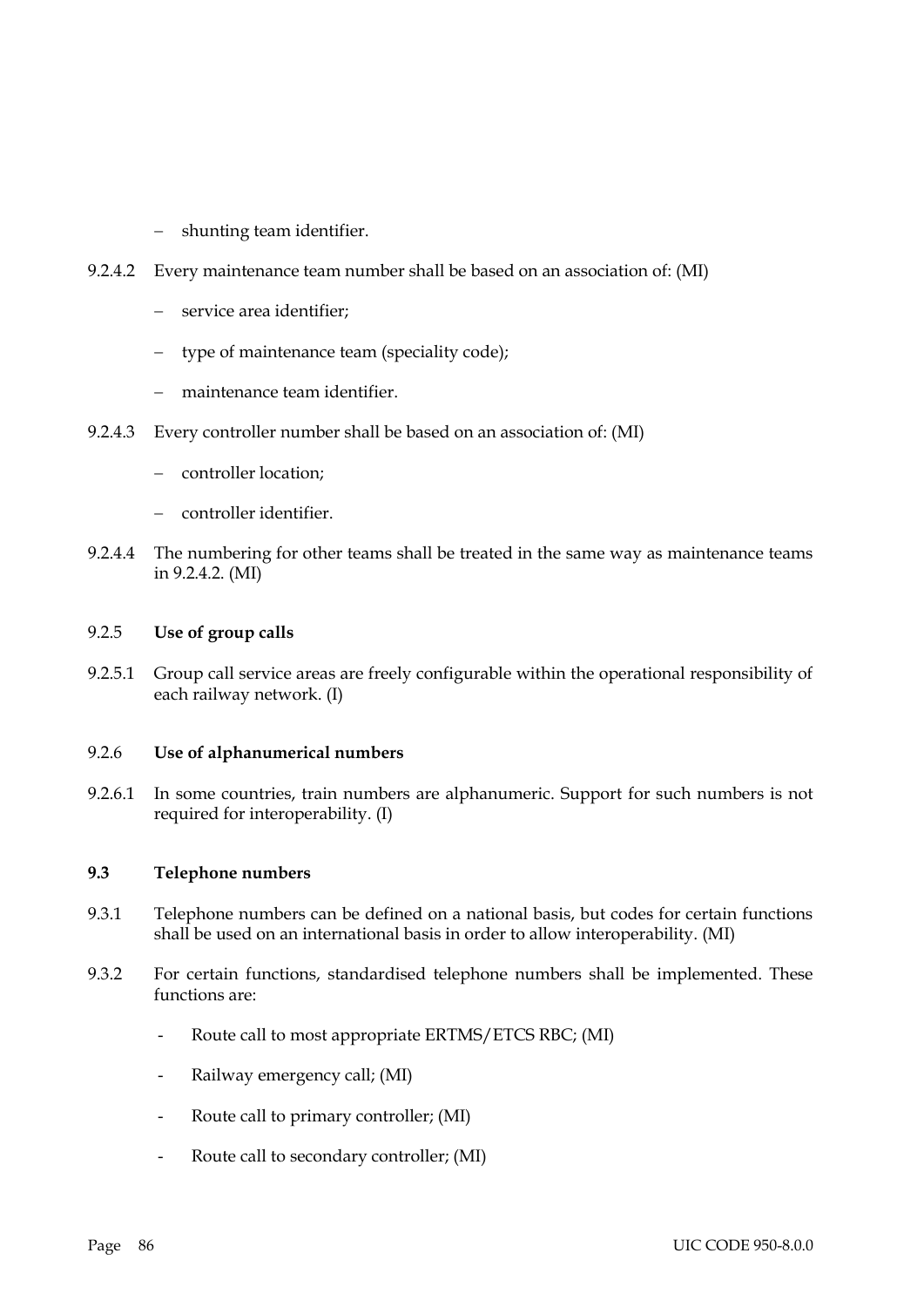– shunting team identifier.

9.2.4.2 Every maintenance team number shall be based on an association of: (MI)

– service area identifier;

– type of maintenance team (speciality code);

– maintenance team identifier.

9.2.4.3 Every controller number shall be based on an association of: (MI)

– controller location;

– controller identifier.

9.2.4.4 The numbering for other teams shall be treated in the same way as maintenance teams in 9.2.4.2. (MI)

9.2.5 **Use of group calls**

9.2.5.1 Group call service areas are freely configurable within the operational responsibility of each railway network. (I)

9.2.6 **Use of alphanumerical numbers**

9.2.6.1 In some countries, train numbers are alphanumeric. Support for such numbers is not required for interoperability. (I)

### 9.3 Telephone numbers

9.3.1 Telephone numbers can be defined on a national basis, but codes for certain functions shall be used on an international basis in order to allow interoperability. (MI)

9.3.2 For certain functions, standardised telephone numbers shall be implemented. These functions are:

- Route call to most appropriate ERTMS/ETCS RBC; (MI)

- Railway emergency call; (MI)

- Route call to primary controller; (MI)

- Route call to secondary controller; (MI)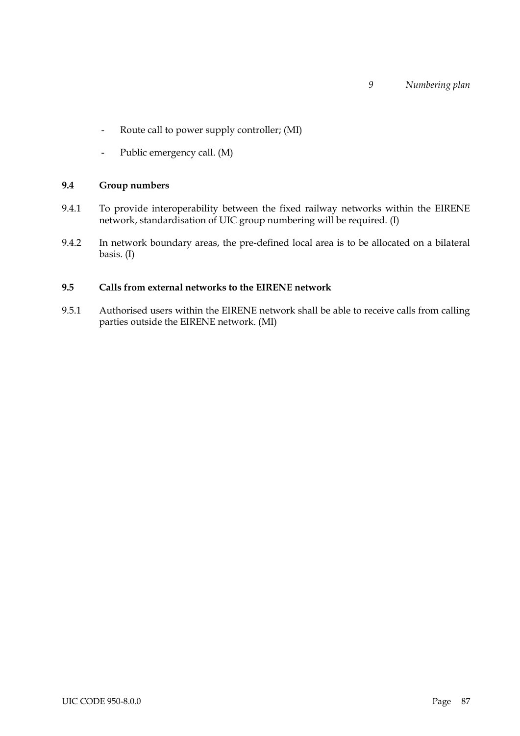- Route call to power supply controller; (MI)
- Public emergency call. (M)

### 9.4 Group numbers

9.4.1 To provide interoperability between the fixed railway networks within the EIRENE network, standardisation of UIC group numbering will be required. (I)

9.4.2 In network boundary areas, the pre-defined local area is to be allocated on a bilateral basis. (I)

### 9.5 Calls from external networks to the EIRENE network

9.5.1 Authorised users within the EIRENE network shall be able to receive calls from calling parties outside the EIRENE network. (MI)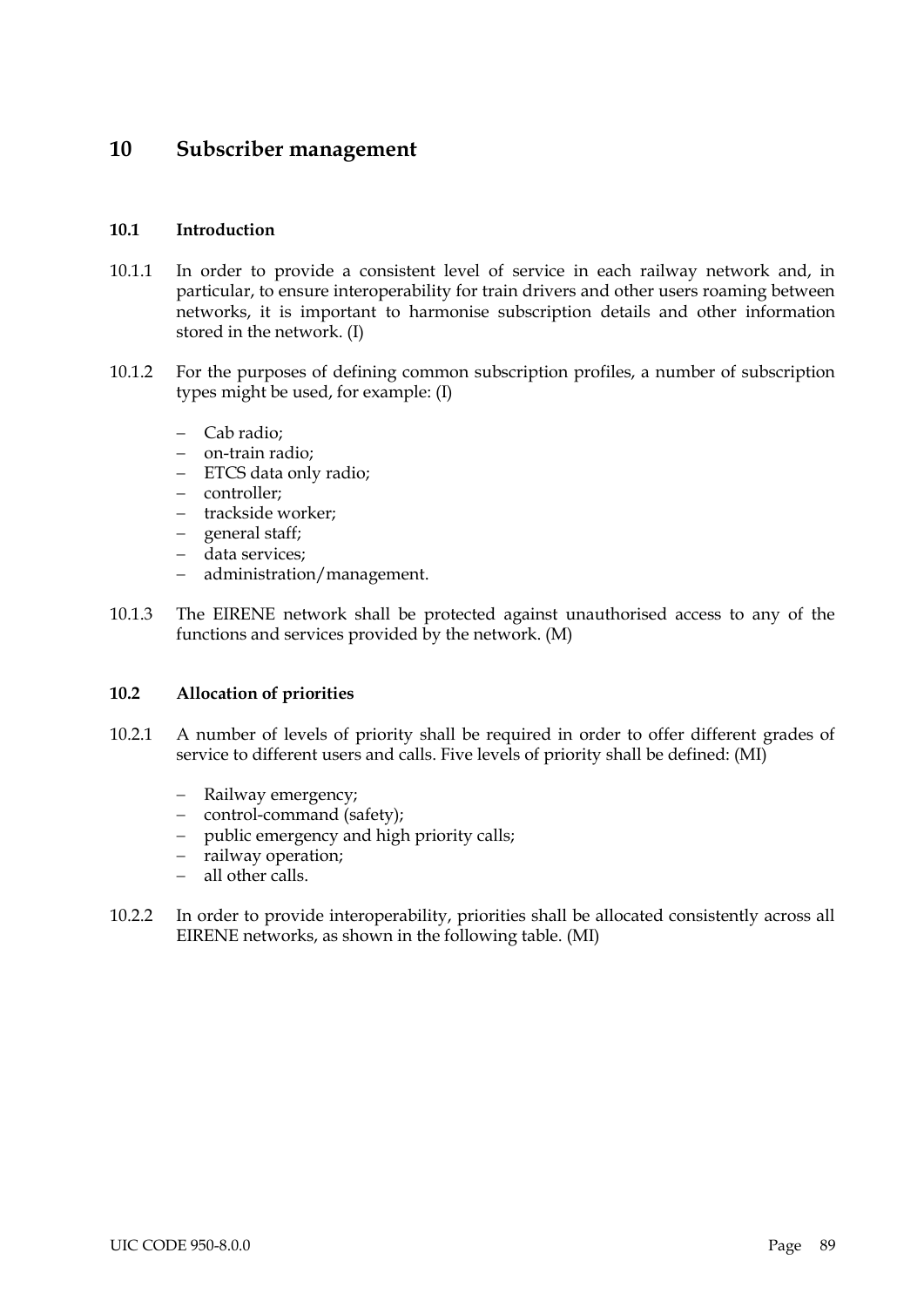# 10 Subscriber management

## 10.1 Introduction

10.1.1 In order to provide a consistent level of service in each railway network and, in particular, to ensure interoperability for train drivers and other users roaming between networks, it is important to harmonise subscription details and other information stored in the network. (I)

10.1.2 For the purposes of defining common subscription profiles, a number of subscription types might be used, for example: (I)

- Cab radio;
- on-train radio;
- ETCS data only radio;
- controller;
- trackside worker;
- general staff;
- data services;
- administration/management.

10.1.3 The EIRENE network shall be protected against unauthorised access to any of the functions and services provided by the network. (M)

## 10.2 Allocation of priorities

10.2.1 A number of levels of priority shall be required in order to offer different grades of service to different users and calls. Five levels of priority shall be defined: (MI)

- Railway emergency;
- control-command (safety);
- public emergency and high priority calls;
- railway operation;
- all other calls.

10.2.2 In order to provide interoperability, priorities shall be allocated consistently across all EIRENE networks, as shown in the following table. (MI)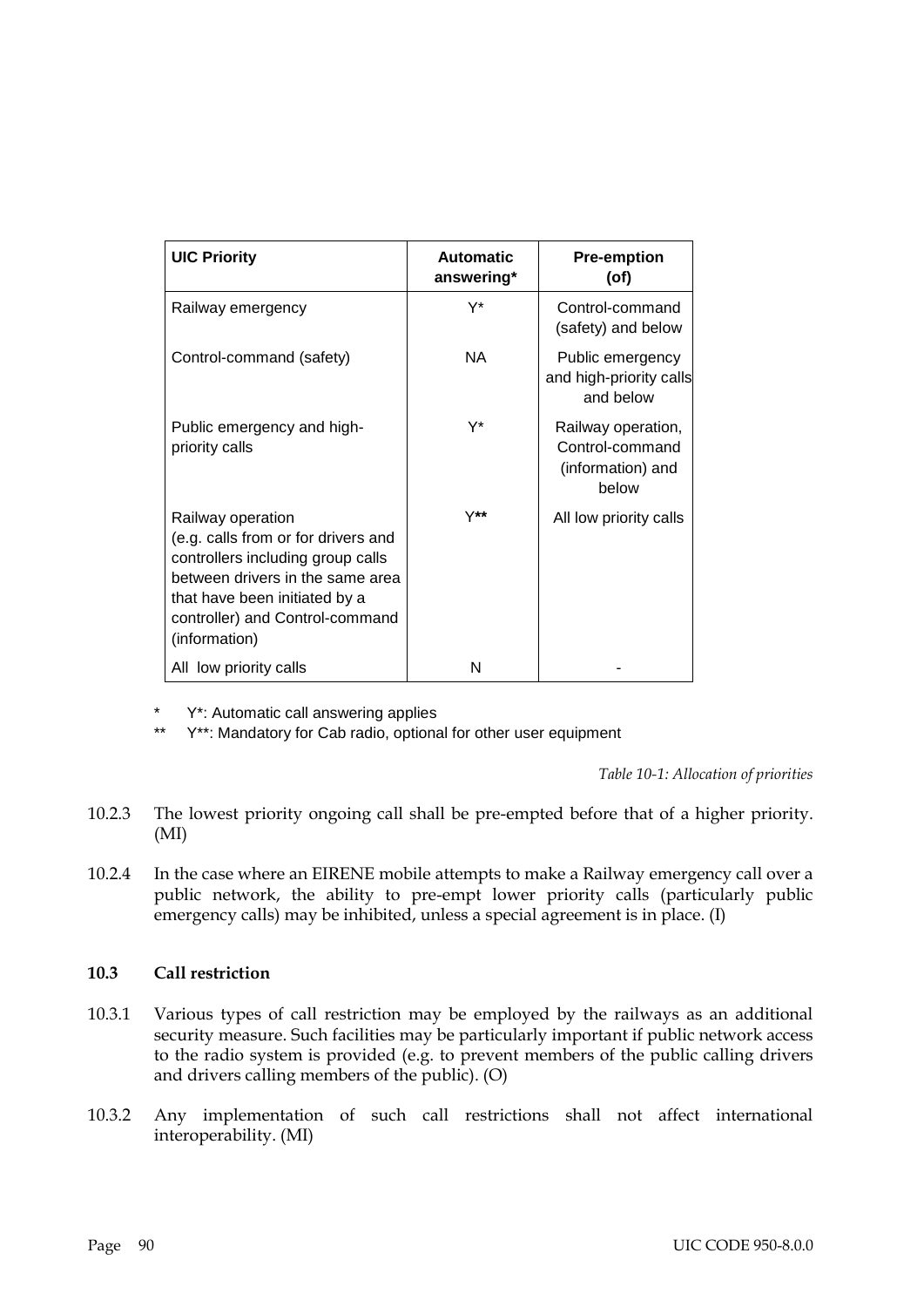| UIC Priority | Automatic answering* | Pre-emption (of) |
|---|---|---|
| Railway emergency | Y* | Control-command (safety) and below |
| Control-command (safety) | NA | Public emergency and high-priority calls and below |
| Public emergency and high-priority calls | Y* | Railway operation, Control-command (information) and below |
| Railway operation (e.g. calls from or for drivers and controllers including group calls between drivers in the same area that have been initiated by a controller) and Control-command (information) | Y** | All low priority calls |
| All low priority calls | N | - |

\* Y*: Automatic call answering applies

** Y**: Mandatory for Cab radio, optional for other user equipment

*Table 10-1: Allocation of priorities*

10.2.3 The lowest priority ongoing call shall be pre-empted before that of a higher priority. (MI)

10.2.4 In the case where an EIRENE mobile attempts to make a Railway emergency call over a public network, the ability to pre-empt lower priority calls (particularly public emergency calls) may be inhibited, unless a special agreement is in place. (I)

### 10.3 Call restriction

10.3.1 Various types of call restriction may be employed by the railways as an additional security measure. Such facilities may be particularly important if public network access to the radio system is provided (e.g. to prevent members of the public calling drivers and drivers calling members of the public). (O)

10.3.2 Any implementation of such call restrictions shall not affect international interoperability. (MI)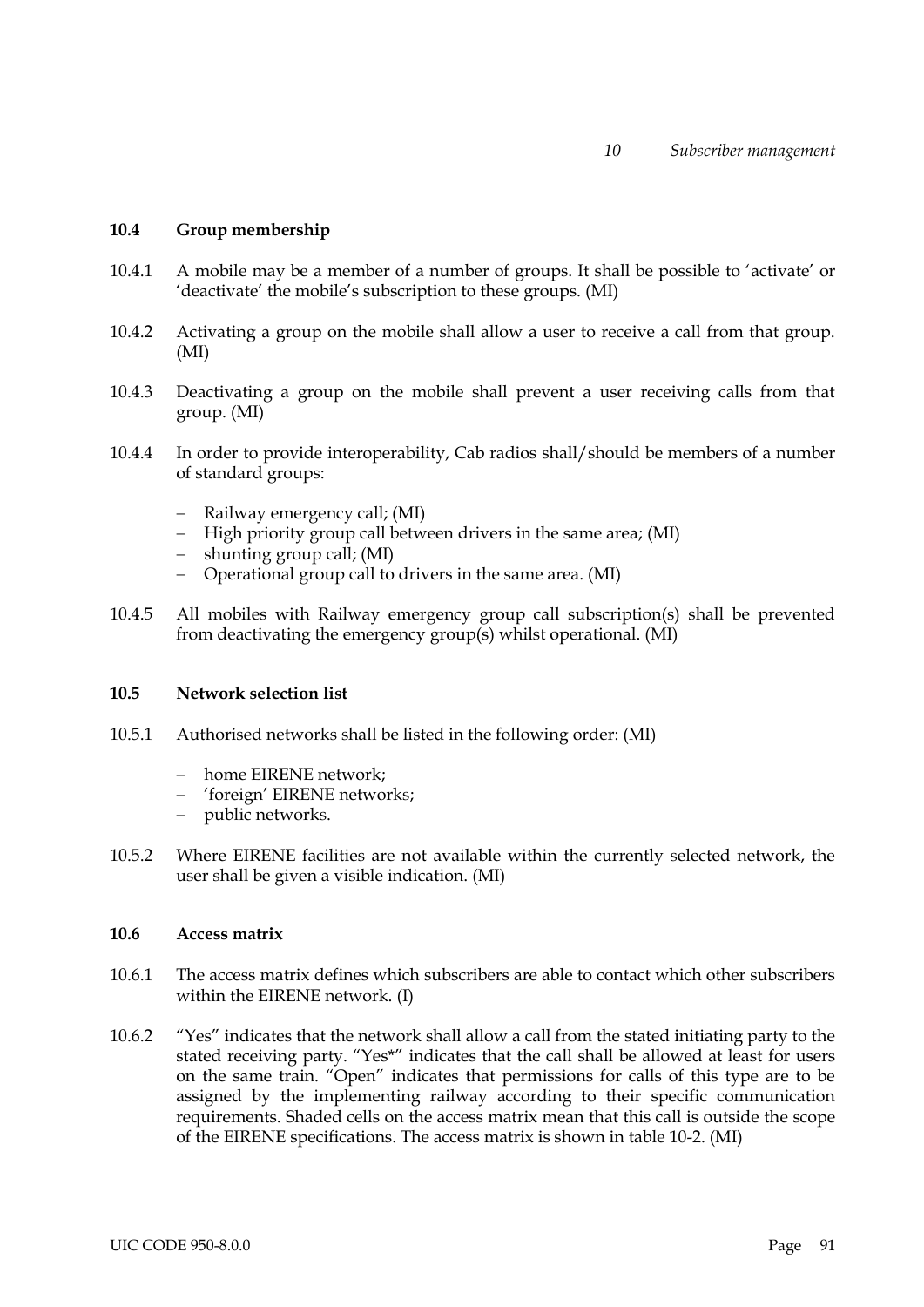## 10.4 Group membership

10.4.1 A mobile may be a member of a number of groups. It shall be possible to 'activate' or 'deactivate' the mobile's subscription to these groups. (MI)

10.4.2 Activating a group on the mobile shall allow a user to receive a call from that group. (MI)

10.4.3 Deactivating a group on the mobile shall prevent a user receiving calls from that group. (MI)

10.4.4 In order to provide interoperability, Cab radios shall/should be members of a number of standard groups:

- Railway emergency call; (MI)
- High priority group call between drivers in the same area; (MI)
- shunting group call; (MI)
- Operational group call to drivers in the same area. (MI)

10.4.5 All mobiles with Railway emergency group call subscription(s) shall be prevented from deactivating the emergency group(s) whilst operational. (MI)

## 10.5 Network selection list

10.5.1 Authorised networks shall be listed in the following order: (MI)

- home EIRENE network;
- 'foreign' EIRENE networks;
- public networks.

10.5.2 Where EIRENE facilities are not available within the currently selected network, the user shall be given a visible indication. (MI)

## 10.6 Access matrix

10.6.1 The access matrix defines which subscribers are able to contact which other subscribers within the EIRENE network. (I)

10.6.2 "Yes" indicates that the network shall allow a call from the stated initiating party to the stated receiving party. "Yes*" indicates that the call shall be allowed at least for users on the same train. "Open" indicates that permissions for calls of this type are to be assigned by the implementing railway according to their specific communication requirements. Shaded cells on the access matrix mean that this call is outside the scope of the EIRENE specifications. The access matrix is shown in table 10-2. (MI)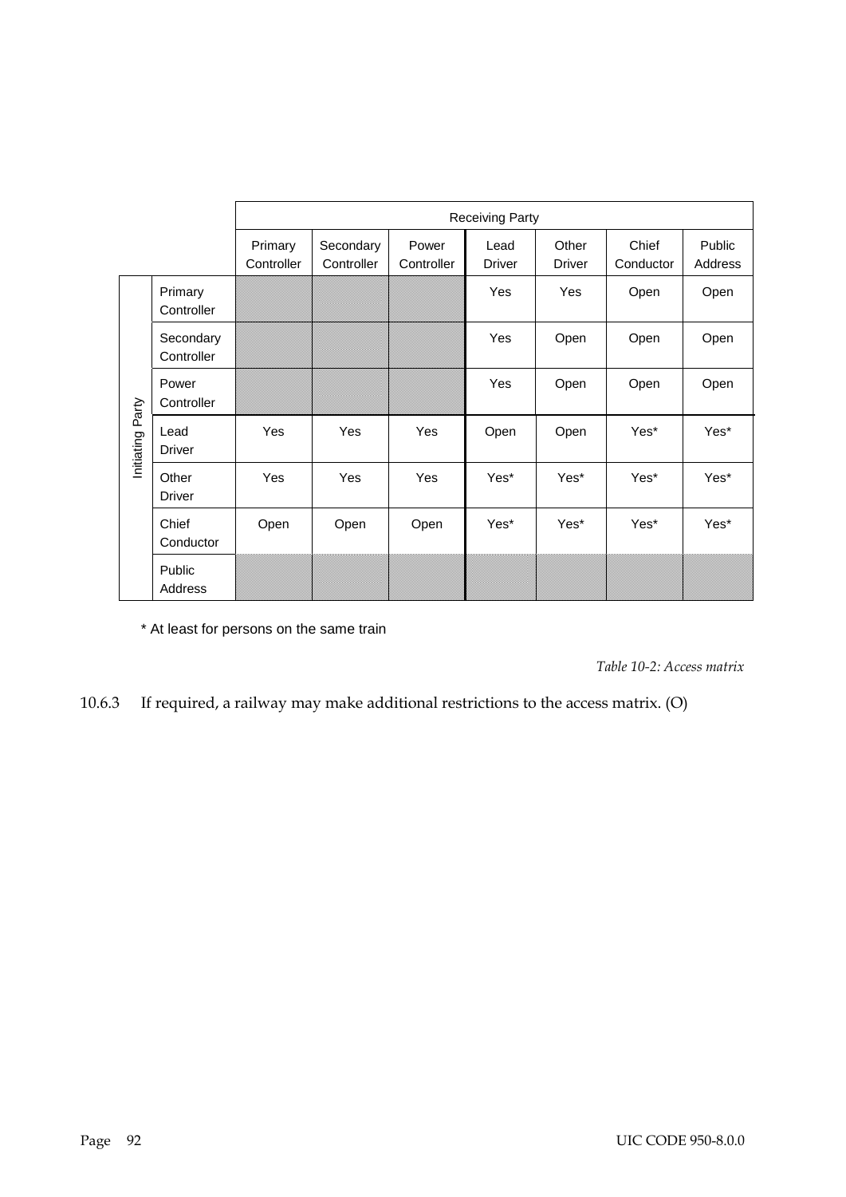| | | Receiving Party | | | | | | |
|---|---|---|---|---|---|---|---|---|
| | | Primary Controller | Secondary Controller | Power Controller | Lead Driver | Other Driver | Chief Conductor | Public Address |
| Initiating Party | Primary Controller | | | | Yes | Yes | Open | Open |
| | Secondary Controller | | | | Yes | Open | Open | Open |
| | Power Controller | | | | Yes | Open | Open | Open |
| | Lead Driver | Yes | Yes | Yes | Open | Open | Yes* | Yes* |
| | Other Driver | Yes | Yes | Yes | Yes* | Yes* | Yes* | Yes* |
| | Chief Conductor | Open | Open | Open | Yes* | Yes* | Yes* | Yes* |
| | Public Address | | | | | | | |

* At least for persons on the same train

*Table 10-2: Access matrix*

10.6.3 If required, a railway may make additional restrictions to the access matrix. (O)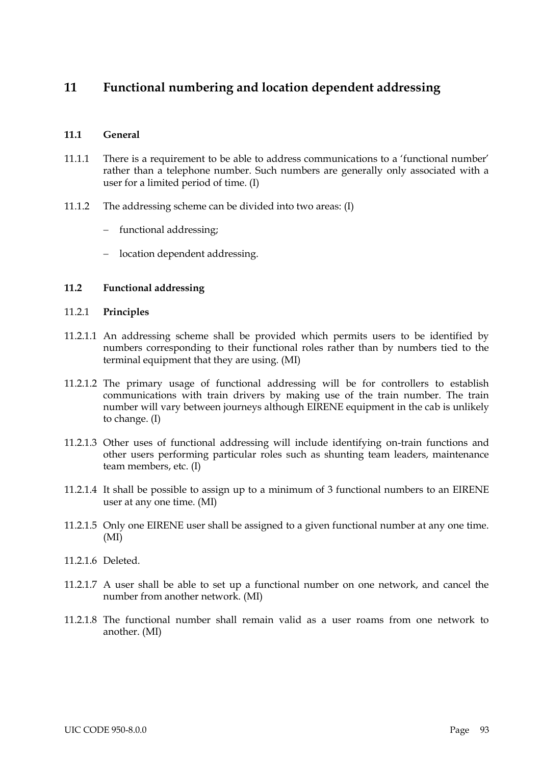# 11 Functional numbering and location dependent addressing

## 11.1 General

11.1.1 There is a requirement to be able to address communications to a 'functional number' rather than a telephone number. Such numbers are generally only associated with a user for a limited period of time. (I)

11.1.2 The addressing scheme can be divided into two areas: (I)

- functional addressing;
- location dependent addressing.

## 11.2 Functional addressing

### 11.2.1 Principles

11.2.1.1 An addressing scheme shall be provided which permits users to be identified by numbers corresponding to their functional roles rather than by numbers tied to the terminal equipment that they are using. (MI)

11.2.1.2 The primary usage of functional addressing will be for controllers to establish communications with train drivers by making use of the train number. The train number will vary between journeys although EIRENE equipment in the cab is unlikely to change. (I)

11.2.1.3 Other uses of functional addressing will include identifying on-train functions and other users performing particular roles such as shunting team leaders, maintenance team members, etc. (I)

11.2.1.4 It shall be possible to assign up to a minimum of 3 functional numbers to an EIRENE user at any one time. (MI)

11.2.1.5 Only one EIRENE user shall be assigned to a given functional number at any one time. (MI)

11.2.1.6 Deleted.

11.2.1.7 A user shall be able to set up a functional number on one network, and cancel the number from another network. (MI)

11.2.1.8 The functional number shall remain valid as a user roams from one network to another. (MI)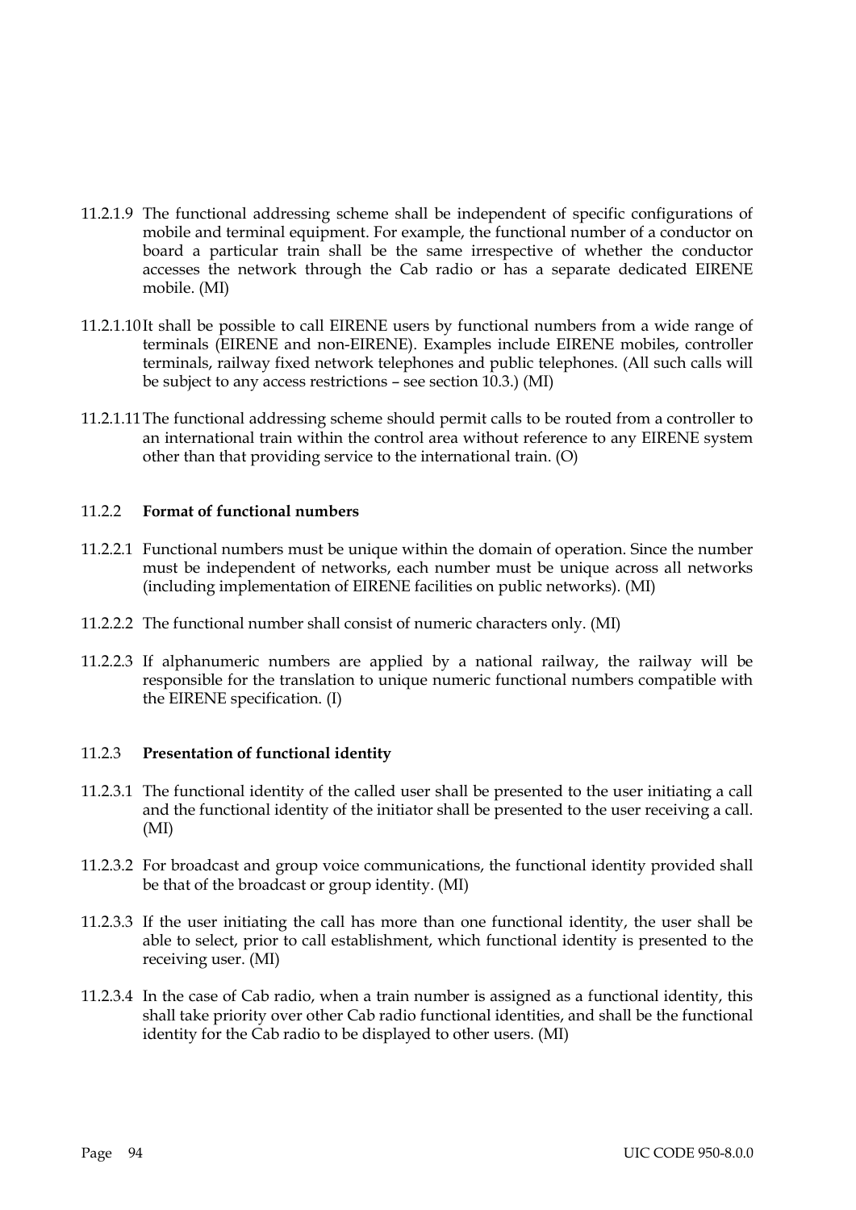11.2.1.9 The functional addressing scheme shall be independent of specific configurations of mobile and terminal equipment. For example, the functional number of a conductor on board a particular train shall be the same irrespective of whether the conductor accesses the network through the Cab radio or has a separate dedicated EIRENE mobile. (MI)

11.2.1.10 It shall be possible to call EIRENE users by functional numbers from a wide range of terminals (EIRENE and non-EIRENE). Examples include EIRENE mobiles, controller terminals, railway fixed network telephones and public telephones. (All such calls will be subject to any access restrictions – see section 10.3.) (MI)

11.2.1.11 The functional addressing scheme should permit calls to be routed from a controller to an international train within the control area without reference to any EIRENE system other than that providing service to the international train. (O)

### 11.2.2 **Format of functional numbers**

11.2.2.1 Functional numbers must be unique within the domain of operation. Since the number must be independent of networks, each number must be unique across all networks (including implementation of EIRENE facilities on public networks). (MI)

11.2.2.2 The functional number shall consist of numeric characters only. (MI)

11.2.2.3 If alphanumeric numbers are applied by a national railway, the railway will be responsible for the translation to unique numeric functional numbers compatible with the EIRENE specification. (I)

### 11.2.3 **Presentation of functional identity**

11.2.3.1 The functional identity of the called user shall be presented to the user initiating a call and the functional identity of the initiator shall be presented to the user receiving a call. (MI)

11.2.3.2 For broadcast and group voice communications, the functional identity provided shall be that of the broadcast or group identity. (MI)

11.2.3.3 If the user initiating the call has more than one functional identity, the user shall be able to select, prior to call establishment, which functional identity is presented to the receiving user. (MI)

11.2.3.4 In the case of Cab radio, when a train number is assigned as a functional identity, this shall take priority over other Cab radio functional identities, and shall be the functional identity for the Cab radio to be displayed to other users. (MI)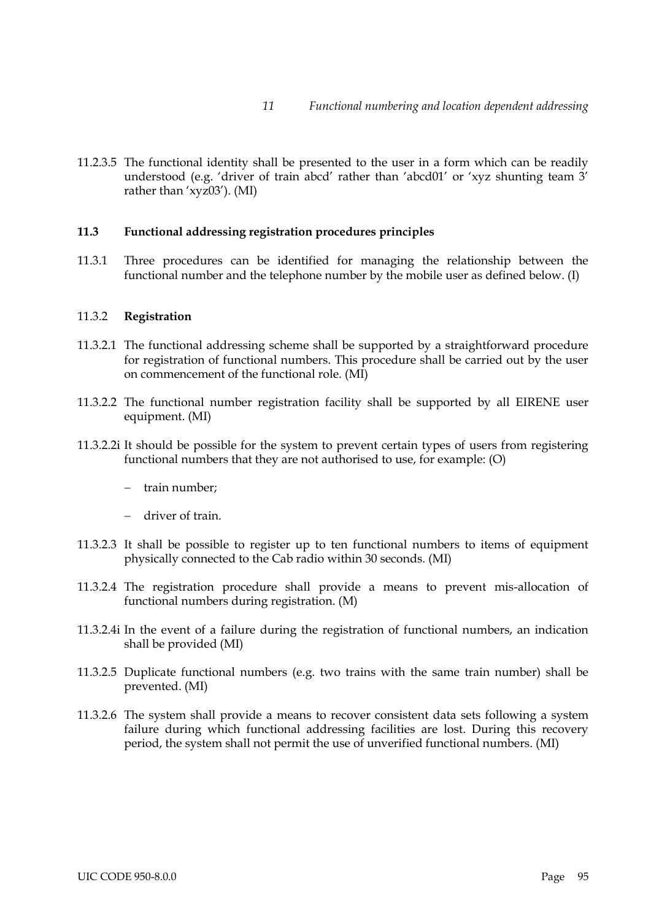11.2.3.5 The functional identity shall be presented to the user in a form which can be readily understood (e.g. 'driver of train abcd' rather than 'abcd01' or 'xyz shunting team 3' rather than 'xyz03'). (MI)

### 11.3 Functional addressing registration procedures principles

11.3.1 Three procedures can be identified for managing the relationship between the functional number and the telephone number by the mobile user as defined below. (I)

#### 11.3.2 Registration

11.3.2.1 The functional addressing scheme shall be supported by a straightforward procedure for registration of functional numbers. This procedure shall be carried out by the user on commencement of the functional role. (MI)

11.3.2.2 The functional number registration facility shall be supported by all EIRENE user equipment. (MI)

11.3.2.2i It should be possible for the system to prevent certain types of users from registering functional numbers that they are not authorised to use, for example: (O)

- train number;
- driver of train.

11.3.2.3 It shall be possible to register up to ten functional numbers to items of equipment physically connected to the Cab radio within 30 seconds. (MI)

11.3.2.4 The registration procedure shall provide a means to prevent mis-allocation of functional numbers during registration. (M)

11.3.2.4i In the event of a failure during the registration of functional numbers, an indication shall be provided (MI)

11.3.2.5 Duplicate functional numbers (e.g. two trains with the same train number) shall be prevented. (MI)

11.3.2.6 The system shall provide a means to recover consistent data sets following a system failure during which functional addressing facilities are lost. During this recovery period, the system shall not permit the use of unverified functional numbers. (MI)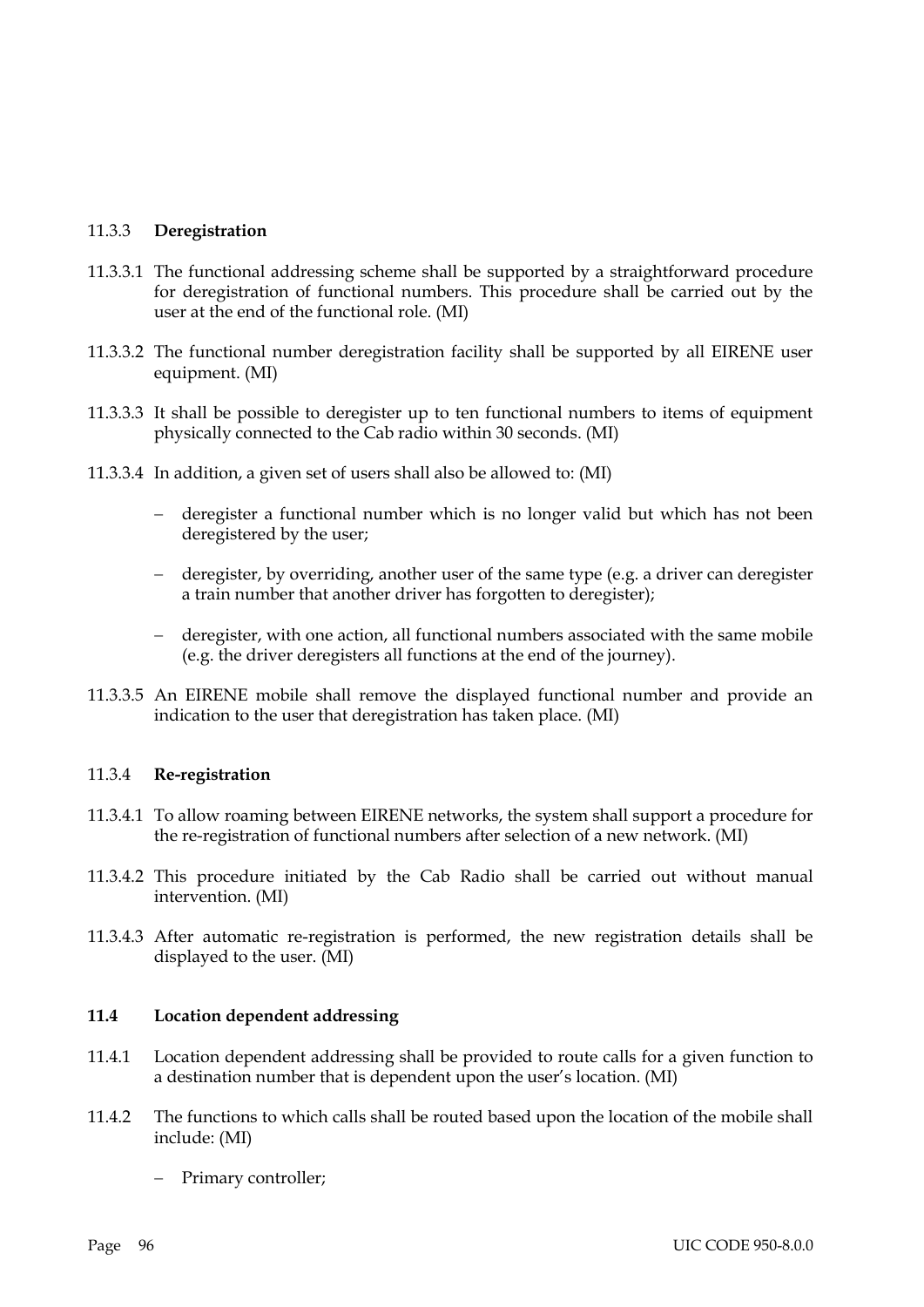### 11.3.3 **Deregistration**

11.3.3.1 The functional addressing scheme shall be supported by a straightforward procedure for deregistration of functional numbers. This procedure shall be carried out by the user at the end of the functional role. (MI)

11.3.3.2 The functional number deregistration facility shall be supported by all EIRENE user equipment. (MI)

11.3.3.3 It shall be possible to deregister up to ten functional numbers to items of equipment physically connected to the Cab radio within 30 seconds. (MI)

11.3.3.4 In addition, a given set of users shall also be allowed to: (MI)

- deregister a functional number which is no longer valid but which has not been deregistered by the user;
- deregister, by overriding, another user of the same type (e.g. a driver can deregister a train number that another driver has forgotten to deregister);
- deregister, with one action, all functional numbers associated with the same mobile (e.g. the driver deregisters all functions at the end of the journey).

11.3.3.5 An EIRENE mobile shall remove the displayed functional number and provide an indication to the user that deregistration has taken place. (MI)

### 11.3.4 **Re-registration**

11.3.4.1 To allow roaming between EIRENE networks, the system shall support a procedure for the re-registration of functional numbers after selection of a new network. (MI)

11.3.4.2 This procedure initiated by the Cab Radio shall be carried out without manual intervention. (MI)

11.3.4.3 After automatic re-registration is performed, the new registration details shall be displayed to the user. (MI)

## **11.4 Location dependent addressing**

11.4.1 Location dependent addressing shall be provided to route calls for a given function to a destination number that is dependent upon the user's location. (MI)

11.4.2 The functions to which calls shall be routed based upon the location of the mobile shall include: (MI)

- Primary controller;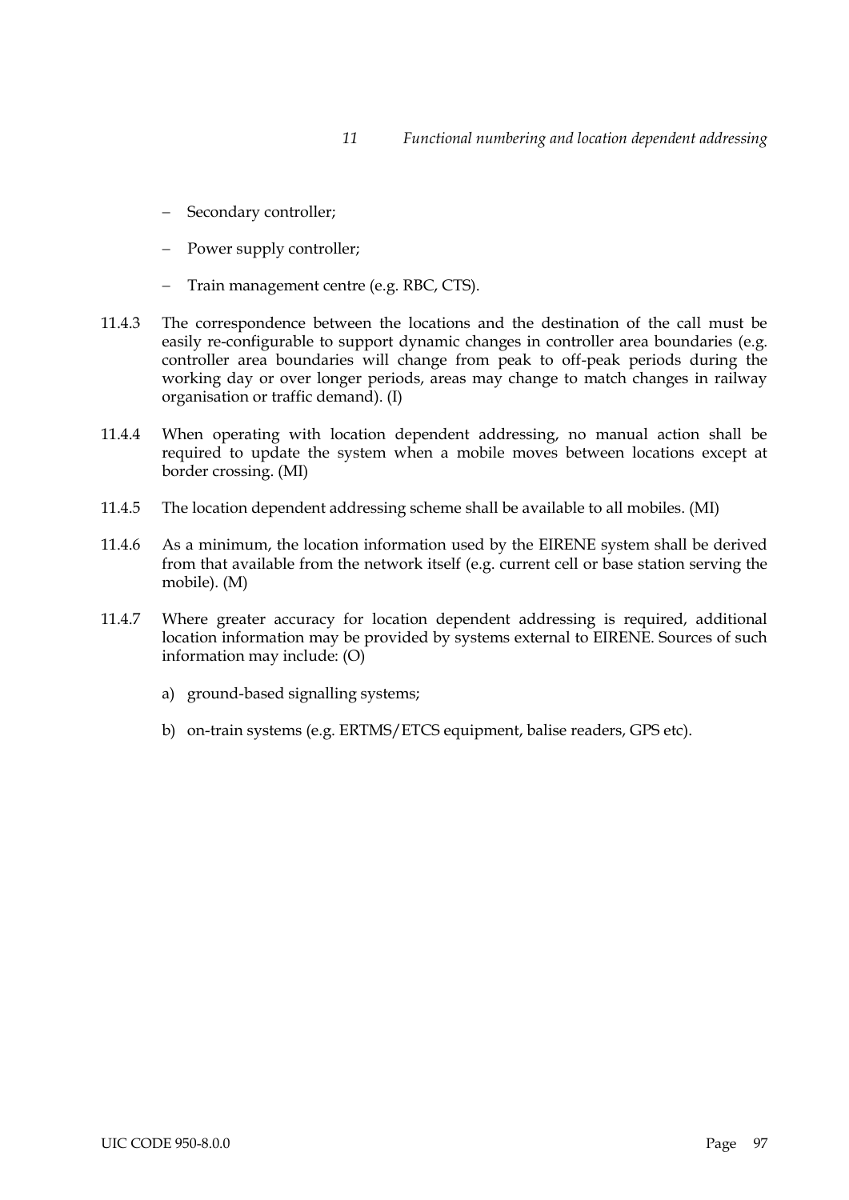- Secondary controller;
- Power supply controller;
- Train management centre (e.g. RBC, CTS).

11.4.3 The correspondence between the locations and the destination of the call must be easily re-configurable to support dynamic changes in controller area boundaries (e.g. controller area boundaries will change from peak to off-peak periods during the working day or over longer periods, areas may change to match changes in railway organisation or traffic demand). (I)

11.4.4 When operating with location dependent addressing, no manual action shall be required to update the system when a mobile moves between locations except at border crossing. (MI)

11.4.5 The location dependent addressing scheme shall be available to all mobiles. (MI)

11.4.6 As a minimum, the location information used by the EIRENE system shall be derived from that available from the network itself (e.g. current cell or base station serving the mobile). (M)

11.4.7 Where greater accuracy for location dependent addressing is required, additional location information may be provided by systems external to EIRENE. Sources of such information may include: (O)

a) ground-based signalling systems;

b) on-train systems (e.g. ERTMS/ETCS equipment, balise readers, GPS etc).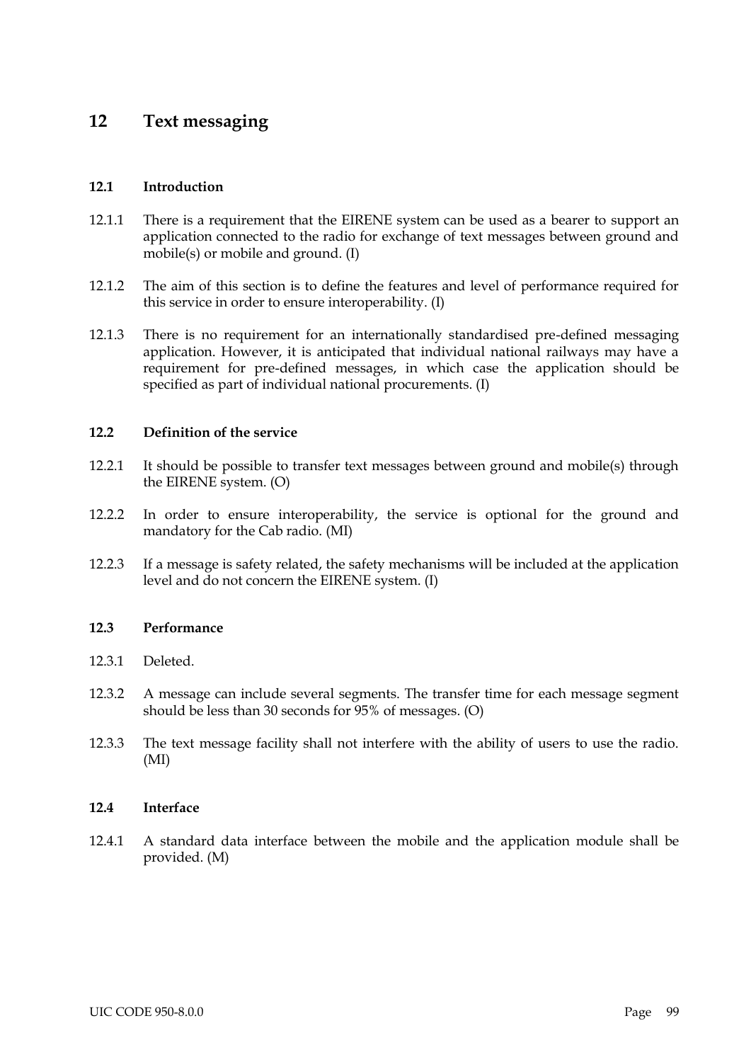# 12 Text messaging

## 12.1 Introduction

12.1.1 There is a requirement that the EIRENE system can be used as a bearer to support an application connected to the radio for exchange of text messages between ground and mobile(s) or mobile and ground. (I)

12.1.2 The aim of this section is to define the features and level of performance required for this service in order to ensure interoperability. (I)

12.1.3 There is no requirement for an internationally standardised pre-defined messaging application. However, it is anticipated that individual national railways may have a requirement for pre-defined messages, in which case the application should be specified as part of individual national procurements. (I)

## 12.2 Definition of the service

12.2.1 It should be possible to transfer text messages between ground and mobile(s) through the EIRENE system. (O)

12.2.2 In order to ensure interoperability, the service is optional for the ground and mandatory for the Cab radio. (MI)

12.2.3 If a message is safety related, the safety mechanisms will be included at the application level and do not concern the EIRENE system. (I)

## 12.3 Performance

12.3.1 Deleted.

12.3.2 A message can include several segments. The transfer time for each message segment should be less than 30 seconds for 95% of messages. (O)

12.3.3 The text message facility shall not interfere with the ability of users to use the radio. (MI)

## 12.4 Interface

12.4.1 A standard data interface between the mobile and the application module shall be provided. (M)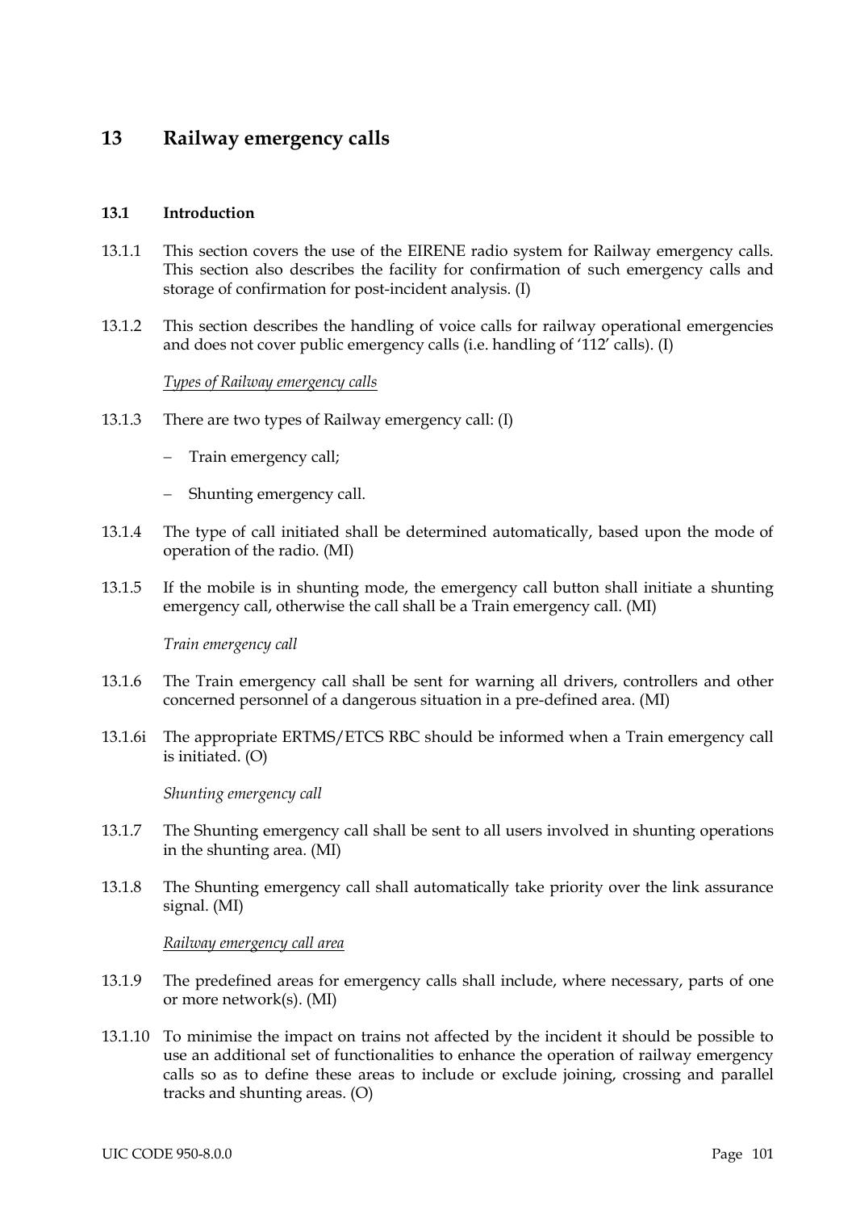# 13 Railway emergency calls

## 13.1 Introduction

13.1.1 This section covers the use of the EIRENE radio system for Railway emergency calls. This section also describes the facility for confirmation of such emergency calls and storage of confirmation for post-incident analysis. (I)

13.1.2 This section describes the handling of voice calls for railway operational emergencies and does not cover public emergency calls (i.e. handling of '112' calls). (I)

*Types of Railway emergency calls*

13.1.3 There are two types of Railway emergency call: (I)

- Train emergency call;
- Shunting emergency call.

13.1.4 The type of call initiated shall be determined automatically, based upon the mode of operation of the radio. (MI)

13.1.5 If the mobile is in shunting mode, the emergency call button shall initiate a shunting emergency call, otherwise the call shall be a Train emergency call. (MI)

*Train emergency call*

13.1.6 The Train emergency call shall be sent for warning all drivers, controllers and other concerned personnel of a dangerous situation in a pre-defined area. (MI)

13.1.6i The appropriate ERTMS/ETCS RBC should be informed when a Train emergency call is initiated. (O)

*Shunting emergency call*

13.1.7 The Shunting emergency call shall be sent to all users involved in shunting operations in the shunting area. (MI)

13.1.8 The Shunting emergency call shall automatically take priority over the link assurance signal. (MI)

*Railway emergency call area*

13.1.9 The predefined areas for emergency calls shall include, where necessary, parts of one or more network(s). (MI)

13.1.10 To minimise the impact on trains not affected by the incident it should be possible to use an additional set of functionalities to enhance the operation of railway emergency calls so as to define these areas to include or exclude joining, crossing and parallel tracks and shunting areas. (O)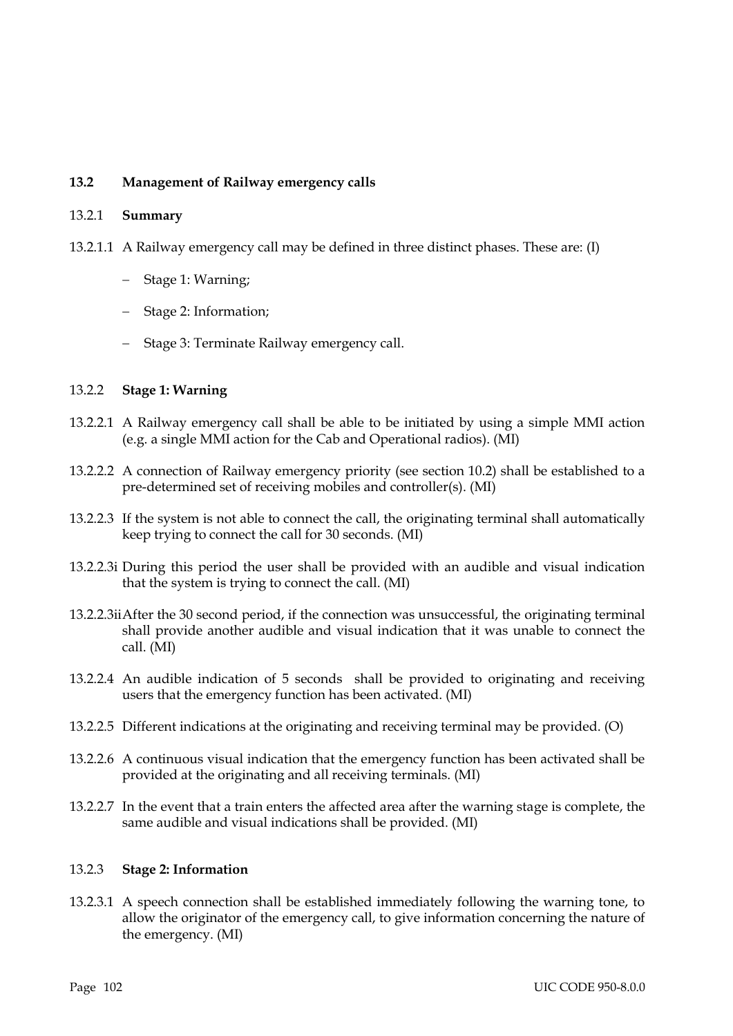### 13.2 Management of Railway emergency calls

#### 13.2.1 Summary

13.2.1.1 A Railway emergency call may be defined in three distinct phases. These are: (I)

- Stage 1: Warning;
- Stage 2: Information;
- Stage 3: Terminate Railway emergency call.

#### 13.2.2 Stage 1: Warning

13.2.2.1 A Railway emergency call shall be able to be initiated by using a simple MMI action (e.g. a single MMI action for the Cab and Operational radios). (MI)

13.2.2.2 A connection of Railway emergency priority (see section 10.2) shall be established to a pre-determined set of receiving mobiles and controller(s). (MI)

13.2.2.3 If the system is not able to connect the call, the originating terminal shall automatically keep trying to connect the call for 30 seconds. (MI)

13.2.2.3i During this period the user shall be provided with an audible and visual indication that the system is trying to connect the call. (MI)

13.2.2.3ii After the 30 second period, if the connection was unsuccessful, the originating terminal shall provide another audible and visual indication that it was unable to connect the call. (MI)

13.2.2.4 An audible indication of 5 seconds shall be provided to originating and receiving users that the emergency function has been activated. (MI)

13.2.2.5 Different indications at the originating and receiving terminal may be provided. (O)

13.2.2.6 A continuous visual indication that the emergency function has been activated shall be provided at the originating and all receiving terminals. (MI)

13.2.2.7 In the event that a train enters the affected area after the warning stage is complete, the same audible and visual indications shall be provided. (MI)

#### 13.2.3 Stage 2: Information

13.2.3.1 A speech connection shall be established immediately following the warning tone, to allow the originator of the emergency call, to give information concerning the nature of the emergency. (MI)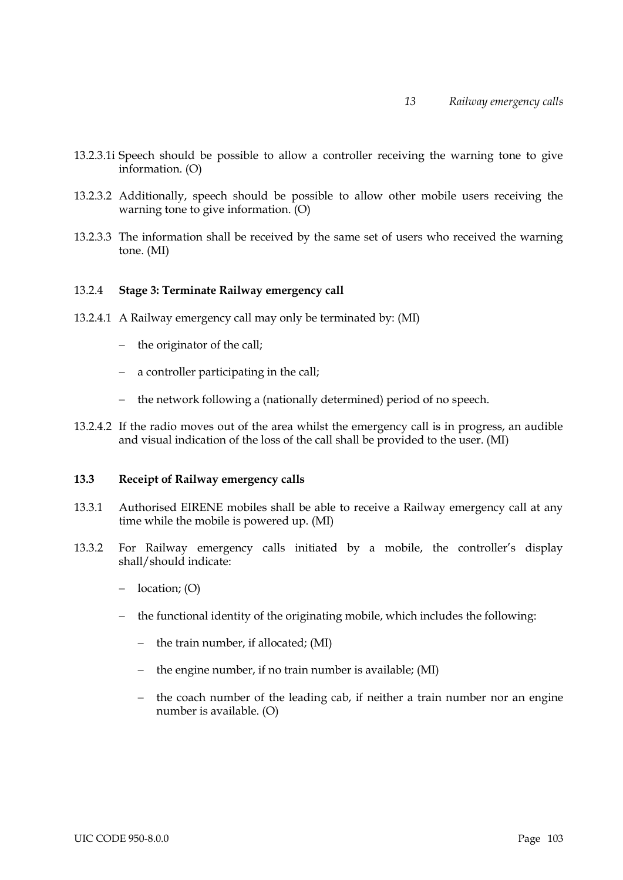13.2.3.1i Speech should be possible to allow a controller receiving the warning tone to give information. (O)

13.2.3.2 Additionally, speech should be possible to allow other mobile users receiving the warning tone to give information. (O)

13.2.3.3 The information shall be received by the same set of users who received the warning tone. (MI)

#### 13.2.4 Stage 3: Terminate Railway emergency call

13.2.4.1 A Railway emergency call may only be terminated by: (MI)

- the originator of the call;
- a controller participating in the call;
- the network following a (nationally determined) period of no speech.

13.2.4.2 If the radio moves out of the area whilst the emergency call is in progress, an audible and visual indication of the loss of the call shall be provided to the user. (MI)

### 13.3 Receipt of Railway emergency calls

13.3.1 Authorised EIRENE mobiles shall be able to receive a Railway emergency call at any time while the mobile is powered up. (MI)

13.3.2 For Railway emergency calls initiated by a mobile, the controller's display shall/should indicate:

- location; (O)
- the functional identity of the originating mobile, which includes the following:
  - the train number, if allocated; (MI)
  - the engine number, if no train number is available; (MI)
  - the coach number of the leading cab, if neither a train number nor an engine number is available. (O)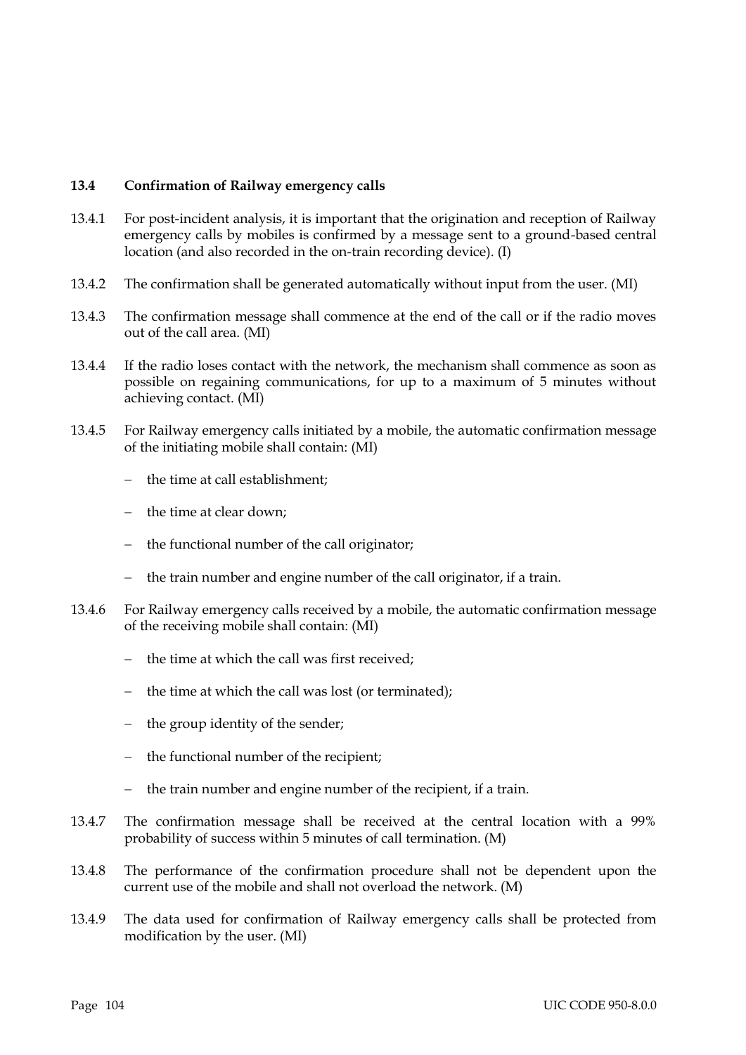### 13.4 Confirmation of Railway emergency calls

13.4.1 For post-incident analysis, it is important that the origination and reception of Railway emergency calls by mobiles is confirmed by a message sent to a ground-based central location (and also recorded in the on-train recording device). (I)

13.4.2 The confirmation shall be generated automatically without input from the user. (MI)

13.4.3 The confirmation message shall commence at the end of the call or if the radio moves out of the call area. (MI)

13.4.4 If the radio loses contact with the network, the mechanism shall commence as soon as possible on regaining communications, for up to a maximum of 5 minutes without achieving contact. (MI)

13.4.5 For Railway emergency calls initiated by a mobile, the automatic confirmation message of the initiating mobile shall contain: (MI)

- the time at call establishment;
- the time at clear down;
- the functional number of the call originator;
- the train number and engine number of the call originator, if a train.

13.4.6 For Railway emergency calls received by a mobile, the automatic confirmation message of the receiving mobile shall contain: (MI)

- the time at which the call was first received;
- the time at which the call was lost (or terminated);
- the group identity of the sender;
- the functional number of the recipient;
- the train number and engine number of the recipient, if a train.

13.4.7 The confirmation message shall be received at the central location with a 99% probability of success within 5 minutes of call termination. (M)

13.4.8 The performance of the confirmation procedure shall not be dependent upon the current use of the mobile and shall not overload the network. (M)

13.4.9 The data used for confirmation of Railway emergency calls shall be protected from modification by the user. (MI)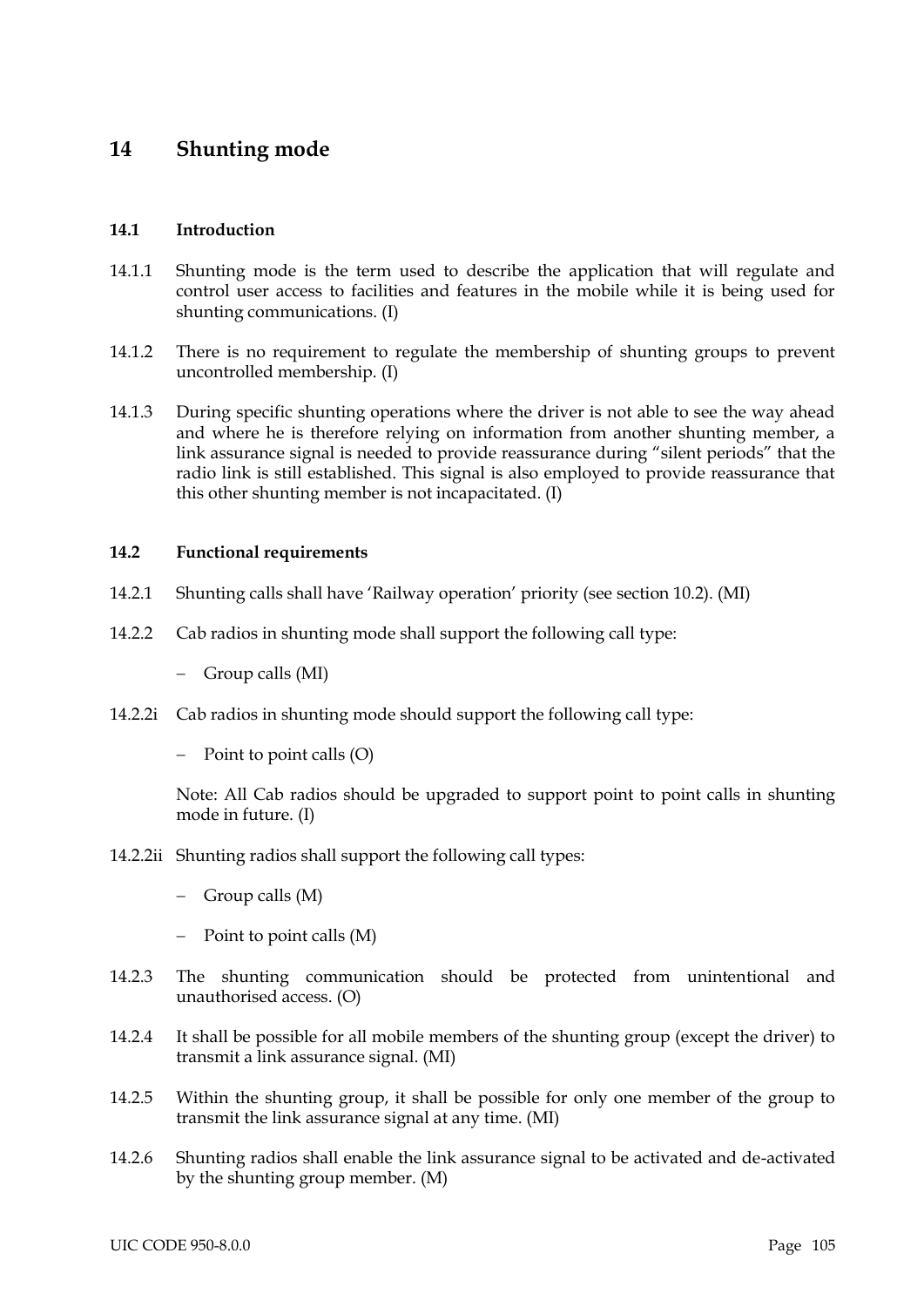# 14 Shunting mode

## 14.1 Introduction

14.1.1 Shunting mode is the term used to describe the application that will regulate and control user access to facilities and features in the mobile while it is being used for shunting communications. (I)

14.1.2 There is no requirement to regulate the membership of shunting groups to prevent uncontrolled membership. (I)

14.1.3 During specific shunting operations where the driver is not able to see the way ahead and where he is therefore relying on information from another shunting member, a link assurance signal is needed to provide reassurance during "silent periods" that the radio link is still established. This signal is also employed to provide reassurance that this other shunting member is not incapacitated. (I)

## 14.2 Functional requirements

14.2.1 Shunting calls shall have 'Railway operation' priority (see section 10.2). (MI)

14.2.2 Cab radios in shunting mode shall support the following call type:

- Group calls (MI)

14.2.2i Cab radios in shunting mode should support the following call type:

- Point to point calls (O)

Note: All Cab radios should be upgraded to support point to point calls in shunting mode in future. (I)

14.2.2ii Shunting radios shall support the following call types:

- Group calls (M)
- Point to point calls (M)

14.2.3 The shunting communication should be protected from unintentional and unauthorised access. (O)

14.2.4 It shall be possible for all mobile members of the shunting group (except the driver) to transmit a link assurance signal. (MI)

14.2.5 Within the shunting group, it shall be possible for only one member of the group to transmit the link assurance signal at any time. (MI)

14.2.6 Shunting radios shall enable the link assurance signal to be activated and de-activated by the shunting group member. (M)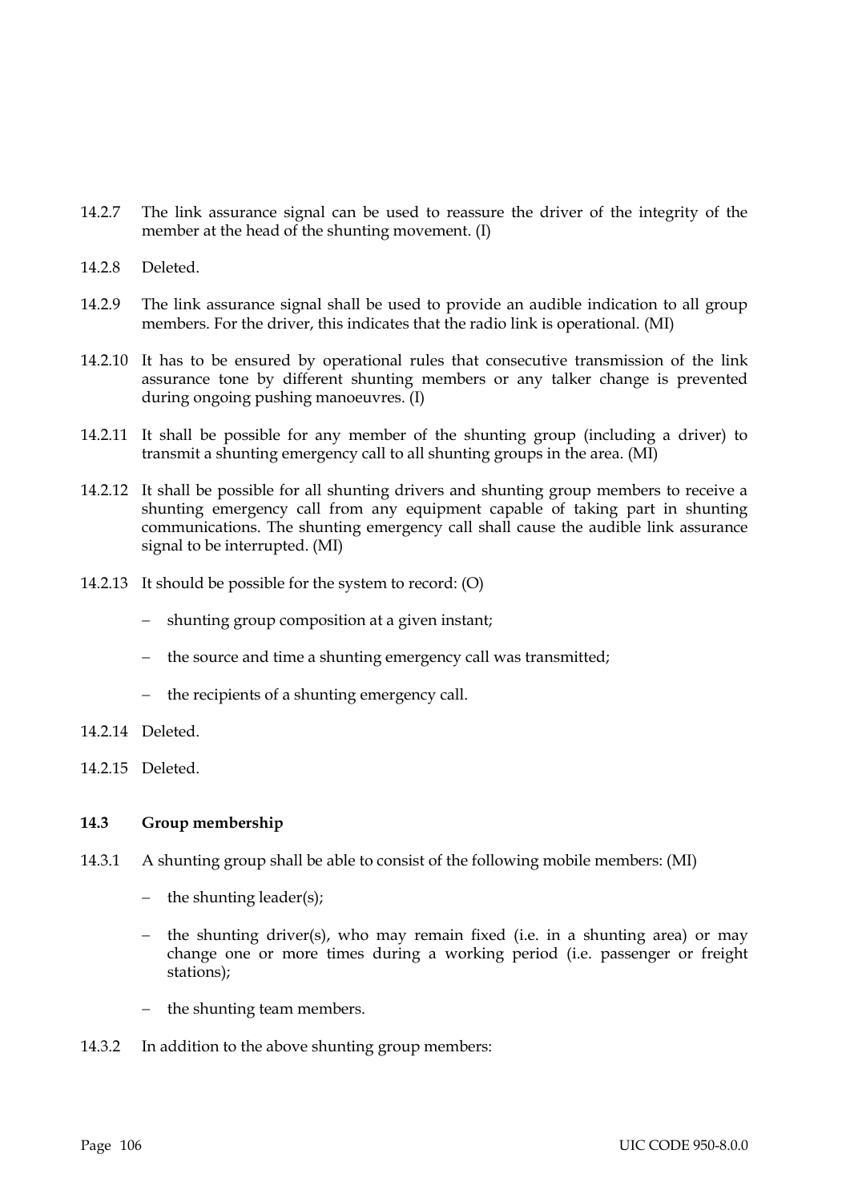14.2.7 The link assurance signal can be used to reassure the driver of the integrity of the member at the head of the shunting movement. (I)

14.2.8 Deleted.

14.2.9 The link assurance signal shall be used to provide an audible indication to all group members. For the driver, this indicates that the radio link is operational. (MI)

14.2.10 It has to be ensured by operational rules that consecutive transmission of the link assurance tone by different shunting members or any talker change is prevented during ongoing pushing manoeuvres. (I)

14.2.11 It shall be possible for any member of the shunting group (including a driver) to transmit a shunting emergency call to all shunting groups in the area. (MI)

14.2.12 It shall be possible for all shunting drivers and shunting group members to receive a shunting emergency call from any equipment capable of taking part in shunting communications. The shunting emergency call shall cause the audible link assurance signal to be interrupted. (MI)

14.2.13 It should be possible for the system to record: (O)

- shunting group composition at a given instant;
- the source and time a shunting emergency call was transmitted;
- the recipients of a shunting emergency call.

14.2.14 Deleted.

14.2.15 Deleted.

### 14.3 Group membership

14.3.1 A shunting group shall be able to consist of the following mobile members: (MI)

- the shunting leader(s);
- the shunting driver(s), who may remain fixed (i.e. in a shunting area) or may change one or more times during a working period (i.e. passenger or freight stations);
- the shunting team members.

14.3.2 In addition to the above shunting group members: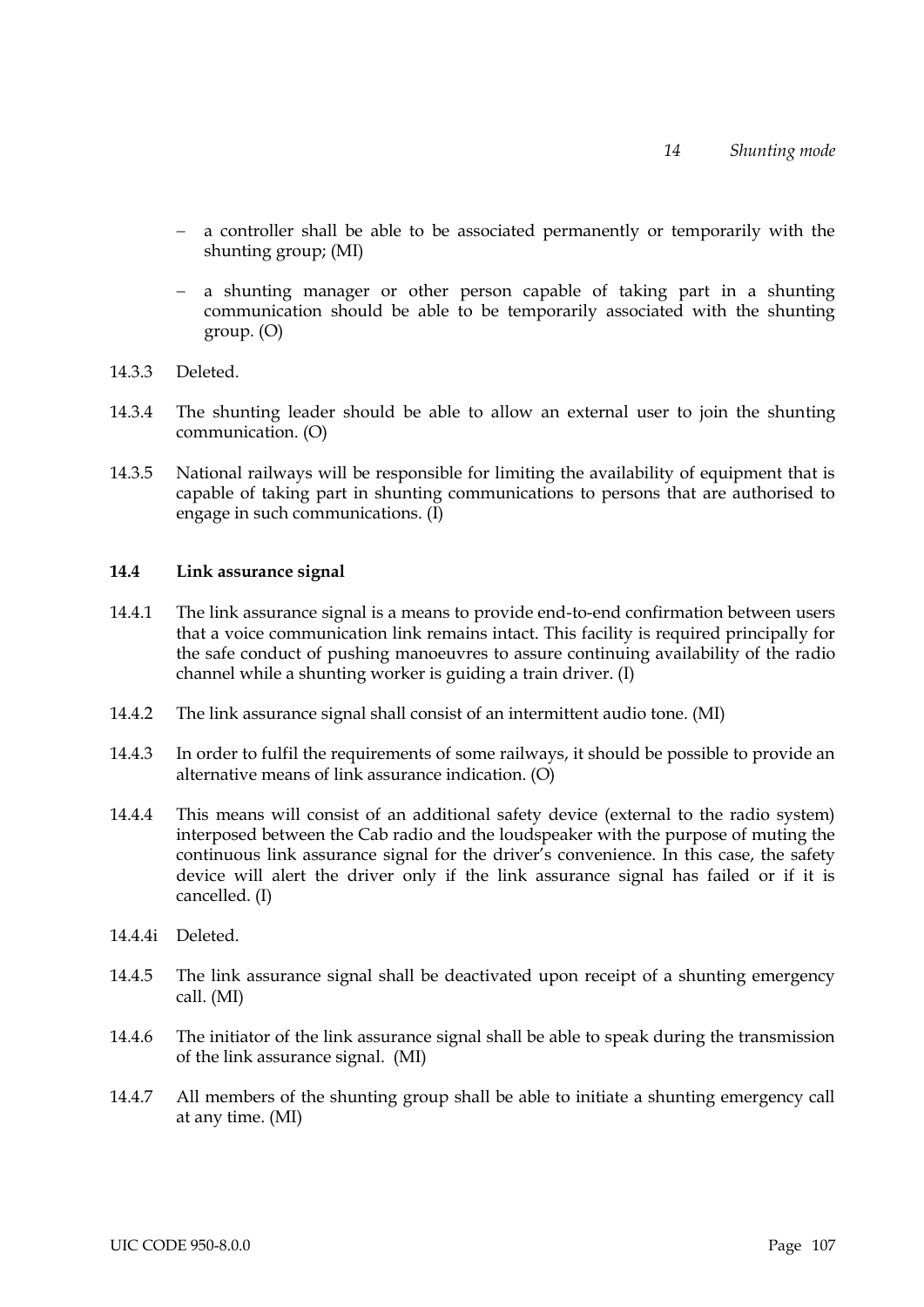- a controller shall be able to be associated permanently or temporarily with the shunting group; (MI)
- a shunting manager or other person capable of taking part in a shunting communication should be able to be temporarily associated with the shunting group. (O)

14.3.3 Deleted.

14.3.4 The shunting leader should be able to allow an external user to join the shunting communication. (O)

14.3.5 National railways will be responsible for limiting the availability of equipment that is capable of taking part in shunting communications to persons that are authorised to engage in such communications. (I)

### 14.4 Link assurance signal

14.4.1 The link assurance signal is a means to provide end-to-end confirmation between users that a voice communication link remains intact. This facility is required principally for the safe conduct of pushing manoeuvres to assure continuing availability of the radio channel while a shunting worker is guiding a train driver. (I)

14.4.2 The link assurance signal shall consist of an intermittent audio tone. (MI)

14.4.3 In order to fulfil the requirements of some railways, it should be possible to provide an alternative means of link assurance indication. (O)

14.4.4 This means will consist of an additional safety device (external to the radio system) interposed between the Cab radio and the loudspeaker with the purpose of muting the continuous link assurance signal for the driver's convenience. In this case, the safety device will alert the driver only if the link assurance signal has failed or if it is cancelled. (I)

14.4.4i Deleted.

14.4.5 The link assurance signal shall be deactivated upon receipt of a shunting emergency call. (MI)

14.4.6 The initiator of the link assurance signal shall be able to speak during the transmission of the link assurance signal. (MI)

14.4.7 All members of the shunting group shall be able to initiate a shunting emergency call at any time. (MI)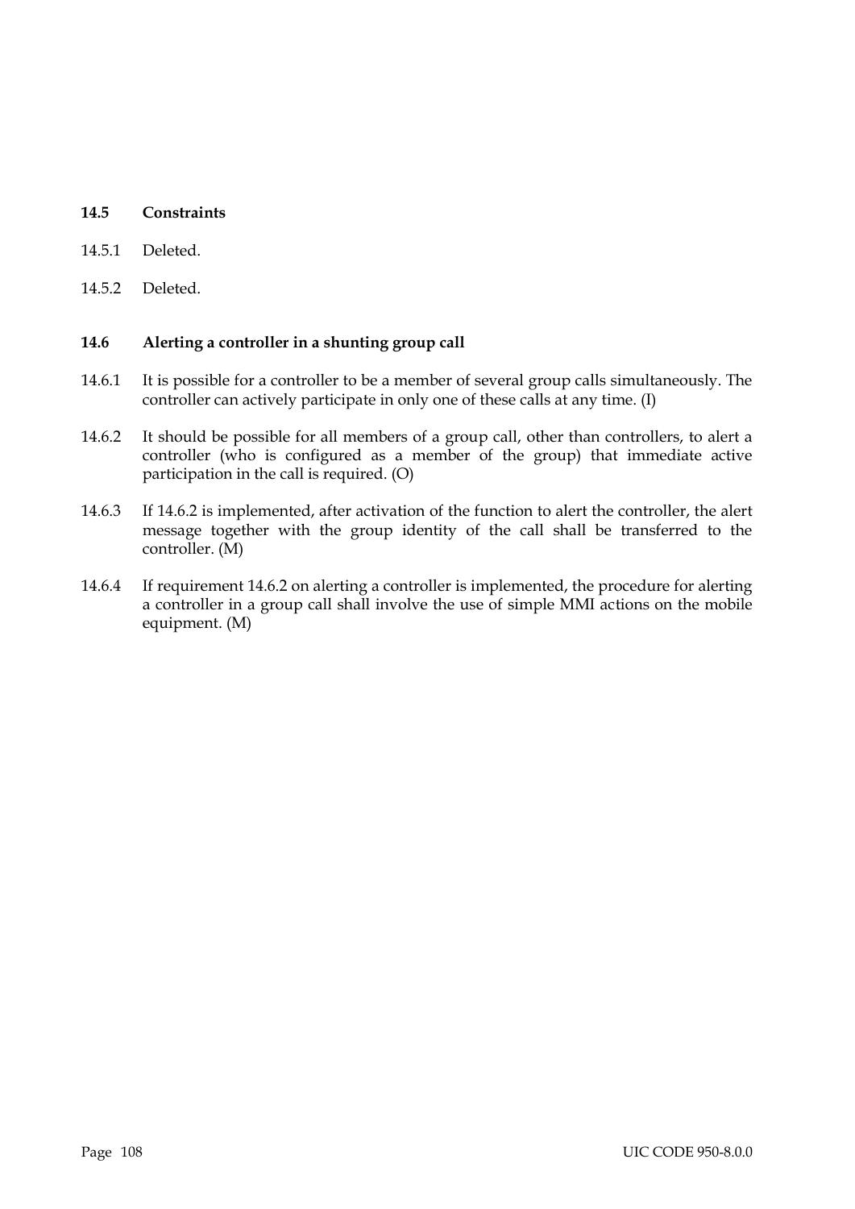### 14.5 Constraints

14.5.1 Deleted.

14.5.2 Deleted.

### 14.6 Alerting a controller in a shunting group call

14.6.1 It is possible for a controller to be a member of several group calls simultaneously. The controller can actively participate in only one of these calls at any time. (I)

14.6.2 It should be possible for all members of a group call, other than controllers, to alert a controller (who is configured as a member of the group) that immediate active participation in the call is required. (O)

14.6.3 If 14.6.2 is implemented, after activation of the function to alert the controller, the alert message together with the group identity of the call shall be transferred to the controller. (M)

14.6.4 If requirement 14.6.2 on alerting a controller is implemented, the procedure for alerting a controller in a group call shall involve the use of simple MMI actions on the mobile equipment. (M)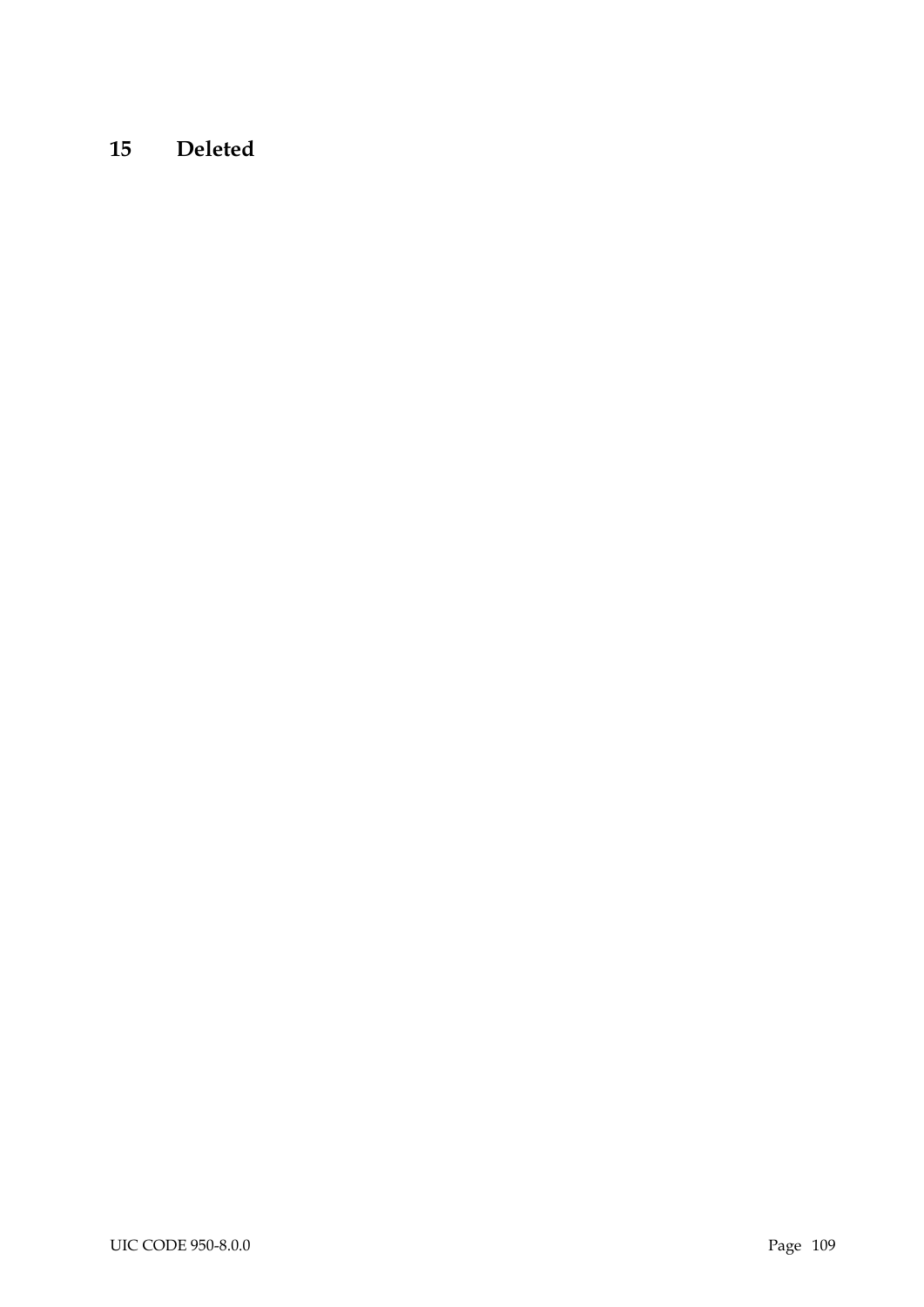# 15 Deleted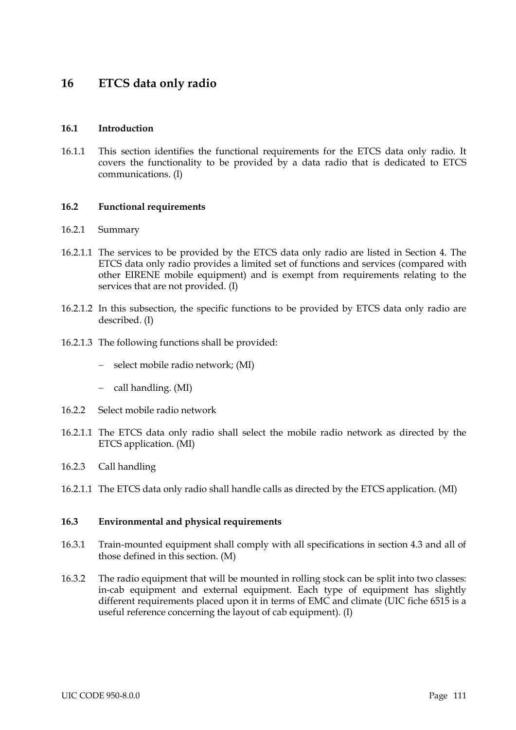# 16 ETCS data only radio

## 16.1 Introduction

16.1.1 This section identifies the functional requirements for the ETCS data only radio. It covers the functionality to be provided by a data radio that is dedicated to ETCS communications. (I)

## 16.2 Functional requirements

16.2.1 Summary

16.2.1.1 The services to be provided by the ETCS data only radio are listed in Section 4. The ETCS data only radio provides a limited set of functions and services (compared with other EIRENE mobile equipment) and is exempt from requirements relating to the services that are not provided. (I)

16.2.1.2 In this subsection, the specific functions to be provided by ETCS data only radio are described. (I)

16.2.1.3 The following functions shall be provided:

- select mobile radio network; (MI)
- call handling. (MI)

16.2.2 Select mobile radio network

16.2.1.1 The ETCS data only radio shall select the mobile radio network as directed by the ETCS application. (MI)

16.2.3 Call handling

16.2.1.1 The ETCS data only radio shall handle calls as directed by the ETCS application. (MI)

## 16.3 Environmental and physical requirements

16.3.1 Train-mounted equipment shall comply with all specifications in section 4.3 and all of those defined in this section. (M)

16.3.2 The radio equipment that will be mounted in rolling stock can be split into two classes: in-cab equipment and external equipment. Each type of equipment has slightly different requirements placed upon it in terms of EMC and climate (UIC fiche 6515 is a useful reference concerning the layout of cab equipment). (I)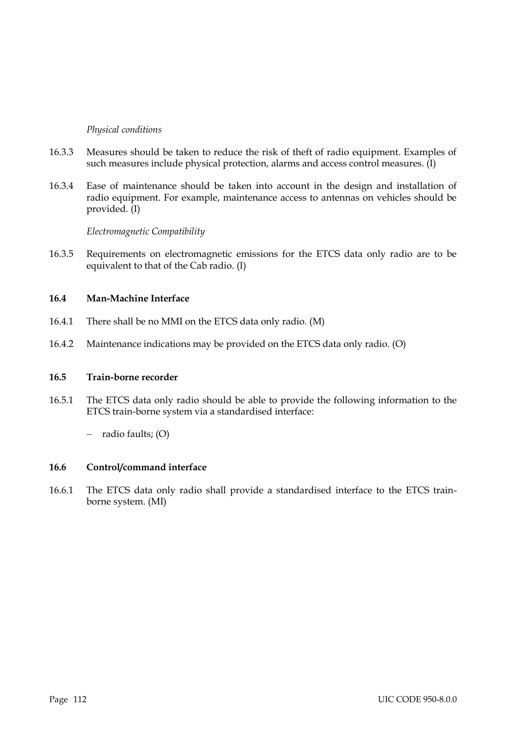*Physical conditions*

16.3.3 Measures should be taken to reduce the risk of theft of radio equipment. Examples of such measures include physical protection, alarms and access control measures. (I)

16.3.4 Ease of maintenance should be taken into account in the design and installation of radio equipment. For example, maintenance access to antennas on vehicles should be provided. (I)

*Electromagnetic Compatibility*

16.3.5 Requirements on electromagnetic emissions for the ETCS data only radio are to be equivalent to that of the Cab radio. (I)

### 16.4 Man-Machine Interface

16.4.1 There shall be no MMI on the ETCS data only radio. (M)

16.4.2 Maintenance indications may be provided on the ETCS data only radio. (O)

### 16.5 Train-borne recorder

16.5.1 The ETCS data only radio should be able to provide the following information to the ETCS train-borne system via a standardised interface:

- radio faults; (O)

### 16.6 Control/command interface

16.6.1 The ETCS data only radio shall provide a standardised interface to the ETCS train-borne system. (MI)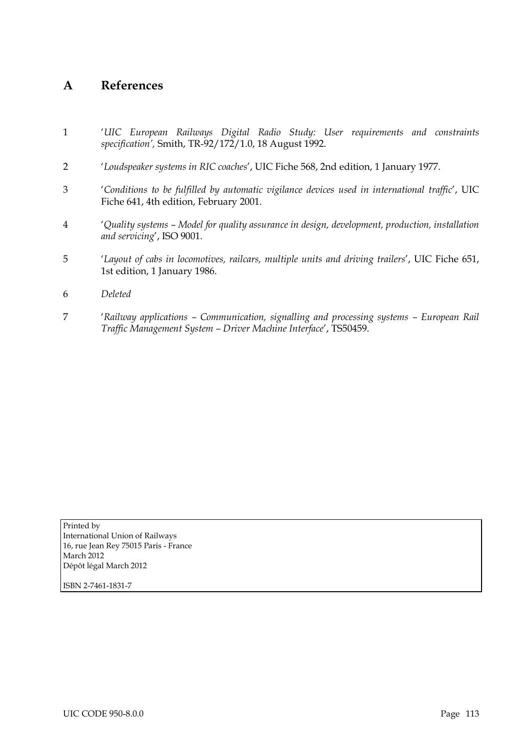# A References

1. '*UIC European Railways Digital Radio Study: User requirements and constraints specification*', Smith, TR-92/172/1.0, 18 August 1992.

2. '*Loudspeaker systems in RIC coaches*', UIC Fiche 568, 2nd edition, 1 January 1977.

3. '*Conditions to be fulfilled by automatic vigilance devices used in international traffic*', UIC Fiche 641, 4th edition, February 2001.

4. '*Quality systems – Model for quality assurance in design, development, production, installation and servicing*', ISO 9001.

5. '*Layout of cabs in locomotives, railcars, multiple units and driving trailers*', UIC Fiche 651, 1st edition, 1 January 1986.

6. *Deleted*

7. '*Railway applications – Communication, signalling and processing systems – European Rail Traffic Management System – Driver Machine Interface*', TS50459.

Printed by
International Union of Railways
16, rue Jean Rey 75015 Paris - France
March 2012
Dépôt légal March 2012

ISBN 2-7461-1831-7